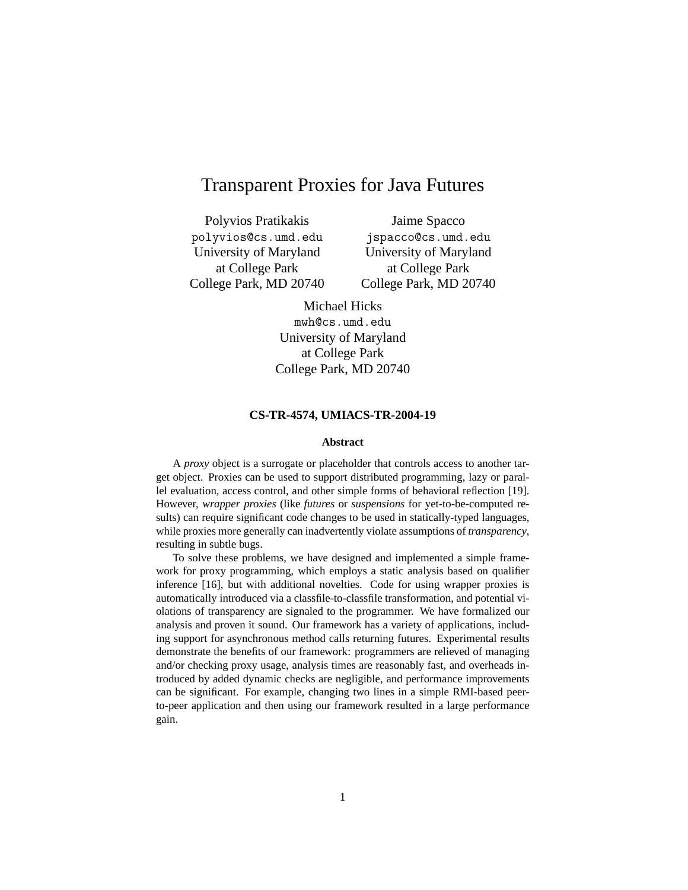# Transparent Proxies for Java Futures

Polyvios Pratikakis
polyvios@cs.umd.edu
University of Maryland
at College Park
College Park, MD 20740

Jaime Spacco
jspacco@cs.umd.edu
University of Maryland
at College Park
College Park, MD 20740

Michael Hicks
mwh@cs.umd.edu
University of Maryland
at College Park
College Park, MD 20740

**CS-TR-4574, UMIACS-TR-2004-19**

**Abstract**

A *proxy* object is a surrogate or placeholder that controls access to another target object. Proxies can be used to support distributed programming, lazy or parallel evaluation, access control, and other simple forms of behavioral reflection [19]. However, *wrapper proxies* (like *futures* or *suspensions* for yet-to-be-computed results) can require significant code changes to be used in statically-typed languages, while proxies more generally can inadvertently violate assumptions of *transparency*, resulting in subtle bugs.

To solve these problems, we have designed and implemented a simple framework for proxy programming, which employs a static analysis based on qualifier inference [16], but with additional novelties. Code for using wrapper proxies is automatically introduced via a classfile-to-classfile transformation, and potential violations of transparency are signaled to the programmer. We have formalized our analysis and proven it sound. Our framework has a variety of applications, including support for asynchronous method calls returning futures. Experimental results demonstrate the benefits of our framework: programmers are relieved of managing and/or checking proxy usage, analysis times are reasonably fast, and overheads introduced by added dynamic checks are negligible, and performance improvements can be significant. For example, changing two lines in a simple RMI-based peer-to-peer application and then using our framework resulted in a large performance gain.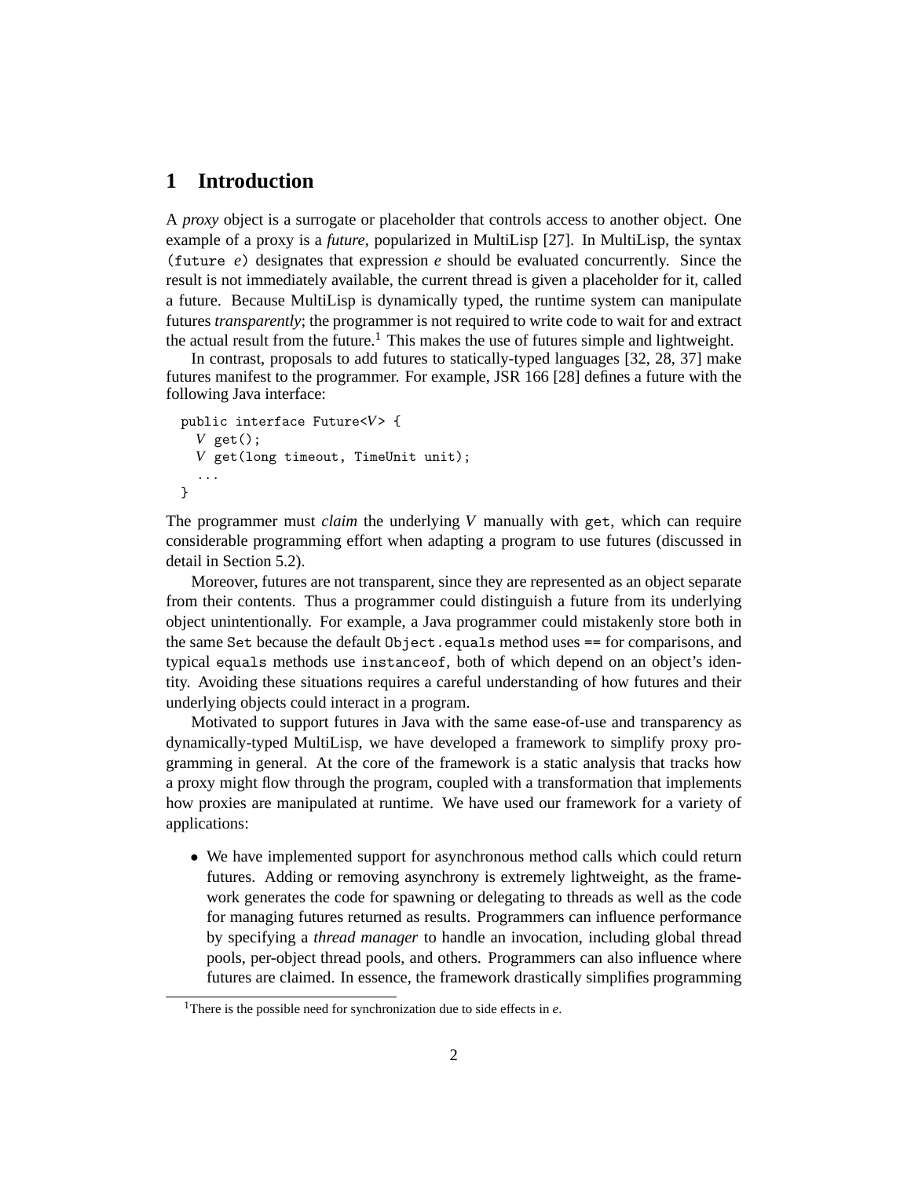# 1 Introduction

A *proxy* object is a surrogate or placeholder that controls access to another object. One example of a proxy is a *future*, popularized in MultiLisp [27]. In MultiLisp, the syntax (future *e*) designates that expression *e* should be evaluated concurrently. Since the result is not immediately available, the current thread is given a placeholder for it, called a future. Because MultiLisp is dynamically typed, the runtime system can manipulate futures *transparently*; the programmer is not required to write code to wait for and extract the actual result from the future.[1] This makes the use of futures simple and lightweight.

In contrast, proposals to add futures to statically-typed languages [32, 28, 37] make futures manifest to the programmer. For example, JSR 166 [28] defines a future with the following Java interface:

```
public interface Future<V> {
  V get();
  V get(long timeout, TimeUnit unit);
  ...
}
```

The programmer must *claim* the underlying *V* manually with get, which can require considerable programming effort when adapting a program to use futures (discussed in detail in Section 5.2).

Moreover, futures are not transparent, since they are represented as an object separate from their contents. Thus a programmer could distinguish a future from its underlying object unintentionally. For example, a Java programmer could mistakenly store both in the same Set because the default Object.equals method uses == for comparisons, and typical equals methods use instanceof, both of which depend on an object's identity. Avoiding these situations requires a careful understanding of how futures and their underlying objects could interact in a program.

Motivated to support futures in Java with the same ease-of-use and transparency as dynamically-typed MultiLisp, we have developed a framework to simplify proxy programming in general. At the core of the framework is a static analysis that tracks how a proxy might flow through the program, coupled with a transformation that implements how proxies are manipulated at runtime. We have used our framework for a variety of applications:

- We have implemented support for asynchronous method calls which could return futures. Adding or removing asynchrony is extremely lightweight, as the framework generates the code for spawning or delegating to threads as well as the code for managing futures returned as results. Programmers can influence performance by specifying a *thread manager* to handle an invocation, including global thread pools, per-object thread pools, and others. Programmers can also influence where futures are claimed. In essence, the framework drastically simplifies programming

[1] There is the possible need for synchronization due to side effects in *e*.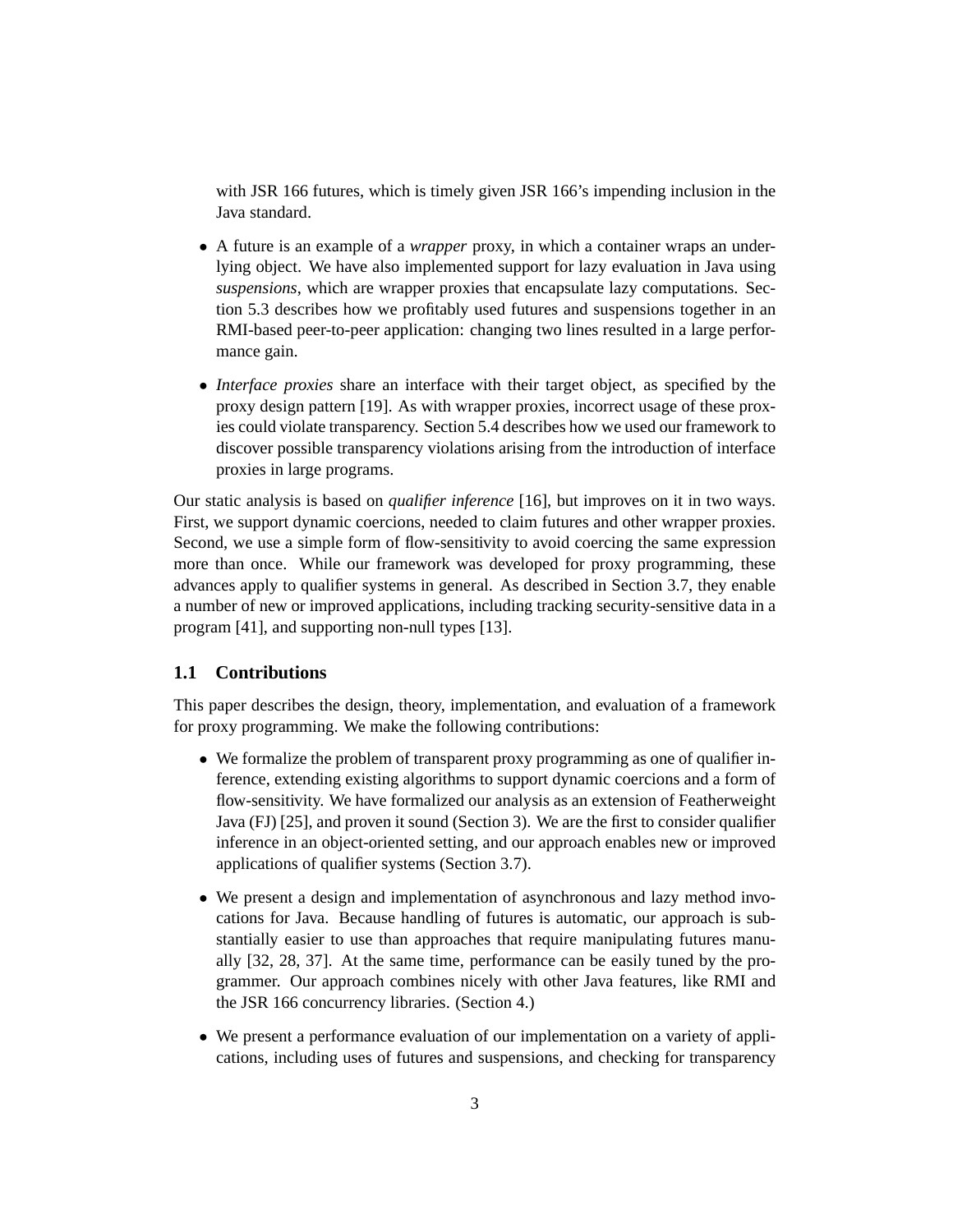with JSR 166 futures, which is timely given JSR 166's impending inclusion in the Java standard.

- A future is an example of a *wrapper* proxy, in which a container wraps an underlying object. We have also implemented support for lazy evaluation in Java using *suspensions*, which are wrapper proxies that encapsulate lazy computations. Section 5.3 describes how we profitably used futures and suspensions together in an RMI-based peer-to-peer application: changing two lines resulted in a large performance gain.
- *Interface proxies* share an interface with their target object, as specified by the proxy design pattern [19]. As with wrapper proxies, incorrect usage of these proxies could violate transparency. Section 5.4 describes how we used our framework to discover possible transparency violations arising from the introduction of interface proxies in large programs.

Our static analysis is based on *qualifier inference* [16], but improves on it in two ways. First, we support dynamic coercions, needed to claim futures and other wrapper proxies. Second, we use a simple form of flow-sensitivity to avoid coercing the same expression more than once. While our framework was developed for proxy programming, these advances apply to qualifier systems in general. As described in Section 3.7, they enable a number of new or improved applications, including tracking security-sensitive data in a program [41], and supporting non-null types [13].

## 1.1 Contributions

This paper describes the design, theory, implementation, and evaluation of a framework for proxy programming. We make the following contributions:

- We formalize the problem of transparent proxy programming as one of qualifier inference, extending existing algorithms to support dynamic coercions and a form of flow-sensitivity. We have formalized our analysis as an extension of Featherweight Java (FJ) [25], and proven it sound (Section 3). We are the first to consider qualifier inference in an object-oriented setting, and our approach enables new or improved applications of qualifier systems (Section 3.7).
- We present a design and implementation of asynchronous and lazy method invocations for Java. Because handling of futures is automatic, our approach is substantially easier to use than approaches that require manipulating futures manually [32, 28, 37]. At the same time, performance can be easily tuned by the programmer. Our approach combines nicely with other Java features, like RMI and the JSR 166 concurrency libraries. (Section 4.)
- We present a performance evaluation of our implementation on a variety of applications, including uses of futures and suspensions, and checking for transparency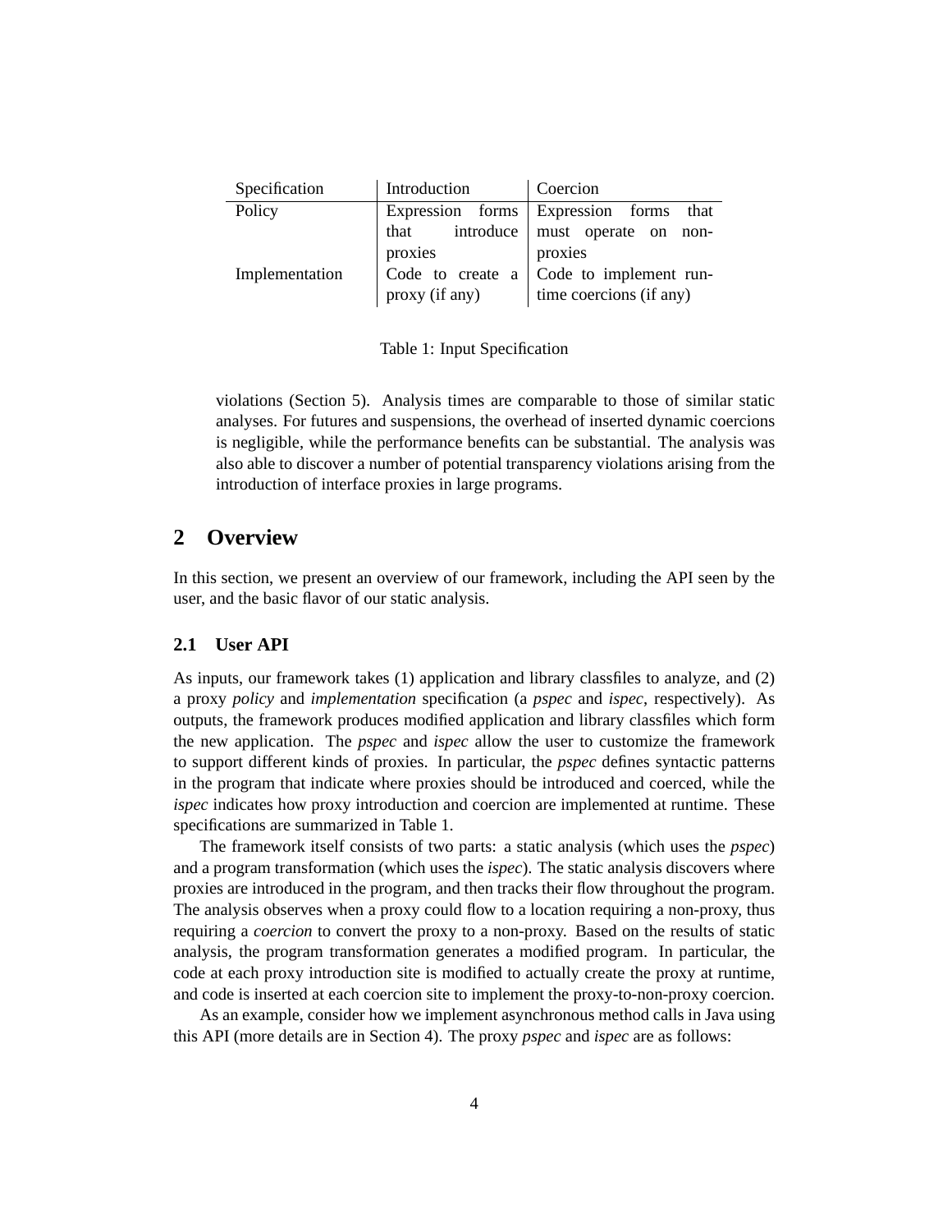| Specification | Introduction | Coercion |
|---|---|---|
| Policy | Expression forms that introduce proxies | Expression forms that must operate on non-proxies |
| Implementation | Code to create a proxy (if any) | Code to implement run-time coercions (if any) |

Table 1: Input Specification

violations (Section 5). Analysis times are comparable to those of similar static analyses. For futures and suspensions, the overhead of inserted dynamic coercions is negligible, while the performance benefits can be substantial. The analysis was also able to discover a number of potential transparency violations arising from the introduction of interface proxies in large programs.

## 2 Overview

In this section, we present an overview of our framework, including the API seen by the user, and the basic flavor of our static analysis.

### 2.1 User API

As inputs, our framework takes (1) application and library classfiles to analyze, and (2) a proxy *policy* and *implementation* specification (a *pspec* and *ispec*, respectively). As outputs, the framework produces modified application and library classfiles which form the new application. The *pspec* and *ispec* allow the user to customize the framework to support different kinds of proxies. In particular, the *pspec* defines syntactic patterns in the program that indicate where proxies should be introduced and coerced, while the *ispec* indicates how proxy introduction and coercion are implemented at runtime. These specifications are summarized in Table 1.

The framework itself consists of two parts: a static analysis (which uses the *pspec*) and a program transformation (which uses the *ispec*). The static analysis discovers where proxies are introduced in the program, and then tracks their flow throughout the program. The analysis observes when a proxy could flow to a location requiring a non-proxy, thus requiring a *coercion* to convert the proxy to a non-proxy. Based on the results of static analysis, the program transformation generates a modified program. In particular, the code at each proxy introduction site is modified to actually create the proxy at runtime, and code is inserted at each coercion site to implement the proxy-to-non-proxy coercion.

As an example, consider how we implement asynchronous method calls in Java using this API (more details are in Section 4). The proxy *pspec* and *ispec* are as follows: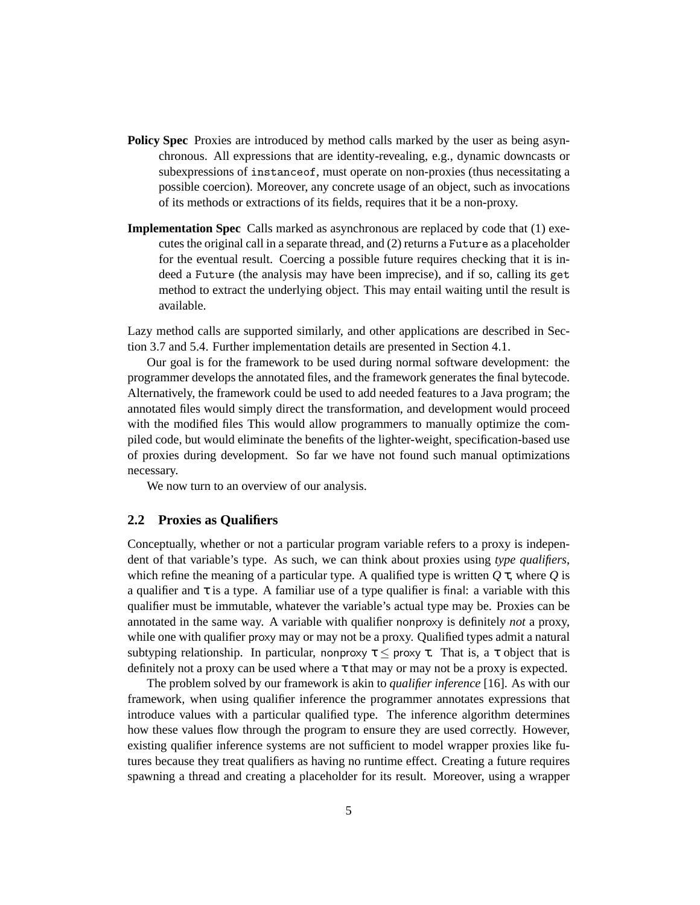**Policy Spec** Proxies are introduced by method calls marked by the user as being asynchronous. All expressions that are identity-revealing, e.g., dynamic downcasts or subexpressions of `instanceof`, must operate on non-proxies (thus necessitating a possible coercion). Moreover, any concrete usage of an object, such as invocations of its methods or extractions of its fields, requires that it be a non-proxy.

**Implementation Spec** Calls marked as asynchronous are replaced by code that (1) executes the original call in a separate thread, and (2) returns a `Future` as a placeholder for the eventual result. Coercing a possible future requires checking that it is indeed a `Future` (the analysis may have been imprecise), and if so, calling its `get` method to extract the underlying object. This may entail waiting until the result is available.

Lazy method calls are supported similarly, and other applications are described in Section 3.7 and 5.4. Further implementation details are presented in Section 4.1.

Our goal is for the framework to be used during normal software development: the programmer develops the annotated files, and the framework generates the final bytecode. Alternatively, the framework could be used to add needed features to a Java program; the annotated files would simply direct the transformation, and development would proceed with the modified files This would allow programmers to manually optimize the compiled code, but would eliminate the benefits of the lighter-weight, specification-based use of proxies during development. So far we have not found such manual optimizations necessary.

We now turn to an overview of our analysis.

## 2.2 Proxies as Qualifiers

Conceptually, whether or not a particular program variable refers to a proxy is independent of that variable's type. As such, we can think about proxies using *type qualifiers*, which refine the meaning of a particular type. A qualified type is written $Q\ \tau$, where $Q$ is a qualifier and $\tau$ is a type. A familiar use of a type qualifier is final: a variable with this qualifier must be immutable, whatever the variable's actual type may be. Proxies can be annotated in the same way. A variable with qualifier nonproxy is definitely *not* a proxy, while one with qualifier proxy may or may not be a proxy. Qualified types admit a natural subtyping relationship. In particular, $\text{nonproxy}\ \tau \leq \text{proxy}\ \tau$. That is, a $\tau$ object that is definitely not a proxy can be used where a $\tau$ that may or may not be a proxy is expected.

The problem solved by our framework is akin to *qualifier inference* [16]. As with our framework, when using qualifier inference the programmer annotates expressions that introduce values with a particular qualified type. The inference algorithm determines how these values flow through the program to ensure they are used correctly. However, existing qualifier inference systems are not sufficient to model wrapper proxies like futures because they treat qualifiers as having no runtime effect. Creating a future requires spawning a thread and creating a placeholder for its result. Moreover, using a wrapper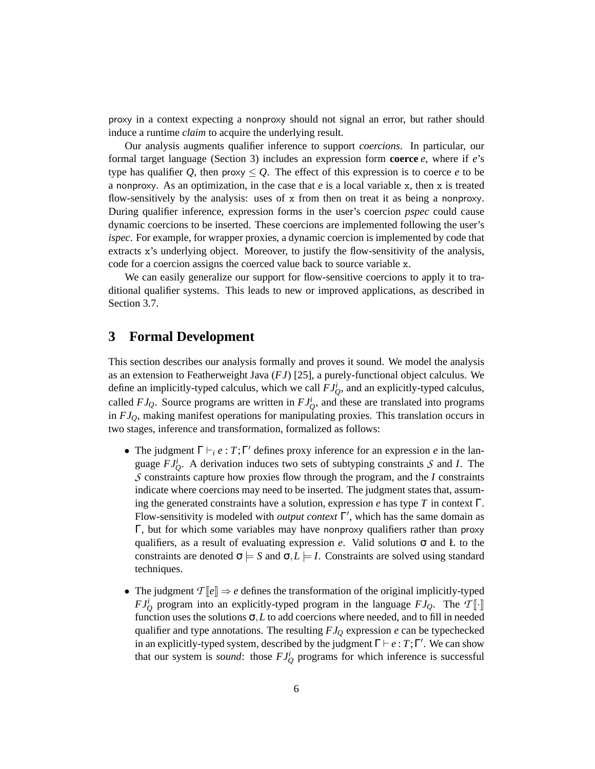proxy in a context expecting a nonproxy should not signal an error, but rather should induce a runtime *claim* to acquire the underlying result.

Our analysis augments qualifier inference to support *coercions*. In particular, our formal target language (Section 3) includes an expression form **coerce** $e$, where if $e$'s type has qualifier $Q$, then proxy $\leq Q$. The effect of this expression is to coerce $e$ to be a nonproxy. As an optimization, in the case that $e$ is a local variable `x`, then `x` is treated flow-sensitively by the analysis: uses of `x` from then on treat it as being a nonproxy. During qualifier inference, expression forms in the user's coercion *pspec* could cause dynamic coercions to be inserted. These coercions are implemented following the user's *ispec*. For example, for wrapper proxies, a dynamic coercion is implemented by code that extracts `x`'s underlying object. Moreover, to justify the flow-sensitivity of the analysis, code for a coercion assigns the coerced value back to source variable `x`.

We can easily generalize our support for flow-sensitive coercions to apply it to traditional qualifier systems. This leads to new or improved applications, as described in Section 3.7.

## 3 Formal Development

This section describes our analysis formally and proves it sound. We model the analysis as an extension to Featherweight Java ($FJ$) [25], a purely-functional object calculus. We define an implicitly-typed calculus, which we call $FJ_Q^i$, and an explicitly-typed calculus, called $FJ_Q$. Source programs are written in $FJ_Q^i$, and these are translated into programs in $FJ_Q$, making manifest operations for manipulating proxies. This translation occurs in two stages, inference and transformation, formalized as follows:

- The judgment $\Gamma \vdash_i e : T; \Gamma'$ defines proxy inference for an expression $e$ in the language $FJ_Q^i$. A derivation induces two sets of subtyping constraints $\mathcal{S}$ and $I$. The $\mathcal{S}$ constraints capture how proxies flow through the program, and the $I$ constraints indicate where coercions may need to be inserted. The judgment states that, assuming the generated constraints have a solution, expression $e$ has type $T$ in context $\Gamma$. Flow-sensitivity is modeled with *output context* $\Gamma'$, which has the same domain as $\Gamma$, but for which some variables may have nonproxy qualifiers rather than proxy qualifiers, as a result of evaluating expression $e$. Valid solutions $\sigma$ and Ł to the constraints are denoted $\sigma \models S$ and $\sigma, L \models I$. Constraints are solved using standard techniques.
- The judgment $\mathcal{T}[\![e]\!] \Rightarrow e$ defines the transformation of the original implicitly-typed $FJ_Q^i$ program into an explicitly-typed program in the language $FJ_Q$. The $\mathcal{T}[\![\cdot]\!]$ function uses the solutions $\sigma, L$ to add coercions where needed, and to fill in needed qualifier and type annotations. The resulting $FJ_Q$ expression $e$ can be typechecked in an explicitly-typed system, described by the judgment $\Gamma \vdash e : T; \Gamma'$. We can show that our system is *sound*: those $FJ_Q^i$ programs for which inference is successful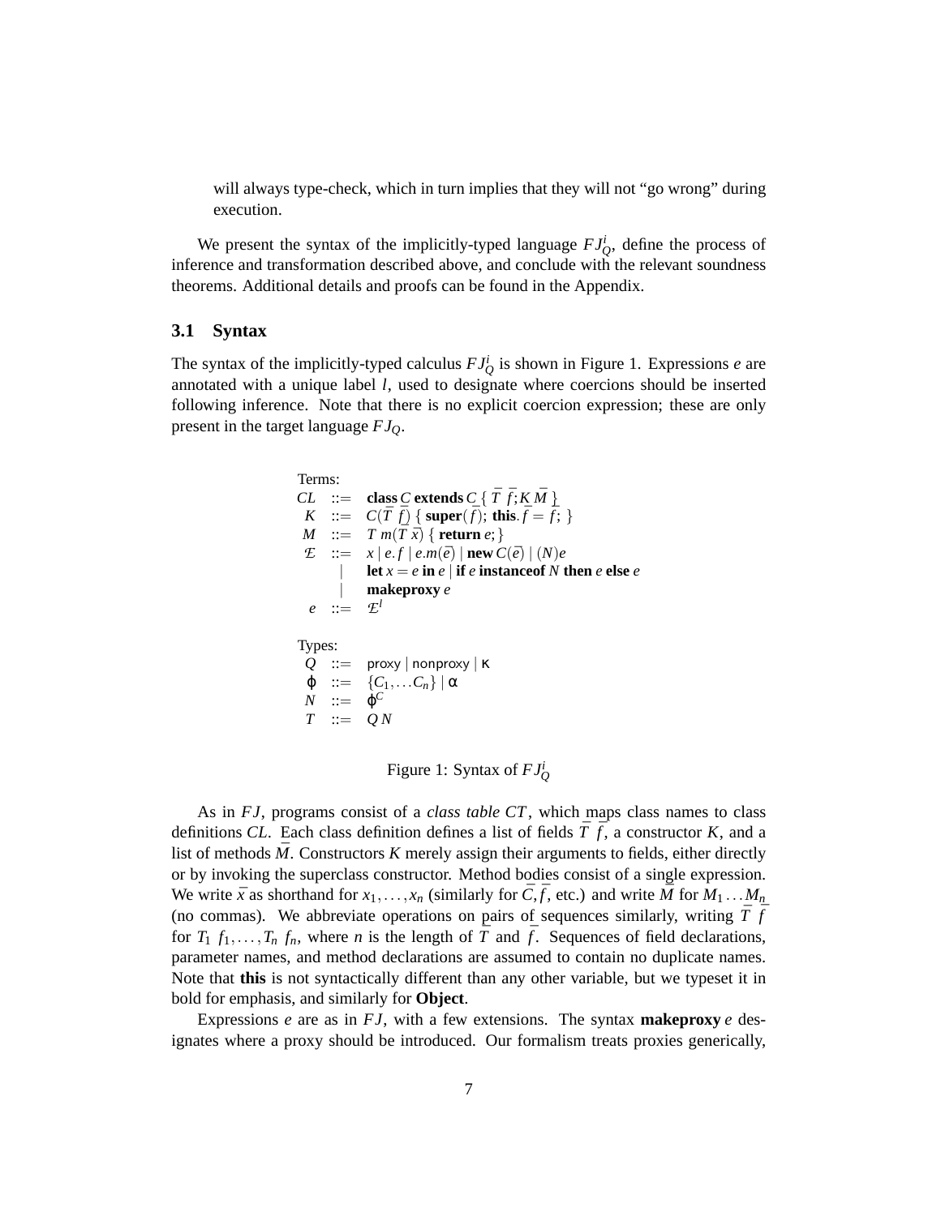will always type-check, which in turn implies that they will not "go wrong" during execution.

We present the syntax of the implicitly-typed language $FJ^i_Q$, define the process of inference and transformation described above, and conclude with the relevant soundness theorems. Additional details and proofs can be found in the Appendix.

### 3.1 Syntax

The syntax of the implicitly-typed calculus $FJ^i_Q$ is shown in Figure 1. Expressions $e$ are annotated with a unique label $l$, used to designate where coercions should be inserted following inference. Note that there is no explicit coercion expression; these are only present in the target language $FJ_Q$.

Terms:

$$
\begin{array}{rcl}
CL & ::= & \textbf{class } C \textbf{ extends } C \; \{ \; \bar{T} \; \bar{f}; K \; \bar{M} \; \} \\
K & ::= & C(\bar{T} \; \bar{f}) \; \{ \; \textbf{super}(\bar{f}); \; \textbf{this}.\bar{f} = \bar{f}; \; \} \\
M & ::= & T \; m(\bar{T} \; \bar{x}) \; \{ \; \textbf{return } e; \} \\
\mathcal{E} & ::= & x \mid e.f \mid e.m(\bar{e}) \mid \textbf{new } C(\bar{e}) \mid (N)e \\
& \mid & \textbf{let } x = e \textbf{ in } e \mid \textbf{if } e \textbf{ instanceof } N \textbf{ then } e \textbf{ else } e \\
& \mid & \textbf{makeproxy } e \\
e & ::= & \mathcal{E}^l
\end{array}
$$

Types:

$$
\begin{array}{rcl}
Q & ::= & \mathsf{proxy} \mid \mathsf{nonproxy} \mid \kappa \\
\varphi & ::= & \{C_1, \ldots C_n\} \mid \alpha \\
N & ::= & \varphi^C \\
T & ::= & Q \, N
\end{array}
$$

Figure 1: Syntax of $FJ^i_Q$

As in $FJ$, programs consist of a *class table* $CT$, which maps class names to class definitions $CL$. Each class definition defines a list of fields $\bar{T} \; \bar{f}$, a constructor $K$, and a list of methods $\bar{M}$. Constructors $K$ merely assign their arguments to fields, either directly or by invoking the superclass constructor. Method bodies consist of a single expression. We write $\bar{x}$ as shorthand for $x_1, \ldots, x_n$ (similarly for $\bar{C}, \bar{f}$, etc.) and write $\bar{M}$ for $M_1 \ldots M_n$ (no commas). We abbreviate operations on pairs of sequences similarly, writing $\bar{T} \; \bar{f}$ for $T_1 \; f_1, \ldots, T_n \; f_n$, where $n$ is the length of $\bar{T}$ and $\bar{f}$. Sequences of field declarations, parameter names, and method declarations are assumed to contain no duplicate names. Note that **this** is not syntactically different than any other variable, but we typeset it in bold for emphasis, and similarly for **Object**.

Expressions $e$ are as in $FJ$, with a few extensions. The syntax **makeproxy** $e$ designates where a proxy should be introduced. Our formalism treats proxies generically,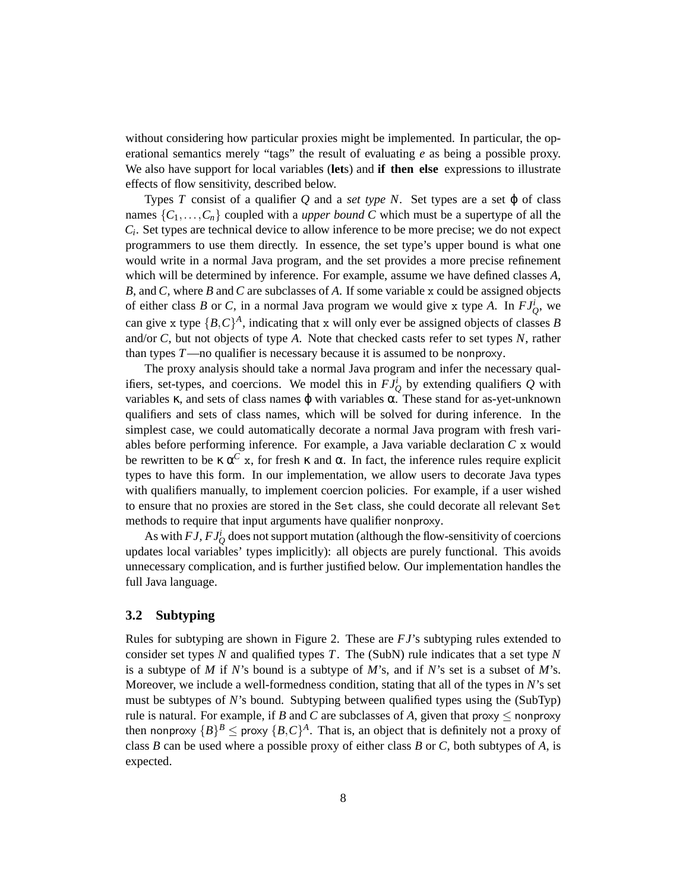without considering how particular proxies might be implemented. In particular, the operational semantics merely "tags" the result of evaluating $e$ as being a possible proxy. We also have support for local variables (**let**s) and **if then else** expressions to illustrate effects of flow sensitivity, described below.

Types $T$ consist of a qualifier $Q$ and a *set type* $N$. Set types are a set $\varphi$ of class names $\{C_1, \ldots, C_n\}$ coupled with a *upper bound* $C$ which must be a supertype of all the $C_i$. Set types are technical device to allow inference to be more precise; we do not expect programmers to use them directly. In essence, the set type's upper bound is what one would write in a normal Java program, and the set provides a more precise refinement which will be determined by inference. For example, assume we have defined classes $A$, $B$, and $C$, where $B$ and $C$ are subclasses of $A$. If some variable `x` could be assigned objects of either class $B$ or $C$, in a normal Java program we would give `x` type $A$. In $FJ_Q^i$, we can give `x` type $\{B,C\}^A$, indicating that `x` will only ever be assigned objects of classes $B$ and/or $C$, but not objects of type $A$. Note that checked casts refer to set types $N$, rather than types $T$—no qualifier is necessary because it is assumed to be nonproxy.

The proxy analysis should take a normal Java program and infer the necessary qualifiers, set-types, and coercions. We model this in $FJ_Q^i$ by extending qualifiers $Q$ with variables $\kappa$, and sets of class names $\varphi$ with variables $\alpha$. These stand for as-yet-unknown qualifiers and sets of class names, which will be solved for during inference. In the simplest case, we could automatically decorate a normal Java program with fresh variables before performing inference. For example, a Java variable declaration $C$ `x` would be rewritten to be $\kappa\, \alpha^C$ `x`, for fresh $\kappa$ and $\alpha$. In fact, the inference rules require explicit types to have this form. In our implementation, we allow users to decorate Java types with qualifiers manually, to implement coercion policies. For example, if a user wished to ensure that no proxies are stored in the `Set` class, she could decorate all relevant `Set` methods to require that input arguments have qualifier nonproxy.

As with $FJ$, $FJ_Q^i$ does not support mutation (although the flow-sensitivity of coercions updates local variables' types implicitly): all objects are purely functional. This avoids unnecessary complication, and is further justified below. Our implementation handles the full Java language.

## 3.2 Subtyping

Rules for subtyping are shown in Figure 2. These are $FJ$'s subtyping rules extended to consider set types $N$ and qualified types $T$. The (SubN) rule indicates that a set type $N$ is a subtype of $M$ if $N$'s bound is a subtype of $M$'s, and if $N$'s set is a subset of $M$'s. Moreover, we include a well-formedness condition, stating that all of the types in $N$'s set must be subtypes of $N$'s bound. Subtyping between qualified types using the (SubTyp) rule is natural. For example, if $B$ and $C$ are subclasses of $A$, given that proxy $\leq$ nonproxy then nonproxy $\{B\}^B \leq$ proxy $\{B,C\}^A$. That is, an object that is definitely not a proxy of class $B$ can be used where a possible proxy of either class $B$ or $C$, both subtypes of $A$, is expected.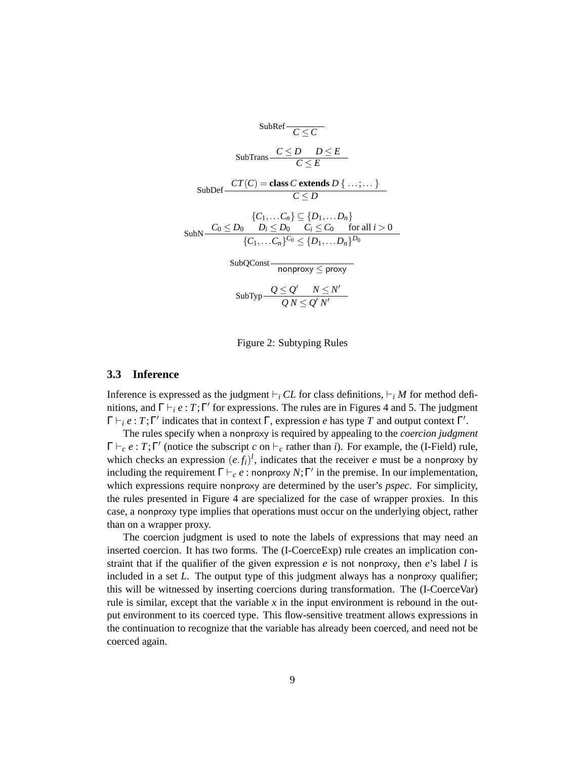$$\text{SubRef}\ \frac{}{C \leq C}$$

$$\text{SubTrans}\ \frac{C \leq D \quad D \leq E}{C \leq E}$$

$$\text{SubDef}\ \frac{CT(C) = \textbf{class}\ C\ \textbf{extends}\ D\ \{\ \ldots;\ldots\ \}}{C \leq D}$$

$$\text{SubN}\ \frac{\begin{array}{c}\{C_1, \ldots C_n\} \subseteq \{D_1, \ldots D_n\} \\ C_0 \leq D_0 \quad D_i \leq D_0 \quad C_i \leq C_0 \quad \text{for all } i > 0\end{array}}{\{C_1, \ldots C_n\}^{C_0} \leq \{D_1, \ldots D_n\}^{D_0}}$$

$$\text{SubQConst}\ \frac{}{\mathsf{nonproxy} \leq \mathsf{proxy}}$$

$$\text{SubTyp}\ \frac{Q \leq Q' \quad N \leq N'}{Q\,N \leq Q'\,N'}$$

Figure 2: Subtyping Rules

### 3.3 Inference

Inference is expressed as the judgment $\vdash_i CL$ for class definitions, $\vdash_i M$ for method definitions, and $\Gamma \vdash_i e : T; \Gamma'$ for expressions. The rules are in Figures 4 and 5. The judgment $\Gamma \vdash_i e : T; \Gamma'$ indicates that in context $\Gamma$, expression $e$ has type $T$ and output context $\Gamma'$.

The rules specify when a nonproxy is required by appealing to the *coercion judgment* $\Gamma \vdash_c e : T; \Gamma'$ (notice the subscript $c$ on $\vdash_c$ rather than $i$). For example, the (I-Field) rule, which checks an expression $(e.f_i)^l$, indicates that the receiver $e$ must be a nonproxy by including the requirement $\Gamma \vdash_c e : \mathsf{nonproxy}\ N; \Gamma'$ in the premise. In our implementation, which expressions require nonproxy are determined by the user's *pspec*. For simplicity, the rules presented in Figure 4 are specialized for the case of wrapper proxies. In this case, a nonproxy type implies that operations must occur on the underlying object, rather than on a wrapper proxy.

The coercion judgment is used to note the labels of expressions that may need an inserted coercion. It has two forms. The (I-CoerceExp) rule creates an implication constraint that if the qualifier of the given expression $e$ is not nonproxy, then $e$'s label $l$ is included in a set $L$. The output type of this judgment always has a nonproxy qualifier; this will be witnessed by inserting coercions during transformation. The (I-CoerceVar) rule is similar, except that the variable $x$ in the input environment is rebound in the output environment to its coerced type. This flow-sensitive treatment allows expressions in the continuation to recognize that the variable has already been coerced, and need not be coerced again.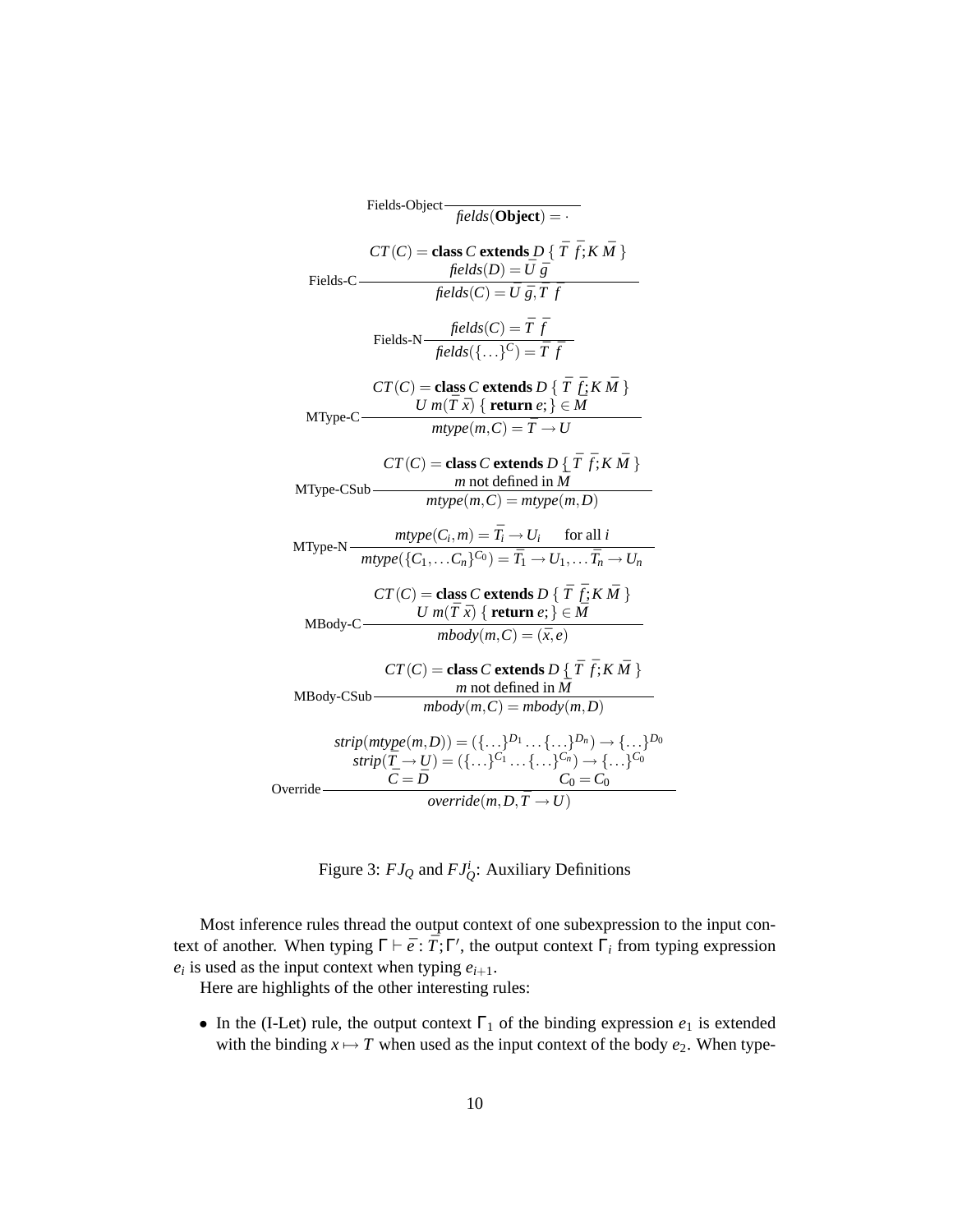$$\text{Fields-Object}\ \frac{}{\mathit{fields}(\textbf{Object}) = \cdot}$$

$$\text{Fields-C}\ \frac{CT(C) = \textbf{class}\ C\ \textbf{extends}\ D\ \{\ \bar{T}\ \bar{f}; K\ \bar{M}\ \} \quad \mathit{fields}(D) = \bar{U}\ \bar{g}}{\mathit{fields}(C) = \bar{U}\ \bar{g}, \bar{T}\ \bar{f}}$$

$$\text{Fields-N}\ \frac{\mathit{fields}(C) = \bar{T}\ \bar{f}}{\mathit{fields}(\{\ldots\}^C) = \bar{T}\ \bar{f}}$$

$$\text{MType-C}\ \frac{CT(C) = \textbf{class}\ C\ \textbf{extends}\ D\ \{\ \bar{T}\ \bar{f}; K\ \bar{M}\ \} \quad U\ m(\bar{T}\ \bar{x})\ \{\ \textbf{return}\ e;\} \in \bar{M}}{\mathit{mtype}(m, C) = \bar{T} \rightarrow U}$$

$$\text{MType-CSub}\ \frac{CT(C) = \textbf{class}\ C\ \textbf{extends}\ D\ \{\ \bar{T}\ \bar{f}; K\ \bar{M}\ \} \quad m \text{ not defined in } \bar{M}}{\mathit{mtype}(m, C) = \mathit{mtype}(m, D)}$$

$$\text{MType-N}\ \frac{\mathit{mtype}(C_i, m) = \bar{T_i} \rightarrow U_i \qquad \text{for all } i}{\mathit{mtype}(\{C_1, \ldots C_n\}^{C_0}) = \bar{T_1} \rightarrow U_1, \ldots \bar{T_n} \rightarrow U_n}$$

$$\text{MBody-C}\ \frac{CT(C) = \textbf{class}\ C\ \textbf{extends}\ D\ \{\ \bar{T}\ \bar{f}; K\ \bar{M}\ \} \quad U\ m(\bar{T}\ \bar{x})\ \{\ \textbf{return}\ e;\} \in \bar{M}}{\mathit{mbody}(m, C) = (\bar{x}, e)}$$

$$\text{MBody-CSub}\ \frac{CT(C) = \textbf{class}\ C\ \textbf{extends}\ D\ \{\ \bar{T}\ \bar{f}; K\ \bar{M}\ \} \quad m \text{ not defined in } \bar{M}}{\mathit{mbody}(m, C) = \mathit{mbody}(m, D)}$$

$$\text{Override}\ \frac{\begin{array}{c}\mathit{strip}(\mathit{mtype}(m, D)) = (\{\ldots\}^{D_1} \ldots \{\ldots\}^{D_n}) \rightarrow \{\ldots\}^{D_0} \\ \mathit{strip}(\bar{T} \rightarrow U) = (\{\ldots\}^{C_1} \ldots \{\ldots\}^{C_n}) \rightarrow \{\ldots\}^{C_0} \\ \bar{C} = \bar{D} \qquad\qquad C_0 = C_0\end{array}}{\mathit{override}(m, D, \bar{T} \rightarrow U)}$$

Figure 3: $FJ_Q$ and $FJ_Q^i$: Auxiliary Definitions

Most inference rules thread the output context of one subexpression to the input context of another. When typing $\Gamma \vdash \bar{e} : \bar{T}; \Gamma'$, the output context $\Gamma_i$ from typing expression $e_i$ is used as the input context when typing $e_{i+1}$.

Here are highlights of the other interesting rules:

- In the (I-Let) rule, the output context $\Gamma_1$ of the binding expression $e_1$ is extended with the binding $x \mapsto T$ when used as the input context of the body $e_2$. When type-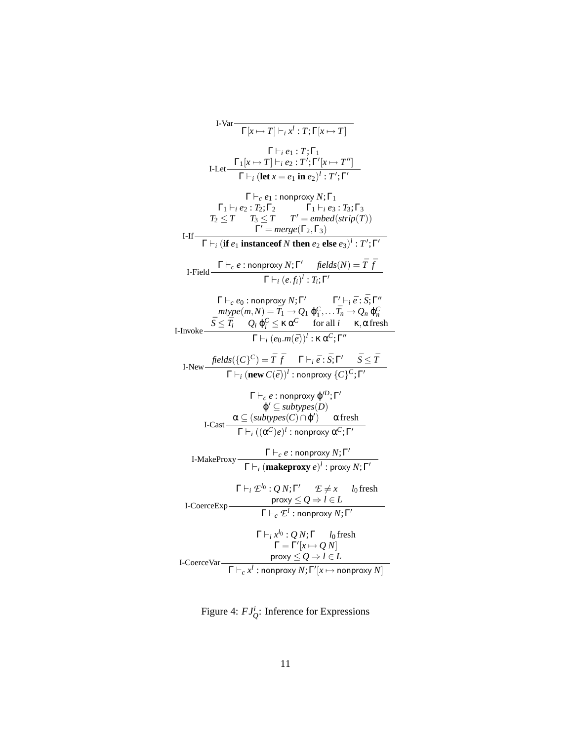$$\text{I-Var}\ \frac{}{\Gamma[x \mapsto T] \vdash_i x^l : T; \Gamma[x \mapsto T]}$$

$$\text{I-Let}\ \frac{\Gamma \vdash_i e_1 : T; \Gamma_1 \qquad \Gamma_1[x \mapsto T] \vdash_i e_2 : T'; \Gamma'[x \mapsto T'']}{\Gamma \vdash_i (\textbf{let}\ x = e_1\ \textbf{in}\ e_2)^l : T'; \Gamma'}$$

$$\text{I-If}\ \frac{\begin{array}{c}\Gamma \vdash_c e_1 : \mathsf{nonproxy}\ N; \Gamma_1 \\ \Gamma_1 \vdash_i e_2 : T_2; \Gamma_2 \qquad \Gamma_1 \vdash_i e_3 : T_3; \Gamma_3 \\ T_2 \leq T \qquad T_3 \leq T \qquad T' = \mathit{embed}(\mathit{strip}(T)) \\ \Gamma' = \mathit{merge}(\Gamma_2, \Gamma_3)\end{array}}{\Gamma \vdash_i (\textbf{if}\ e_1\ \textbf{instanceof}\ N\ \textbf{then}\ e_2\ \textbf{else}\ e_3)^l : T'; \Gamma'}$$

$$\text{I-Field}\ \frac{\Gamma \vdash_c e : \mathsf{nonproxy}\ N; \Gamma' \qquad \mathit{fields}(N) = \bar{T}\ \bar{f}}{\Gamma \vdash_i (e.f_i)^l : T_i; \Gamma'}$$

$$\text{I-Invoke}\ \frac{\begin{array}{c}\Gamma \vdash_c e_0 : \mathsf{nonproxy}\ N; \Gamma' \qquad \Gamma' \vdash_i \bar{e} : \bar{S}; \Gamma'' \\ \mathit{mtype}(m, N) = \bar{T_1} \rightarrow Q_1\ \varphi_1^C, \ldots \bar{T_n} \rightarrow Q_n\ \varphi_n^C \\ \bar{S} \leq \bar{T_i} \qquad Q_i\ \varphi_i^C \leq \kappa\ \alpha^C \qquad \text{for all } i \qquad \kappa, \alpha\ \text{fresh}\end{array}}{\Gamma \vdash_i (e_0.m(\bar{e}))^l : \kappa\ \alpha^C; \Gamma''}$$

$$\text{I-New}\ \frac{\mathit{fields}(\{C\}^C) = \bar{T}\ \bar{f} \qquad \Gamma \vdash_i \bar{e} : \bar{S}; \Gamma' \qquad \bar{S} \leq \bar{T}}{\Gamma \vdash_i (\textbf{new}\ C(\bar{e}))^l : \mathsf{nonproxy}\ \{C\}^C; \Gamma'}$$

$$\text{I-Cast}\ \frac{\begin{array}{c}\Gamma \vdash_c e : \mathsf{nonproxy}\ \varphi'^D; \Gamma' \\ \varphi' \subseteq \mathit{subtypes}(D) \\ \alpha \subseteq (\mathit{subtypes}(C) \cap \varphi') \qquad \alpha\ \text{fresh}\end{array}}{\Gamma \vdash_i ((\alpha^C)e)^l : \mathsf{nonproxy}\ \alpha^C; \Gamma'}$$

$$\text{I-MakeProxy}\ \frac{\Gamma \vdash_c e : \mathsf{nonproxy}\ N; \Gamma'}{\Gamma \vdash_i (\textbf{makeproxy}\ e)^l : \mathsf{proxy}\ N; \Gamma'}$$

$$\text{I-CoerceExp}\ \frac{\begin{array}{c}\Gamma \vdash_i \mathcal{E}^{l_0} : Q\ N; \Gamma' \qquad \mathcal{E} \neq x \qquad l_0\ \text{fresh} \\ \mathsf{proxy} \leq Q \Rightarrow l \in L\end{array}}{\Gamma \vdash_c \mathcal{E}^l : \mathsf{nonproxy}\ N; \Gamma'}$$

$$\text{I-CoerceVar}\ \frac{\begin{array}{c}\Gamma \vdash_i x^{l_0} : Q\ N; \Gamma \qquad l_0\ \text{fresh} \\ \Gamma = \Gamma'[x \mapsto Q\ N] \\ \mathsf{proxy} \leq Q \Rightarrow l \in L\end{array}}{\Gamma \vdash_c x^l : \mathsf{nonproxy}\ N; \Gamma'[x \mapsto \mathsf{nonproxy}\ N]}$$

Figure 4: $FJ_Q^i$: Inference for Expressions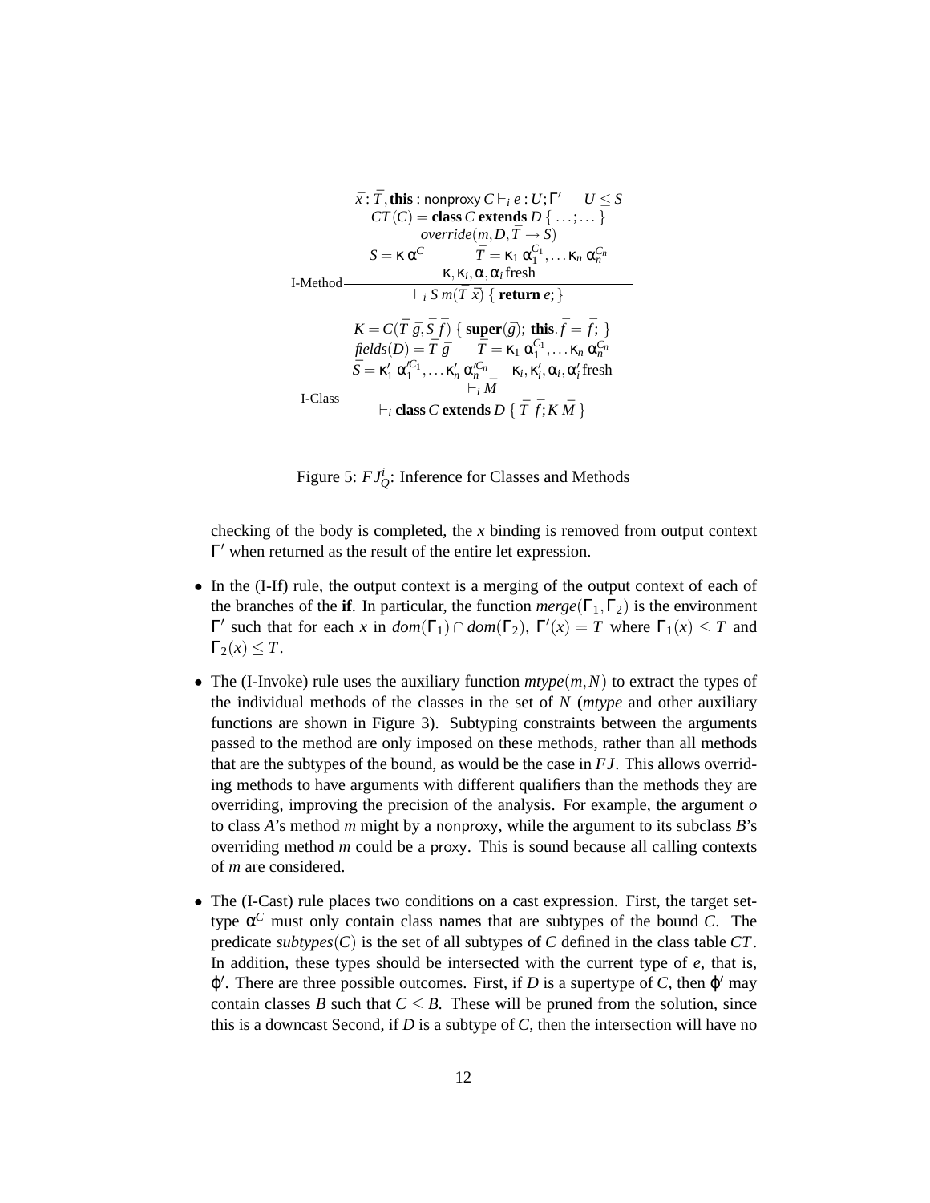$$\text{I-Method}\;\frac{\begin{array}{c}\bar{x} : \bar{T}, \textbf{this} : \textsf{nonproxy}\; C \vdash_i e : U; \Gamma' \qquad U \leq S \\ CT(C) = \textbf{class}\; C\; \textbf{extends}\; D\; \{\; \ldots; \ldots\; \} \\ \mathit{override}(m, D, \bar{T} \rightarrow S) \\ S = \kappa\; \alpha^C \qquad \bar{T} = \kappa_1\; \alpha_1^{C_1}, \ldots \kappa_n\; \alpha_n^{C_n} \\ \kappa, \kappa_i, \alpha, \alpha_i\; \text{fresh}\end{array}}{\vdash_i S\; m(\bar{T}\; \bar{x})\; \{\; \textbf{return}\; e; \}}$$

$$\text{I-Class}\;\frac{\begin{array}{c}K = C(\bar{T}\; \bar{g}, \bar{S}\; \bar{f})\; \{\; \textbf{super}(\bar{g});\; \textbf{this}.\bar{f} = \bar{f};\; \} \\ \mathit{fields}(D) = \bar{T}\; \bar{g} \qquad \bar{T} = \kappa_1\; \alpha_1^{C_1}, \ldots \kappa_n\; \alpha_n^{C_n} \\ \bar{S} = \kappa_1'\; \alpha_1'^{C_1}, \ldots \kappa_n'\; \alpha_n'^{C_n} \quad \kappa_i, \kappa_i', \alpha_i, \alpha_i'\; \text{fresh} \\ \vdash_i \bar{M}\end{array}}{\vdash_i \textbf{class}\; C\; \textbf{extends}\; D\; \{\; \bar{T}\; \bar{f}; K\; \bar{M}\; \}}$$

Figure 5: $FJ_Q^i$: Inference for Classes and Methods

checking of the body is completed, the $x$ binding is removed from output context $\Gamma'$ when returned as the result of the entire let expression.

- In the (I-If) rule, the output context is a merging of the output context of each of the branches of the **if**. In particular, the function $\mathit{merge}(\Gamma_1, \Gamma_2)$ is the environment $\Gamma'$ such that for each $x$ in $\mathit{dom}(\Gamma_1) \cap \mathit{dom}(\Gamma_2)$, $\Gamma'(x) = T$ where $\Gamma_1(x) \leq T$ and $\Gamma_2(x) \leq T$.

- The (I-Invoke) rule uses the auxiliary function $\mathit{mtype}(m, N)$ to extract the types of the individual methods of the classes in the set of $N$ (*mtype* and other auxiliary functions are shown in Figure 3). Subtyping constraints between the arguments passed to the method are only imposed on these methods, rather than all methods that are the subtypes of the bound, as would be the case in $FJ$. This allows overriding methods to have arguments with different qualifiers than the methods they are overriding, improving the precision of the analysis. For example, the argument $o$ to class $A$'s method $m$ might by a nonproxy, while the argument to its subclass $B$'s overriding method $m$ could be a proxy. This is sound because all calling contexts of $m$ are considered.

- The (I-Cast) rule places two conditions on a cast expression. First, the target set-type $\alpha^C$ must only contain class names that are subtypes of the bound $C$. The predicate $\mathit{subtypes}(C)$ is the set of all subtypes of $C$ defined in the class table $CT$. In addition, these types should be intersected with the current type of $e$, that is, $\varphi'$. There are three possible outcomes. First, if $D$ is a supertype of $C$, then $\varphi'$ may contain classes $B$ such that $C \leq B$. These will be pruned from the solution, since this is a downcast Second, if $D$ is a subtype of $C$, then the intersection will have no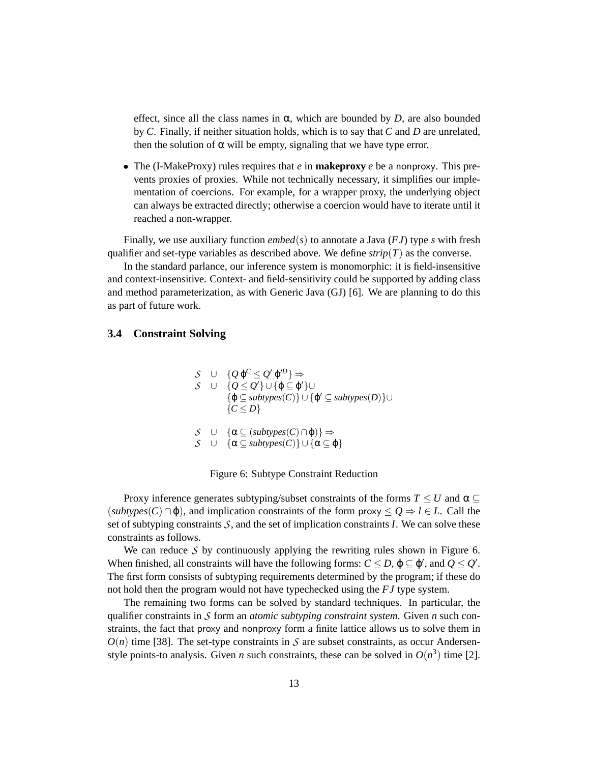effect, since all the class names in $\alpha$, which are bounded by $D$, are also bounded by $C$. Finally, if neither situation holds, which is to say that $C$ and $D$ are unrelated, then the solution of $\alpha$ will be empty, signaling that we have type error.

- The (I-MakeProxy) rules requires that $e$ in **makeproxy** $e$ be a nonproxy. This prevents proxies of proxies. While not technically necessary, it simplifies our implementation of coercions. For example, for a wrapper proxy, the underlying object can always be extracted directly; otherwise a coercion would have to iterate until it reached a non-wrapper.

Finally, we use auxiliary function $embed(s)$ to annotate a Java ($FJ$) type $s$ with fresh qualifier and set-type variables as described above. We define $strip(T)$ as the converse.

In the standard parlance, our inference system is monomorphic: it is field-insensitive and context-insensitive. Context- and field-sensitivity could be supported by adding class and method parameterization, as with Generic Java (GJ) [6]. We are planning to do this as part of future work.

### 3.4 Constraint Solving

$$
\begin{array}{lll}
\mathcal{S} & \cup & \{Q\,\varphi^C \leq Q'\,\varphi'^D\} \Rightarrow \\
\mathcal{S} & \cup & \{Q \leq Q'\} \cup \{\varphi \subseteq \varphi'\} \cup \\
 & & \{\varphi \subseteq subtypes(C)\} \cup \{\varphi' \subseteq subtypes(D)\} \cup \\
 & & \{C \leq D\} \\
 & & \\
\mathcal{S} & \cup & \{\alpha \subseteq (subtypes(C) \cap \varphi)\} \Rightarrow \\
\mathcal{S} & \cup & \{\alpha \subseteq subtypes(C)\} \cup \{\alpha \subseteq \varphi\}
\end{array}
$$

Figure 6: Subtype Constraint Reduction

Proxy inference generates subtyping/subset constraints of the forms $T \leq U$ and $\alpha \subseteq (subtypes(C) \cap \varphi)$, and implication constraints of the form $\mathsf{proxy} \leq Q \Rightarrow l \in L$. Call the set of subtyping constraints $\mathcal{S}$, and the set of implication constraints $I$. We can solve these constraints as follows.

We can reduce $\mathcal{S}$ by continuously applying the rewriting rules shown in Figure 6. When finished, all constraints will have the following forms: $C \leq D$, $\varphi \subseteq \varphi'$, and $Q \leq Q'$. The first form consists of subtyping requirements determined by the program; if these do not hold then the program would not have typechecked using the $FJ$ type system.

The remaining two forms can be solved by standard techniques. In particular, the qualifier constraints in $\mathcal{S}$ form an *atomic subtyping constraint system*. Given $n$ such constraints, the fact that proxy and nonproxy form a finite lattice allows us to solve them in $O(n)$ time [38]. The set-type constraints in $\mathcal{S}$ are subset constraints, as occur Andersen-style points-to analysis. Given $n$ such constraints, these can be solved in $O(n^3)$ time [2].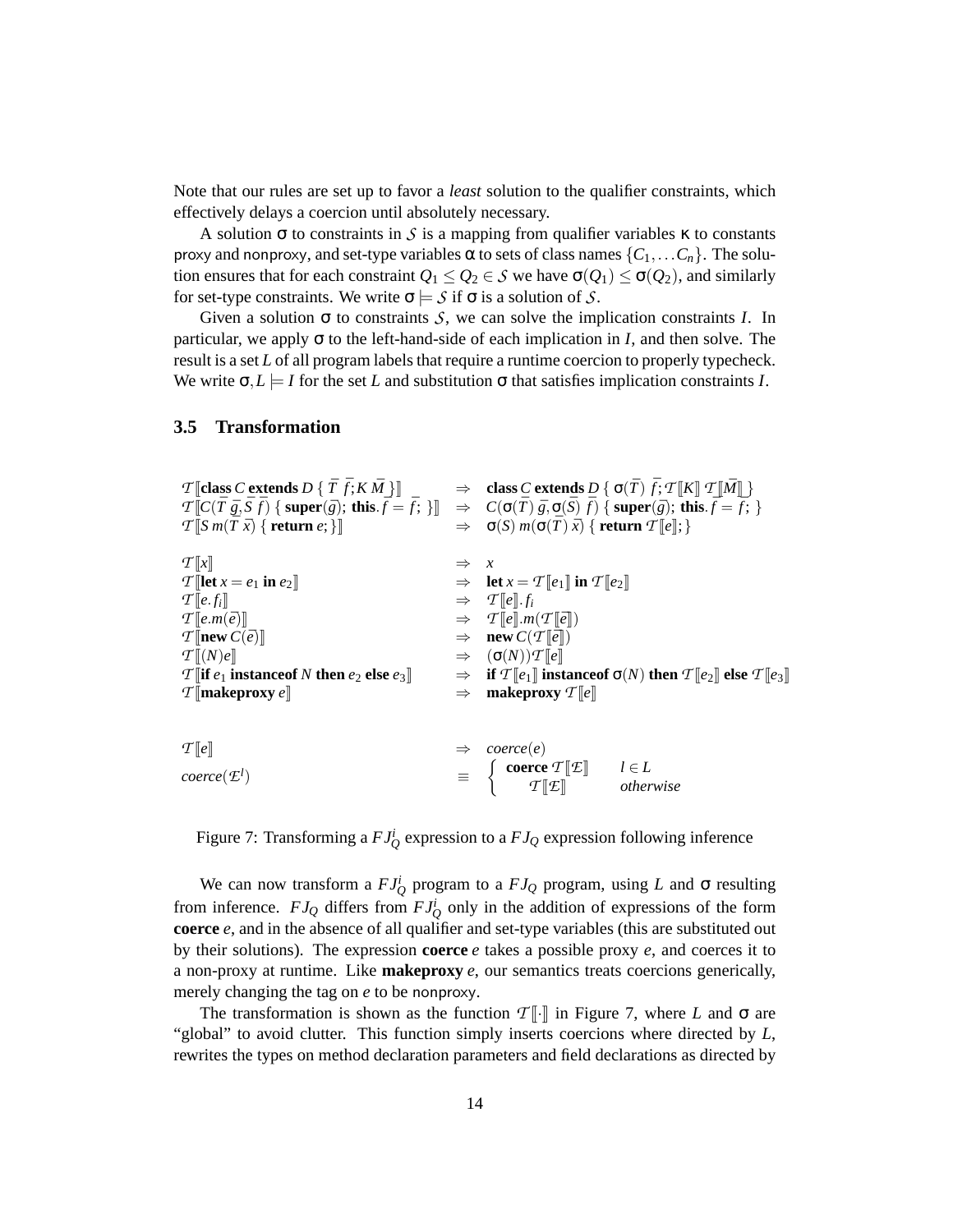Note that our rules are set up to favor a *least* solution to the qualifier constraints, which effectively delays a coercion until absolutely necessary.

A solution $\sigma$ to constraints in $\mathcal{S}$ is a mapping from qualifier variables $\kappa$ to constants proxy and nonproxy, and set-type variables $\alpha$ to sets of class names $\{C_1, \ldots C_n\}$. The solution ensures that for each constraint $Q_1 \leq Q_2 \in \mathcal{S}$ we have $\sigma(Q_1) \leq \sigma(Q_2)$, and similarly for set-type constraints. We write $\sigma \models \mathcal{S}$ if $\sigma$ is a solution of $\mathcal{S}$.

Given a solution $\sigma$ to constraints $\mathcal{S}$, we can solve the implication constraints $I$. In particular, we apply $\sigma$ to the left-hand-side of each implication in $I$, and then solve. The result is a set $L$ of all program labels that require a runtime coercion to properly typecheck. We write $\sigma, L \models I$ for the set $L$ and substitution $\sigma$ that satisfies implication constraints $I$.

### 3.5 Transformation

$$
\begin{array}{lcl}
\mathcal{T}[\![\mathbf{class}\ C\ \mathbf{extends}\ D\ \{\ \bar{T}\ \bar{f}; K\ \bar{M}\ \}]\!] & \Rightarrow & \mathbf{class}\ C\ \mathbf{extends}\ D\ \{\ \sigma(\bar{T})\ \bar{f}; \mathcal{T}[\![K]\!]\ \mathcal{T}[\![\bar{M}]\!]\ \} \\
\mathcal{T}[\![C(\bar{T}\ \bar{g}, \bar{S}\ \bar{f})\ \{\ \mathbf{super}(\bar{g});\ \mathbf{this}.\bar{f} = \bar{f};\ \}]\!] & \Rightarrow & C(\sigma(\bar{T})\ \bar{g}, \sigma(\bar{S})\ \bar{f})\ \{\ \mathbf{super}(\bar{g});\ \mathbf{this}.\bar{f} = \bar{f};\ \} \\
\mathcal{T}[\![S\ m(\bar{T}\ \bar{x})\ \{\ \mathbf{return}\ e;\}]\!] & \Rightarrow & \sigma(S)\ m(\sigma(\bar{T})\ \bar{x})\ \{\ \mathbf{return}\ \mathcal{T}[\![e]\!];\} \\
 & & \\
\mathcal{T}[\![x]\!] & \Rightarrow & x \\
\mathcal{T}[\![\mathbf{let}\ x = e_1\ \mathbf{in}\ e_2]\!] & \Rightarrow & \mathbf{let}\ x = \mathcal{T}[\![e_1]\!]\ \mathbf{in}\ \mathcal{T}[\![e_2]\!] \\
\mathcal{T}[\![e.f_i]\!] & \Rightarrow & \mathcal{T}[\![e]\!].f_i \\
\mathcal{T}[\![e.m(\bar{e})]\!] & \Rightarrow & \mathcal{T}[\![e]\!].m(\mathcal{T}[\![\bar{e}]\!]) \\
\mathcal{T}[\![\mathbf{new}\ C(\bar{e})]\!] & \Rightarrow & \mathbf{new}\ C(\mathcal{T}[\![\bar{e}]\!]) \\
\mathcal{T}[\![(N)e]\!] & \Rightarrow & (\sigma(N))\mathcal{T}[\![e]\!] \\
\mathcal{T}[\![\mathbf{if}\ e_1\ \mathbf{instanceof}\ N\ \mathbf{then}\ e_2\ \mathbf{else}\ e_3]\!] & \Rightarrow & \mathbf{if}\ \mathcal{T}[\![e_1]\!]\ \mathbf{instanceof}\ \sigma(N)\ \mathbf{then}\ \mathcal{T}[\![e_2]\!]\ \mathbf{else}\ \mathcal{T}[\![e_3]\!] \\
\mathcal{T}[\![\mathbf{makeproxy}\ e]\!] & \Rightarrow & \mathbf{makeproxy}\ \mathcal{T}[\![e]\!] \\
 & & \\
\mathcal{T}[\![e]\!] & \Rightarrow & coerce(e) \\
coerce(\mathcal{E}^l) & \equiv & \begin{cases} \mathbf{coerce}\ \mathcal{T}[\![\mathcal{E}]\!] & l \in L \\ \mathcal{T}[\![\mathcal{E}]\!] & otherwise \end{cases}
\end{array}
$$

Figure 7: Transforming a $FJ_Q^i$ expression to a $FJ_Q$ expression following inference

We can now transform a $FJ_Q^i$ program to a $FJ_Q$ program, using $L$ and $\sigma$ resulting from inference. $FJ_Q$ differs from $FJ_Q^i$ only in the addition of expressions of the form **coerce** $e$, and in the absence of all qualifier and set-type variables (this are substituted out by their solutions). The expression **coerce** $e$ takes a possible proxy $e$, and coerces it to a non-proxy at runtime. Like **makeproxy** $e$, our semantics treats coercions generically, merely changing the tag on $e$ to be nonproxy.

The transformation is shown as the function $\mathcal{T}[\![\cdot]\!]$ in Figure 7, where $L$ and $\sigma$ are "global" to avoid clutter. This function simply inserts coercions where directed by $L$, rewrites the types on method declaration parameters and field declarations as directed by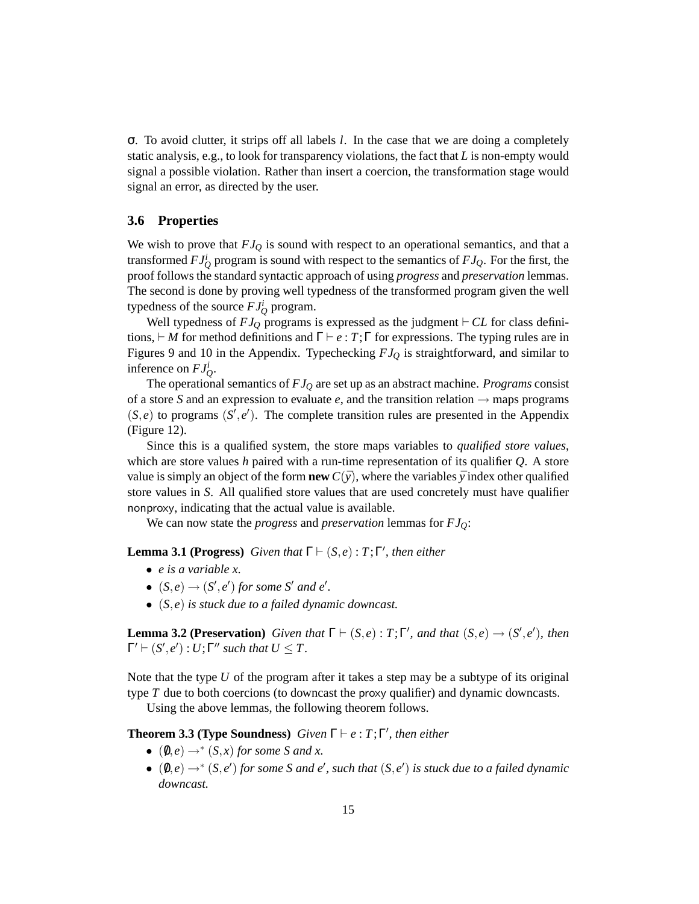$\sigma$. To avoid clutter, it strips off all labels $l$. In the case that we are doing a completely static analysis, e.g., to look for transparency violations, the fact that $L$ is non-empty would signal a possible violation. Rather than insert a coercion, the transformation stage would signal an error, as directed by the user.

### 3.6 Properties

We wish to prove that $FJ_Q$ is sound with respect to an operational semantics, and that a transformed $FJ_Q^i$ program is sound with respect to the semantics of $FJ_Q$. For the first, the proof follows the standard syntactic approach of using *progress* and *preservation* lemmas. The second is done by proving well typedness of the transformed program given the well typedness of the source $FJ_Q^i$ program.

Well typedness of $FJ_Q$ programs is expressed as the judgment $\vdash CL$ for class definitions, $\vdash M$ for method definitions and $\Gamma \vdash e : T; \Gamma$ for expressions. The typing rules are in Figures 9 and 10 in the Appendix. Typechecking $FJ_Q$ is straightforward, and similar to inference on $FJ_Q^i$.

The operational semantics of $FJ_Q$ are set up as an abstract machine. *Programs* consist of a store $S$ and an expression to evaluate $e$, and the transition relation $\rightarrow$ maps programs $(S, e)$ to programs $(S', e')$. The complete transition rules are presented in the Appendix (Figure 12).

Since this is a qualified system, the store maps variables to *qualified store values*, which are store values $h$ paired with a run-time representation of its qualifier $Q$. A store value is simply an object of the form **new** $C(\bar{y})$, where the variables $\bar{y}$ index other qualified store values in $S$. All qualified store values that are used concretely must have qualifier nonproxy, indicating that the actual value is available.

We can now state the *progress* and *preservation* lemmas for $FJ_Q$:

**Lemma 3.1 (Progress)** *Given that* $\Gamma \vdash (S, e) : T; \Gamma'$*, then either*

- *$e$ is a variable $x$.*
- $(S, e) \rightarrow (S', e')$ *for some* $S'$ *and* $e'$.
- $(S, e)$ *is stuck due to a failed dynamic downcast.*

**Lemma 3.2 (Preservation)** *Given that* $\Gamma \vdash (S, e) : T; \Gamma'$*, and that* $(S, e) \rightarrow (S', e')$*, then* $\Gamma' \vdash (S', e') : U; \Gamma''$ *such that* $U \leq T$.

Note that the type $U$ of the program after it takes a step may be a subtype of its original type $T$ due to both coercions (to downcast the proxy qualifier) and dynamic downcasts.

Using the above lemmas, the following theorem follows.

**Theorem 3.3 (Type Soundness)** *Given* $\Gamma \vdash e : T; \Gamma'$*, then either*

- $(\emptyset, e) \rightarrow^* (S, x)$ *for some $S$ and $x$.*
- $(\emptyset, e) \rightarrow^* (S, e')$ *for some $S$ and $e'$, such that* $(S, e')$ *is stuck due to a failed dynamic downcast.*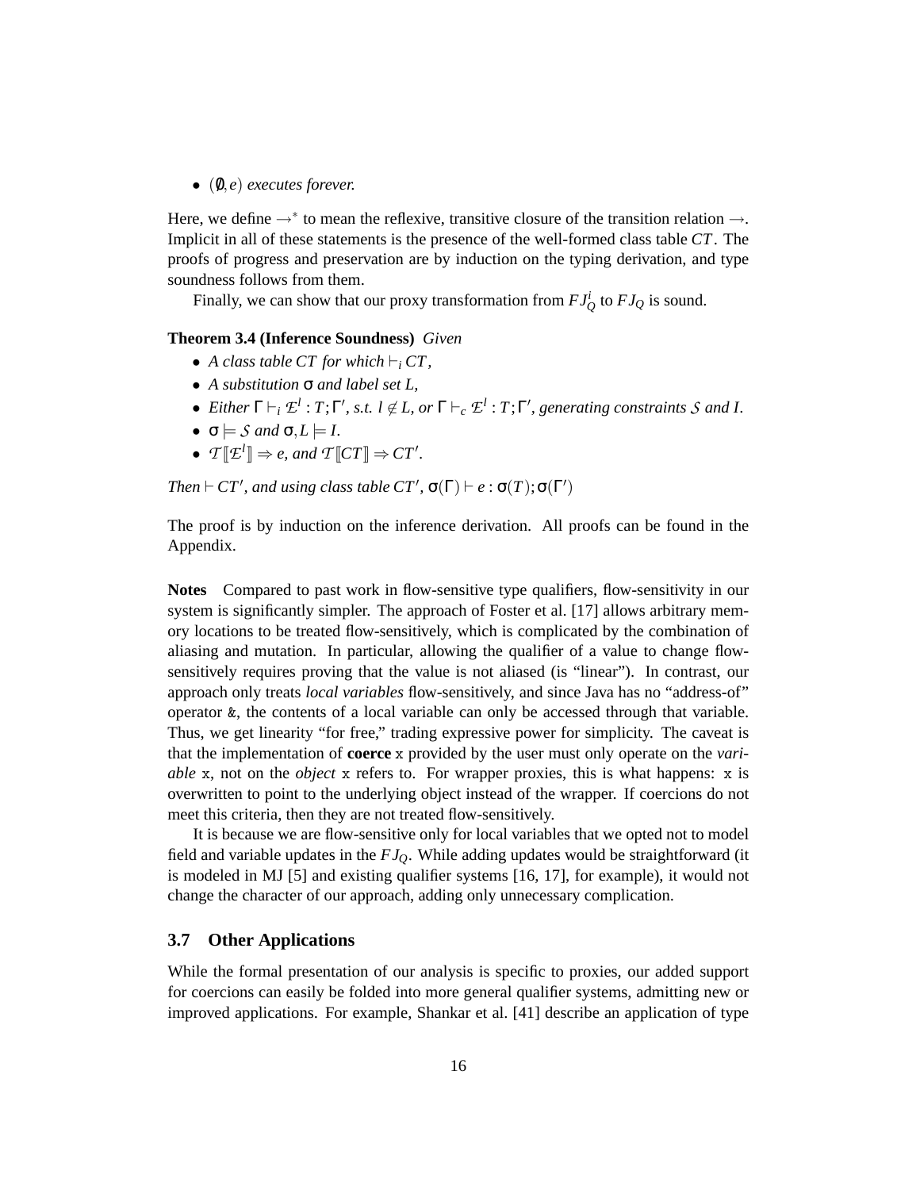- $(\emptyset, e)$ *executes forever.*

Here, we define $\rightarrow^*$ to mean the reflexive, transitive closure of the transition relation $\rightarrow$. Implicit in all of these statements is the presence of the well-formed class table $CT$. The proofs of progress and preservation are by induction on the typing derivation, and type soundness follows from them.

Finally, we can show that our proxy transformation from $FJ_Q^i$ to $FJ_Q$ is sound.

**Theorem 3.4 (Inference Soundness)** *Given*

- *A class table $CT$ for which $\vdash_i CT$,*
- *A substitution $\sigma$ and label set $L$,*
- *Either $\Gamma \vdash_i \mathcal{E}^l : T; \Gamma'$, s.t. $l \notin L$, or $\Gamma \vdash_c \mathcal{E}^l : T; \Gamma'$, generating constraints $\mathcal{S}$ and $I$.*
- *$\sigma \models \mathcal{S}$ and $\sigma, L \models I$.*
- *$\mathcal{T}[\![\mathcal{E}^l]\!] \Rightarrow e$, and $\mathcal{T}[\![CT]\!] \Rightarrow CT'$.*

*Then $\vdash CT'$, and using class table $CT'$, $\sigma(\Gamma) \vdash e : \sigma(T); \sigma(\Gamma')$*

The proof is by induction on the inference derivation. All proofs can be found in the Appendix.

**Notes** Compared to past work in flow-sensitive type qualifiers, flow-sensitivity in our system is significantly simpler. The approach of Foster et al. [17] allows arbitrary memory locations to be treated flow-sensitively, which is complicated by the combination of aliasing and mutation. In particular, allowing the qualifier of a value to change flow-sensitively requires proving that the value is not aliased (is "linear"). In contrast, our approach only treats *local variables* flow-sensitively, and since Java has no "address-of" operator `&`, the contents of a local variable can only be accessed through that variable. Thus, we get linearity "for free," trading expressive power for simplicity. The caveat is that the implementation of **coerce** `x` provided by the user must only operate on the *variable* `x`, not on the *object* `x` refers to. For wrapper proxies, this is what happens: `x` is overwritten to point to the underlying object instead of the wrapper. If coercions do not meet this criteria, then they are not treated flow-sensitively.

It is because we are flow-sensitive only for local variables that we opted not to model field and variable updates in the $FJ_Q$. While adding updates would be straightforward (it is modeled in MJ [5] and existing qualifier systems [16, 17], for example), it would not change the character of our approach, adding only unnecessary complication.

### 3.7 Other Applications

While the formal presentation of our analysis is specific to proxies, our added support for coercions can easily be folded into more general qualifier systems, admitting new or improved applications. For example, Shankar et al. [41] describe an application of type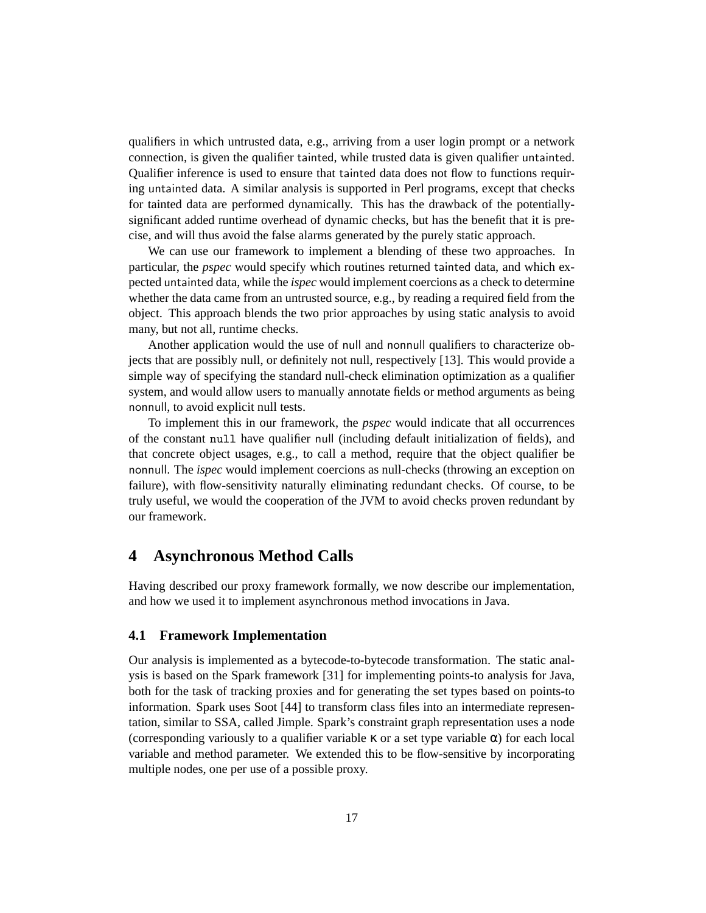qualifiers in which untrusted data, e.g., arriving from a user login prompt or a network connection, is given the qualifier tainted, while trusted data is given qualifier untainted. Qualifier inference is used to ensure that tainted data does not flow to functions requiring untainted data. A similar analysis is supported in Perl programs, except that checks for tainted data are performed dynamically. This has the drawback of the potentially-significant added runtime overhead of dynamic checks, but has the benefit that it is precise, and will thus avoid the false alarms generated by the purely static approach.

We can use our framework to implement a blending of these two approaches. In particular, the *pspec* would specify which routines returned tainted data, and which expected untainted data, while the *ispec* would implement coercions as a check to determine whether the data came from an untrusted source, e.g., by reading a required field from the object. This approach blends the two prior approaches by using static analysis to avoid many, but not all, runtime checks.

Another application would the use of null and nonnull qualifiers to characterize objects that are possibly null, or definitely not null, respectively [13]. This would provide a simple way of specifying the standard null-check elimination optimization as a qualifier system, and would allow users to manually annotate fields or method arguments as being nonnull, to avoid explicit null tests.

To implement this in our framework, the *pspec* would indicate that all occurrences of the constant `null` have qualifier null (including default initialization of fields), and that concrete object usages, e.g., to call a method, require that the object qualifier be nonnull. The *ispec* would implement coercions as null-checks (throwing an exception on failure), with flow-sensitivity naturally eliminating redundant checks. Of course, to be truly useful, we would the cooperation of the JVM to avoid checks proven redundant by our framework.

# 4 Asynchronous Method Calls

Having described our proxy framework formally, we now describe our implementation, and how we used it to implement asynchronous method invocations in Java.

## 4.1 Framework Implementation

Our analysis is implemented as a bytecode-to-bytecode transformation. The static analysis is based on the Spark framework [31] for implementing points-to analysis for Java, both for the task of tracking proxies and for generating the set types based on points-to information. Spark uses Soot [44] to transform class files into an intermediate representation, similar to SSA, called Jimple. Spark's constraint graph representation uses a node (corresponding variously to a qualifier variable $\kappa$ or a set type variable $\alpha$) for each local variable and method parameter. We extended this to be flow-sensitive by incorporating multiple nodes, one per use of a possible proxy.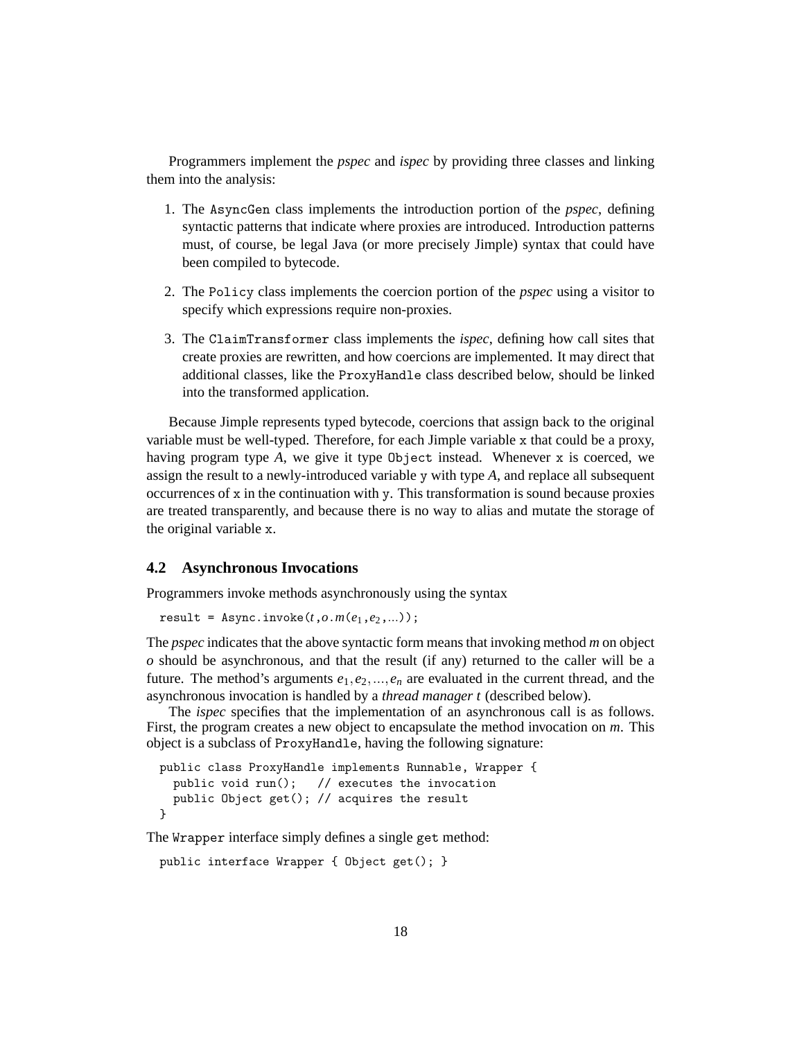Programmers implement the *pspec* and *ispec* by providing three classes and linking them into the analysis:

1. The `AsyncGen` class implements the introduction portion of the *pspec*, defining syntactic patterns that indicate where proxies are introduced. Introduction patterns must, of course, be legal Java (or more precisely Jimple) syntax that could have been compiled to bytecode.

2. The `Policy` class implements the coercion portion of the *pspec* using a visitor to specify which expressions require non-proxies.

3. The `ClaimTransformer` class implements the *ispec*, defining how call sites that create proxies are rewritten, and how coercions are implemented. It may direct that additional classes, like the `ProxyHandle` class described below, should be linked into the transformed application.

Because Jimple represents typed bytecode, coercions that assign back to the original variable must be well-typed. Therefore, for each Jimple variable `x` that could be a proxy, having program type *A*, we give it type `Object` instead. Whenever `x` is coerced, we assign the result to a newly-introduced variable `y` with type *A*, and replace all subsequent occurrences of `x` in the continuation with `y`. This transformation is sound because proxies are treated transparently, and because there is no way to alias and mutate the storage of the original variable `x`.

### 4.2 Asynchronous Invocations

Programmers invoke methods asynchronously using the syntax

```
result = Async.invoke(t,o.m(e1,e2,...));
```

The *pspec* indicates that the above syntactic form means that invoking method *m* on object *o* should be asynchronous, and that the result (if any) returned to the caller will be a future. The method's arguments $e_1, e_2, ..., e_n$ are evaluated in the current thread, and the asynchronous invocation is handled by a *thread manager t* (described below).

The *ispec* specifies that the implementation of an asynchronous call is as follows. First, the program creates a new object to encapsulate the method invocation on *m*. This object is a subclass of `ProxyHandle`, having the following signature:

```
public class ProxyHandle implements Runnable, Wrapper {
  public void run();   // executes the invocation
  public Object get(); // acquires the result
}
```

The `Wrapper` interface simply defines a single `get` method:

```
public interface Wrapper { Object get(); }
```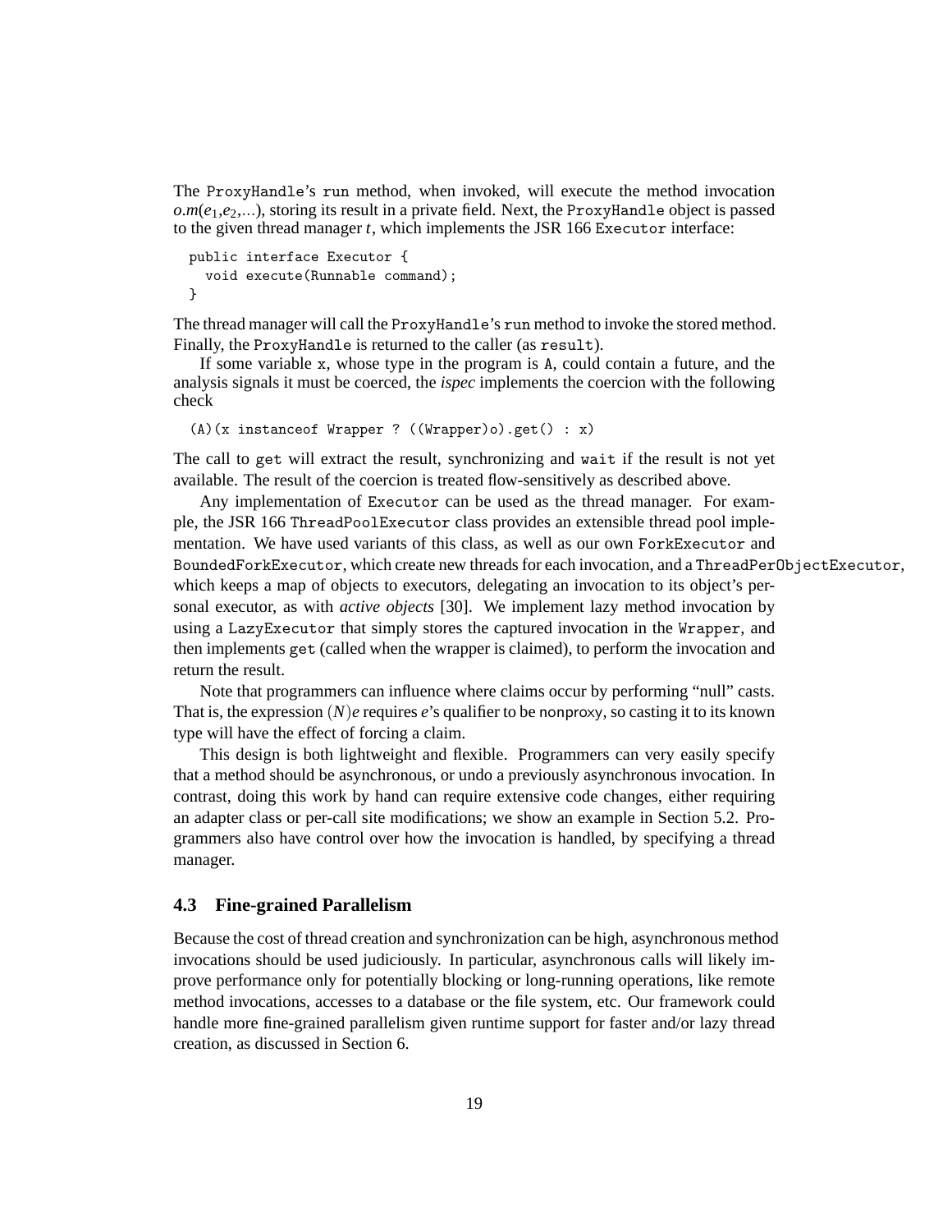The `ProxyHandle`'s `run` method, when invoked, will execute the method invocation $o.m(e_1,e_2,...)$, storing its result in a private field. Next, the `ProxyHandle` object is passed to the given thread manager $t$, which implements the JSR 166 `Executor` interface:

```
public interface Executor {
  void execute(Runnable command);
}
```

The thread manager will call the `ProxyHandle`'s `run` method to invoke the stored method. Finally, the `ProxyHandle` is returned to the caller (as `result`).

If some variable `x`, whose type in the program is `A`, could contain a future, and the analysis signals it must be coerced, the *ispec* implements the coercion with the following check

```
(A)(x instanceof Wrapper ? ((Wrapper)o).get() : x)
```

The call to `get` will extract the result, synchronizing and `wait` if the result is not yet available. The result of the coercion is treated flow-sensitively as described above.

Any implementation of `Executor` can be used as the thread manager. For example, the JSR 166 `ThreadPoolExecutor` class provides an extensible thread pool implementation. We have used variants of this class, as well as our own `ForkExecutor` and `BoundedForkExecutor`, which create new threads for each invocation, and a `ThreadPerObjectExecutor`, which keeps a map of objects to executors, delegating an invocation to its object's personal executor, as with *active objects* [30]. We implement lazy method invocation by using a `LazyExecutor` that simply stores the captured invocation in the `Wrapper`, and then implements `get` (called when the wrapper is claimed), to perform the invocation and return the result.

Note that programmers can influence where claims occur by performing "null" casts. That is, the expression $(N)e$ requires $e$'s qualifier to be nonproxy, so casting it to its known type will have the effect of forcing a claim.

This design is both lightweight and flexible. Programmers can very easily specify that a method should be asynchronous, or undo a previously asynchronous invocation. In contrast, doing this work by hand can require extensive code changes, either requiring an adapter class or per-call site modifications; we show an example in Section 5.2. Programmers also have control over how the invocation is handled, by specifying a thread manager.

### 4.3 Fine-grained Parallelism

Because the cost of thread creation and synchronization can be high, asynchronous method invocations should be used judiciously. In particular, asynchronous calls will likely improve performance only for potentially blocking or long-running operations, like remote method invocations, accesses to a database or the file system, etc. Our framework could handle more fine-grained parallelism given runtime support for faster and/or lazy thread creation, as discussed in Section 6.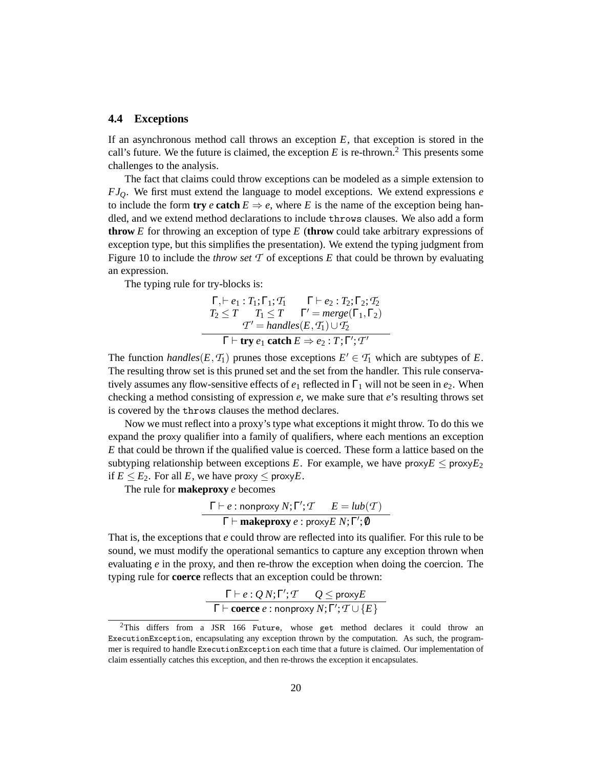### 4.4 Exceptions

If an asynchronous method call throws an exception $E$, that exception is stored in the call's future. We the future is claimed, the exception $E$ is re-thrown.[2] This presents some challenges to the analysis.

The fact that claims could throw exceptions can be modeled as a simple extension to $FJ_Q$. We first must extend the language to model exceptions. We extend expressions $e$ to include the form **try** $e$ **catch** $E \Rightarrow e$, where $E$ is the name of the exception being handled, and we extend method declarations to include `throws` clauses. We also add a form **throw** $E$ for throwing an exception of type $E$ (**throw** could take arbitrary expressions of exception type, but this simplifies the presentation). We extend the typing judgment from Figure 10 to include the *throw set* $\mathcal{T}$ of exceptions $E$ that could be thrown by evaluating an expression.

The typing rule for try-blocks is:

$$\frac{\begin{array}{c}\Gamma, \vdash e_1 : T_1; \Gamma_1; \mathcal{T}_1 \qquad \Gamma \vdash e_2 : T_2; \Gamma_2; \mathcal{T}_2 \\ T_2 \leq T \qquad T_1 \leq T \qquad \Gamma' = \mathit{merge}(\Gamma_1, \Gamma_2) \\ \mathcal{T}' = \mathit{handles}(E, \mathcal{T}_1) \cup \mathcal{T}_2\end{array}}{\Gamma \vdash \textbf{try}\ e_1\ \textbf{catch}\ E \Rightarrow e_2 : T; \Gamma'; \mathcal{T}'}$$

The function $\mathit{handles}(E, \mathcal{T}_1)$ prunes those exceptions $E' \in \mathcal{T}_1$ which are subtypes of $E$. The resulting throw set is this pruned set and the set from the handler. This rule conservatively assumes any flow-sensitive effects of $e_1$ reflected in $\Gamma_1$ will not be seen in $e_2$. When checking a method consisting of expression $e$, we make sure that $e$'s resulting throws set is covered by the `throws` clauses the method declares.

Now we must reflect into a proxy's type what exceptions it might throw. To do this we expand the proxy qualifier into a family of qualifiers, where each mentions an exception $E$ that could be thrown if the qualified value is coerced. These form a lattice based on the subtyping relationship between exceptions $E$. For example, we have $\mathsf{proxy}E \leq \mathsf{proxy}E_2$ if $E \leq E_2$. For all $E$, we have $\mathsf{proxy} \leq \mathsf{proxy}E$.

The rule for **makeproxy** $e$ becomes

$$\frac{\Gamma \vdash e : \mathsf{nonproxy}\ N; \Gamma'; \mathcal{T} \qquad E = \mathit{lub}(\mathcal{T})}{\Gamma \vdash \textbf{makeproxy}\ e : \mathsf{proxy}E\ N; \Gamma'; \emptyset}$$

That is, the exceptions that $e$ could throw are reflected into its qualifier. For this rule to be sound, we must modify the operational semantics to capture any exception thrown when evaluating $e$ in the proxy, and then re-throw the exception when doing the coercion. The typing rule for **coerce** reflects that an exception could be thrown:

$$\frac{\Gamma \vdash e : Q\ N; \Gamma'; \mathcal{T} \qquad Q \leq \mathsf{proxy}E}{\Gamma \vdash \textbf{coerce}\ e : \mathsf{nonproxy}\ N; \Gamma'; \mathcal{T} \cup \{E\}}$$

[2] This differs from a JSR 166 `Future`, whose `get` method declares it could throw an `ExecutionException`, encapsulating any exception thrown by the computation. As such, the programmer is required to handle `ExecutionException` each time that a future is claimed. Our implementation of claim essentially catches this exception, and then re-throws the exception it encapsulates.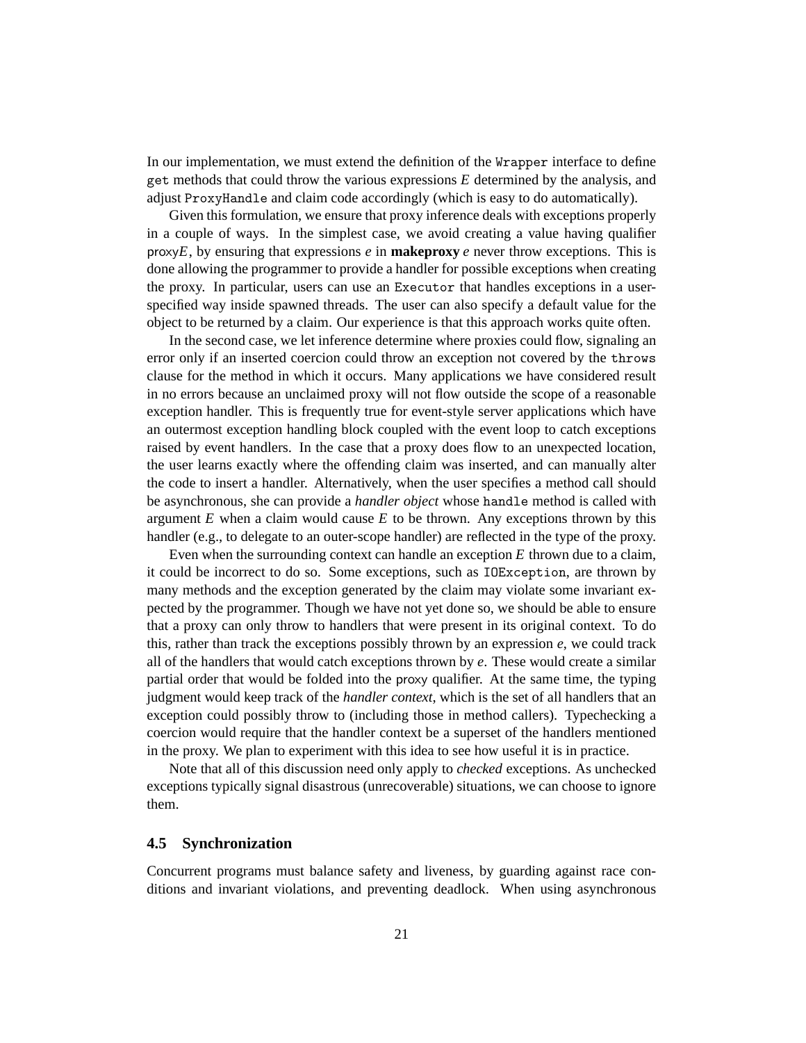In our implementation, we must extend the definition of the `Wrapper` interface to define `get` methods that could throw the various expressions $E$ determined by the analysis, and adjust `ProxyHandle` and claim code accordingly (which is easy to do automatically).

Given this formulation, we ensure that proxy inference deals with exceptions properly in a couple of ways. In the simplest case, we avoid creating a value having qualifier proxy$E$, by ensuring that expressions $e$ in **makeproxy** $e$ never throw exceptions. This is done allowing the programmer to provide a handler for possible exceptions when creating the proxy. In particular, users can use an `Executor` that handles exceptions in a user-specified way inside spawned threads. The user can also specify a default value for the object to be returned by a claim. Our experience is that this approach works quite often.

In the second case, we let inference determine where proxies could flow, signaling an error only if an inserted coercion could throw an exception not covered by the `throws` clause for the method in which it occurs. Many applications we have considered result in no errors because an unclaimed proxy will not flow outside the scope of a reasonable exception handler. This is frequently true for event-style server applications which have an outermost exception handling block coupled with the event loop to catch exceptions raised by event handlers. In the case that a proxy does flow to an unexpected location, the user learns exactly where the offending claim was inserted, and can manually alter the code to insert a handler. Alternatively, when the user specifies a method call should be asynchronous, she can provide a *handler object* whose `handle` method is called with argument $E$ when a claim would cause $E$ to be thrown. Any exceptions thrown by this handler (e.g., to delegate to an outer-scope handler) are reflected in the type of the proxy.

Even when the surrounding context can handle an exception $E$ thrown due to a claim, it could be incorrect to do so. Some exceptions, such as `IOException`, are thrown by many methods and the exception generated by the claim may violate some invariant expected by the programmer. Though we have not yet done so, we should be able to ensure that a proxy can only throw to handlers that were present in its original context. To do this, rather than track the exceptions possibly thrown by an expression $e$, we could track all of the handlers that would catch exceptions thrown by $e$. These would create a similar partial order that would be folded into the proxy qualifier. At the same time, the typing judgment would keep track of the *handler context*, which is the set of all handlers that an exception could possibly throw to (including those in method callers). Typechecking a coercion would require that the handler context be a superset of the handlers mentioned in the proxy. We plan to experiment with this idea to see how useful it is in practice.

Note that all of this discussion need only apply to *checked* exceptions. As unchecked exceptions typically signal disastrous (unrecoverable) situations, we can choose to ignore them.

### 4.5 Synchronization

Concurrent programs must balance safety and liveness, by guarding against race conditions and invariant violations, and preventing deadlock. When using asynchronous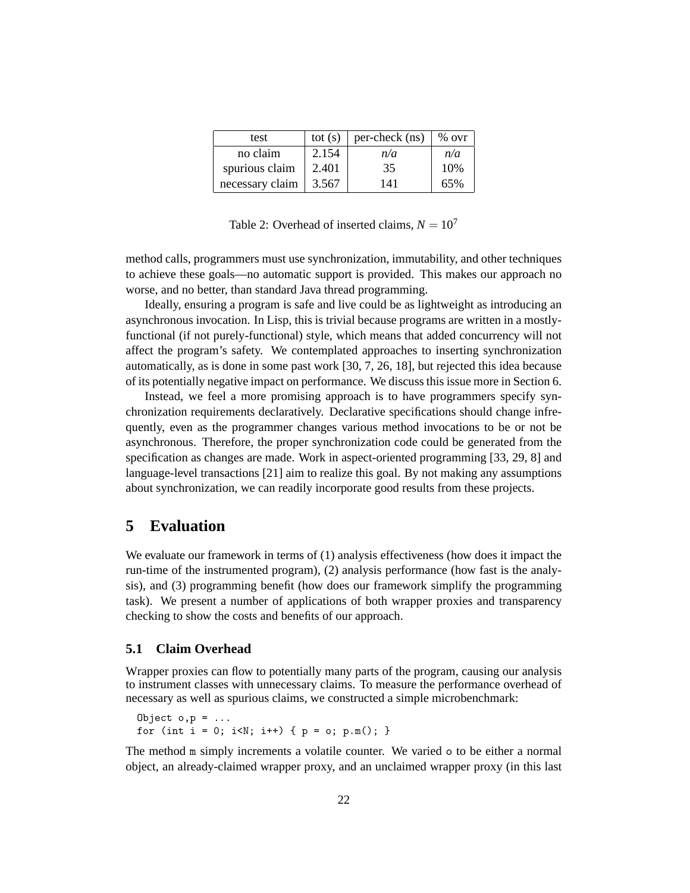| test | tot (s) | per-check (ns) | % ovr |
| --- | --- | --- | --- |
| no claim | 2.154 | *n/a* | *n/a* |
| spurious claim | 2.401 | 35 | 10% |
| necessary claim | 3.567 | 141 | 65% |

Table 2: Overhead of inserted claims, $N = 10^7$

method calls, programmers must use synchronization, immutability, and other techniques to achieve these goals—no automatic support is provided. This makes our approach no worse, and no better, than standard Java thread programming.

Ideally, ensuring a program is safe and live could be as lightweight as introducing an asynchronous invocation. In Lisp, this is trivial because programs are written in a mostly-functional (if not purely-functional) style, which means that added concurrency will not affect the program's safety. We contemplated approaches to inserting synchronization automatically, as is done in some past work [30, 7, 26, 18], but rejected this idea because of its potentially negative impact on performance. We discuss this issue more in Section 6.

Instead, we feel a more promising approach is to have programmers specify synchronization requirements declaratively. Declarative specifications should change infrequently, even as the programmer changes various method invocations to be or not be asynchronous. Therefore, the proper synchronization code could be generated from the specification as changes are made. Work in aspect-oriented programming [33, 29, 8] and language-level transactions [21] aim to realize this goal. By not making any assumptions about synchronization, we can readily incorporate good results from these projects.

# 5 Evaluation

We evaluate our framework in terms of (1) analysis effectiveness (how does it impact the run-time of the instrumented program), (2) analysis performance (how fast is the analysis), and (3) programming benefit (how does our framework simplify the programming task). We present a number of applications of both wrapper proxies and transparency checking to show the costs and benefits of our approach.

## 5.1 Claim Overhead

Wrapper proxies can flow to potentially many parts of the program, causing our analysis to instrument classes with unnecessary claims. To measure the performance overhead of necessary as well as spurious claims, we constructed a simple microbenchmark:

```
Object o,p = ...
for (int i = 0; i<N; i++) { p = o; p.m(); }
```

The method `m` simply increments a volatile counter. We varied `o` to be either a normal object, an already-claimed wrapper proxy, and an unclaimed wrapper proxy (in this last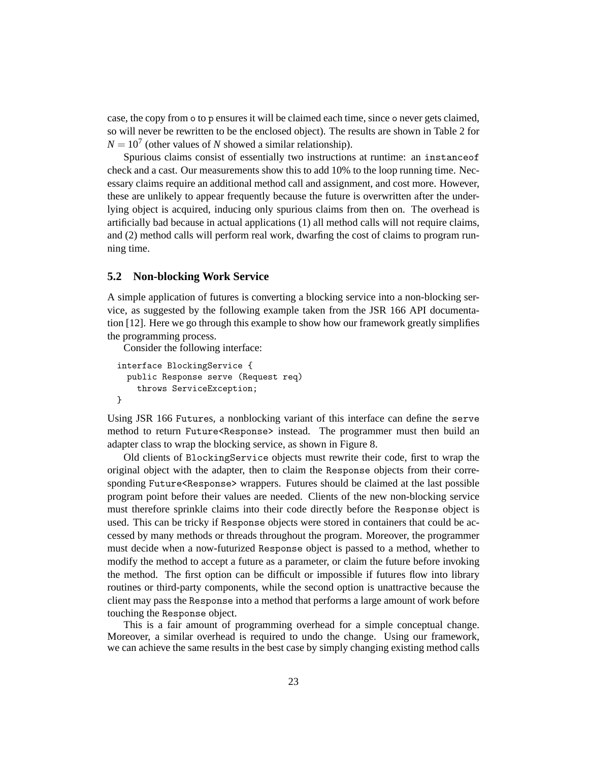case, the copy from `o` to `p` ensures it will be claimed each time, since `o` never gets claimed, so will never be rewritten to be the enclosed object). The results are shown in Table 2 for $N = 10^7$ (other values of $N$ showed a similar relationship).

Spurious claims consist of essentially two instructions at runtime: an `instanceof` check and a cast. Our measurements show this to add 10% to the loop running time. Necessary claims require an additional method call and assignment, and cost more. However, these are unlikely to appear frequently because the future is overwritten after the underlying object is acquired, inducing only spurious claims from then on. The overhead is artificially bad because in actual applications (1) all method calls will not require claims, and (2) method calls will perform real work, dwarfing the cost of claims to program running time.

## 5.2 Non-blocking Work Service

A simple application of futures is converting a blocking service into a non-blocking service, as suggested by the following example taken from the JSR 166 API documentation [12]. Here we go through this example to show how our framework greatly simplifies the programming process.

Consider the following interface:

```
interface BlockingService {
  public Response serve (Request req)
    throws ServiceException;
}
```

Using JSR 166 `Future`s, a nonblocking variant of this interface can define the `serve` method to return `Future<Response>` instead. The programmer must then build an adapter class to wrap the blocking service, as shown in Figure 8.

Old clients of `BlockingService` objects must rewrite their code, first to wrap the original object with the adapter, then to claim the `Response` objects from their corresponding `Future<Response>` wrappers. Futures should be claimed at the last possible program point before their values are needed. Clients of the new non-blocking service must therefore sprinkle claims into their code directly before the `Response` object is used. This can be tricky if `Response` objects were stored in containers that could be accessed by many methods or threads throughout the program. Moreover, the programmer must decide when a now-futurized `Response` object is passed to a method, whether to modify the method to accept a future as a parameter, or claim the future before invoking the method. The first option can be difficult or impossible if futures flow into library routines or third-party components, while the second option is unattractive because the client may pass the `Response` into a method that performs a large amount of work before touching the `Response` object.

This is a fair amount of programming overhead for a simple conceptual change. Moreover, a similar overhead is required to undo the change. Using our framework, we can achieve the same results in the best case by simply changing existing method calls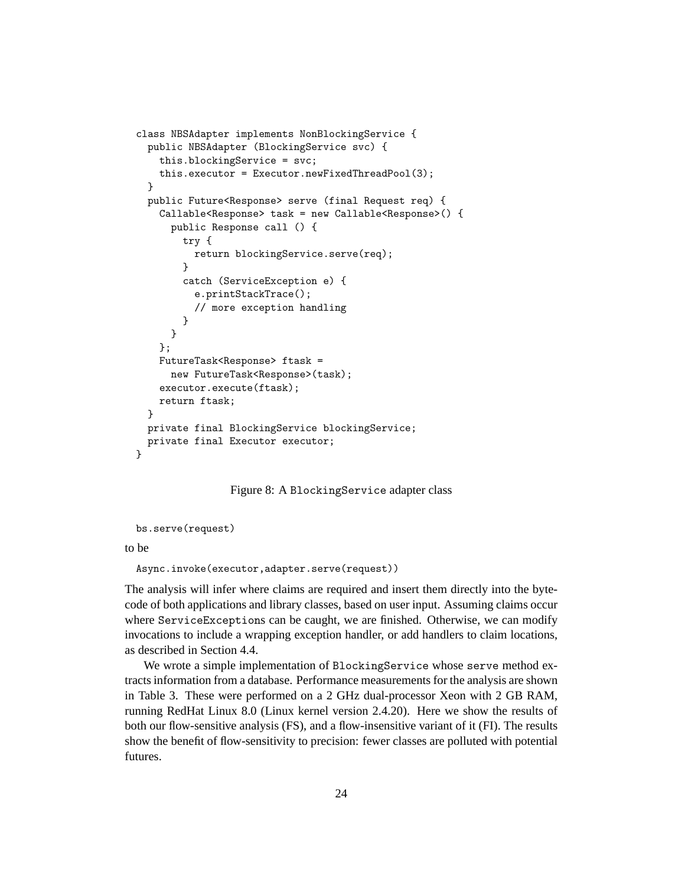```
class NBSAdapter implements NonBlockingService {
  public NBSAdapter (BlockingService svc) {
    this.blockingService = svc;
    this.executor = Executor.newFixedThreadPool(3);
  }
  public Future<Response> serve (final Request req) {
    Callable<Response> task = new Callable<Response>() {
      public Response call () {
        try {
          return blockingService.serve(req);
        }
        catch (ServiceException e) {
          e.printStackTrace();
          // more exception handling
        }
      }
    };
    FutureTask<Response> ftask =
      new FutureTask<Response>(task);
    executor.execute(ftask);
    return ftask;
  }
  private final BlockingService blockingService;
  private final Executor executor;
}
```

Figure 8: A `BlockingService` adapter class

```
bs.serve(request)
```

to be

```
Async.invoke(executor,adapter.serve(request))
```

The analysis will infer where claims are required and insert them directly into the bytecode of both applications and library classes, based on user input. Assuming claims occur where `ServiceExceptions` can be caught, we are finished. Otherwise, we can modify invocations to include a wrapping exception handler, or add handlers to claim locations, as described in Section 4.4.

We wrote a simple implementation of `BlockingService` whose `serve` method extracts information from a database. Performance measurements for the analysis are shown in Table 3. These were performed on a 2 GHz dual-processor Xeon with 2 GB RAM, running RedHat Linux 8.0 (Linux kernel version 2.4.20). Here we show the results of both our flow-sensitive analysis (FS), and a flow-insensitive variant of it (FI). The results show the benefit of flow-sensitivity to precision: fewer classes are polluted with potential futures.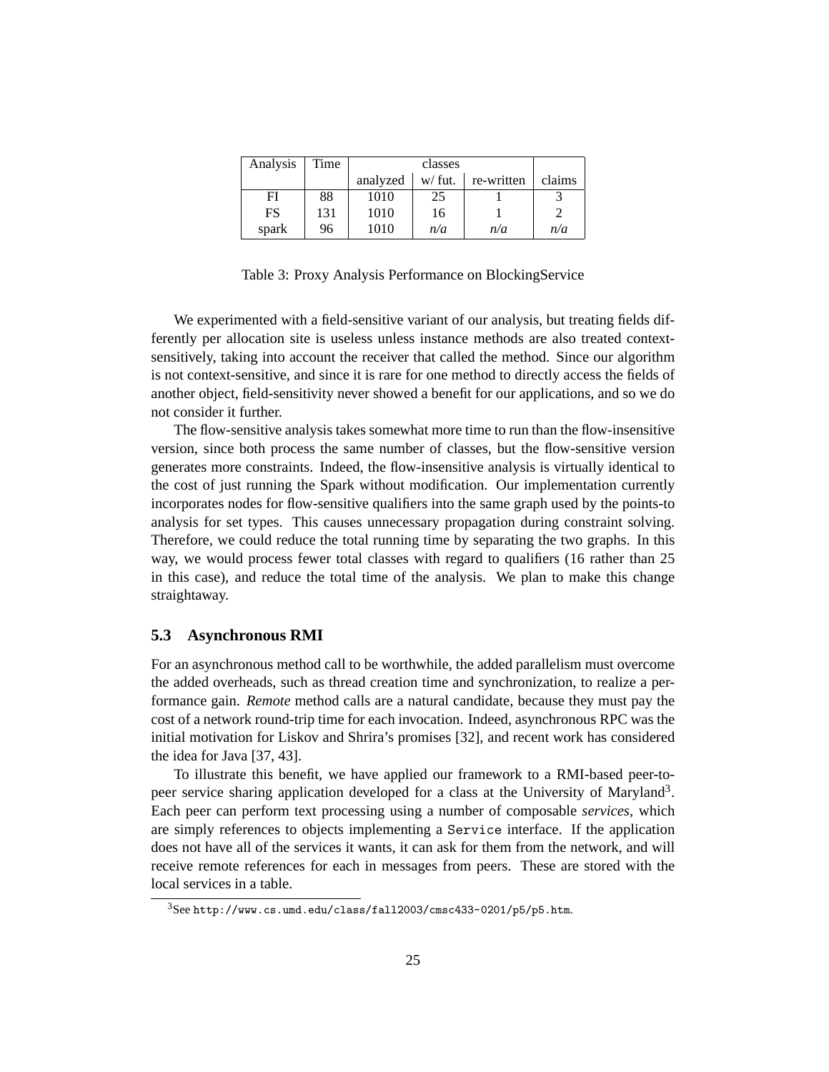| Analysis | Time | classes | | | claims |
|---|---|---|---|---|---|
| | | analyzed | w/ fut. | re-written | claims |
| FI | 88 | 1010 | 25 | 1 | 3 |
| FS | 131 | 1010 | 16 | 1 | 2 |
| spark | 96 | 1010 | *n/a* | *n/a* | *n/a* |

Table 3: Proxy Analysis Performance on BlockingService

We experimented with a field-sensitive variant of our analysis, but treating fields differently per allocation site is useless unless instance methods are also treated context-sensitively, taking into account the receiver that called the method. Since our algorithm is not context-sensitive, and since it is rare for one method to directly access the fields of another object, field-sensitivity never showed a benefit for our applications, and so we do not consider it further.

The flow-sensitive analysis takes somewhat more time to run than the flow-insensitive version, since both process the same number of classes, but the flow-sensitive version generates more constraints. Indeed, the flow-insensitive analysis is virtually identical to the cost of just running the Spark without modification. Our implementation currently incorporates nodes for flow-sensitive qualifiers into the same graph used by the points-to analysis for set types. This causes unnecessary propagation during constraint solving. Therefore, we could reduce the total running time by separating the two graphs. In this way, we would process fewer total classes with regard to qualifiers (16 rather than 25 in this case), and reduce the total time of the analysis. We plan to make this change straightaway.

### 5.3 Asynchronous RMI

For an asynchronous method call to be worthwhile, the added parallelism must overcome the added overheads, such as thread creation time and synchronization, to realize a performance gain. *Remote* method calls are a natural candidate, because they must pay the cost of a network round-trip time for each invocation. Indeed, asynchronous RPC was the initial motivation for Liskov and Shrira's promises [32], and recent work has considered the idea for Java [37, 43].

To illustrate this benefit, we have applied our framework to a RMI-based peer-to-peer service sharing application developed for a class at the University of Maryland[3]. Each peer can perform text processing using a number of composable *services*, which are simply references to objects implementing a `Service` interface. If the application does not have all of the services it wants, it can ask for them from the network, and will receive remote references for each in messages from peers. These are stored with the local services in a table.

[3]See `http://www.cs.umd.edu/class/fall2003/cmsc433-0201/p5/p5.htm`.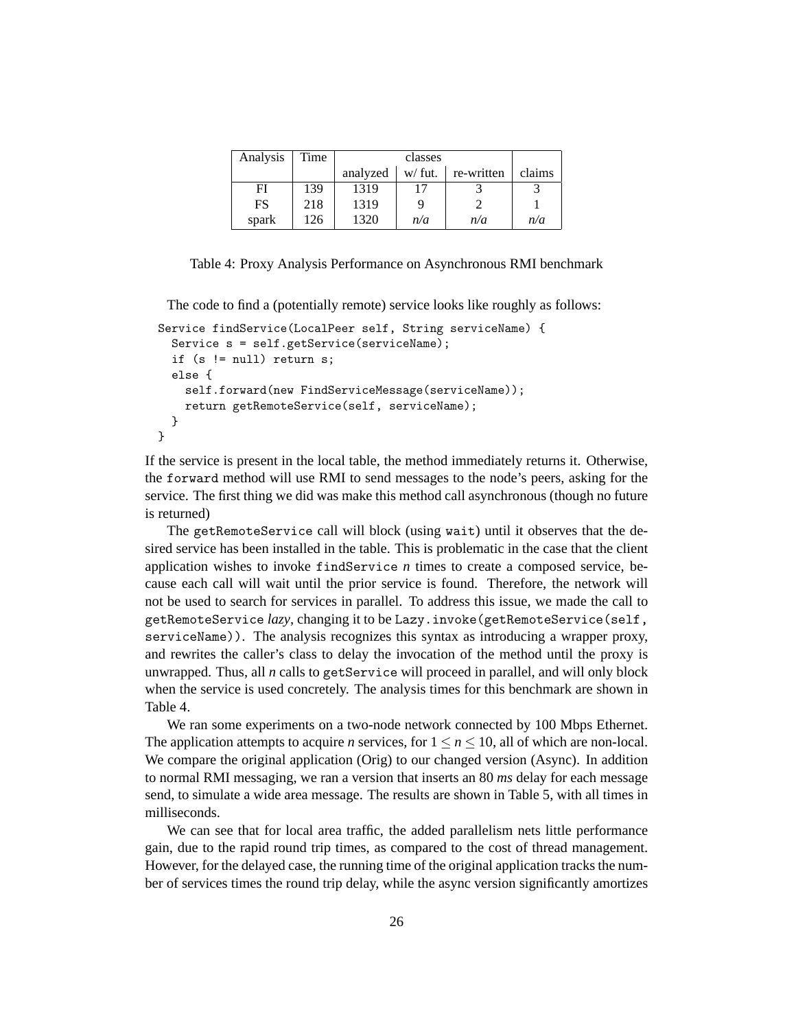| Analysis | Time | classes | | | claims |
|---|---|---|---|---|---|
| | | analyzed | w/ fut. | re-written | claims |
| FI | 139 | 1319 | 17 | 3 | 3 |
| FS | 218 | 1319 | 9 | 2 | 1 |
| spark | 126 | 1320 | *n/a* | *n/a* | *n/a* |

Table 4: Proxy Analysis Performance on Asynchronous RMI benchmark

The code to find a (potentially remote) service looks like roughly as follows:

```
Service findService(LocalPeer self, String serviceName) {
  Service s = self.getService(serviceName);
  if (s != null) return s;
  else {
    self.forward(new FindServiceMessage(serviceName));
    return getRemoteService(self, serviceName);
  }
}
```

If the service is present in the local table, the method immediately returns it. Otherwise, the `forward` method will use RMI to send messages to the node's peers, asking for the service. The first thing we did was make this method call asynchronous (though no future is returned)

The `getRemoteService` call will block (using `wait`) until it observes that the desired service has been installed in the table. This is problematic in the case that the client application wishes to invoke `findService` *n* times to create a composed service, because each call will wait until the prior service is found. Therefore, the network will not be used to search for services in parallel. To address this issue, we made the call to `getRemoteService` *lazy*, changing it to be `Lazy.invoke(getRemoteService(self, serviceName))`. The analysis recognizes this syntax as introducing a wrapper proxy, and rewrites the caller's class to delay the invocation of the method until the proxy is unwrapped. Thus, all *n* calls to `getService` will proceed in parallel, and will only block when the service is used concretely. The analysis times for this benchmark are shown in Table 4.

We ran some experiments on a two-node network connected by 100 Mbps Ethernet. The application attempts to acquire *n* services, for $1 \leq n \leq 10$, all of which are non-local. We compare the original application (Orig) to our changed version (Async). In addition to normal RMI messaging, we ran a version that inserts an 80 *ms* delay for each message send, to simulate a wide area message. The results are shown in Table 5, with all times in milliseconds.

We can see that for local area traffic, the added parallelism nets little performance gain, due to the rapid round trip times, as compared to the cost of thread management. However, for the delayed case, the running time of the original application tracks the number of services times the round trip delay, while the async version significantly amortizes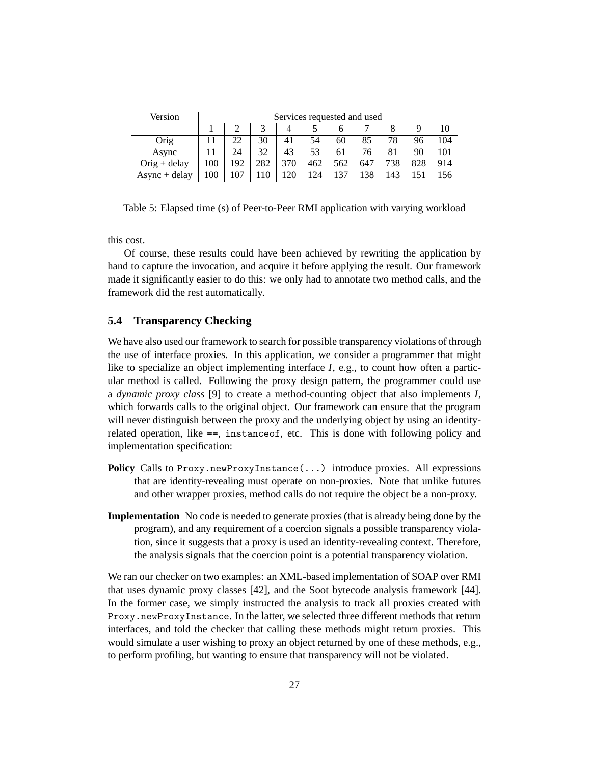| Version | Services requested and used | | | | | | | | | |
|---|---|---|---|---|---|---|---|---|---|---|
| | 1 | 2 | 3 | 4 | 5 | 6 | 7 | 8 | 9 | 10 |
| Orig | 11 | 22 | 30 | 41 | 54 | 60 | 85 | 78 | 96 | 104 |
| Async | 11 | 24 | 32 | 43 | 53 | 61 | 76 | 81 | 90 | 101 |
| Orig + delay | 100 | 192 | 282 | 370 | 462 | 562 | 647 | 738 | 828 | 914 |
| Async + delay | 100 | 107 | 110 | 120 | 124 | 137 | 138 | 143 | 151 | 156 |

Table 5: Elapsed time (s) of Peer-to-Peer RMI application with varying workload

this cost.

Of course, these results could have been achieved by rewriting the application by hand to capture the invocation, and acquire it before applying the result. Our framework made it significantly easier to do this: we only had to annotate two method calls, and the framework did the rest automatically.

### 5.4 Transparency Checking

We have also used our framework to search for possible transparency violations of through the use of interface proxies. In this application, we consider a programmer that might like to specialize an object implementing interface *I*, e.g., to count how often a particular method is called. Following the proxy design pattern, the programmer could use a *dynamic proxy class* [9] to create a method-counting object that also implements *I*, which forwards calls to the original object. Our framework can ensure that the program will never distinguish between the proxy and the underlying object by using an identity-related operation, like `==`, `instanceof`, etc. This is done with following policy and implementation specification:

**Policy** Calls to `Proxy.newProxyInstance(...)` introduce proxies. All expressions that are identity-revealing must operate on non-proxies. Note that unlike futures and other wrapper proxies, method calls do not require the object be a non-proxy.

**Implementation** No code is needed to generate proxies (that is already being done by the program), and any requirement of a coercion signals a possible transparency violation, since it suggests that a proxy is used an identity-revealing context. Therefore, the analysis signals that the coercion point is a potential transparency violation.

We ran our checker on two examples: an XML-based implementation of SOAP over RMI that uses dynamic proxy classes [42], and the Soot bytecode analysis framework [44]. In the former case, we simply instructed the analysis to track all proxies created with `Proxy.newProxyInstance`. In the latter, we selected three different methods that return interfaces, and told the checker that calling these methods might return proxies. This would simulate a user wishing to proxy an object returned by one of these methods, e.g., to perform profiling, but wanting to ensure that transparency will not be violated.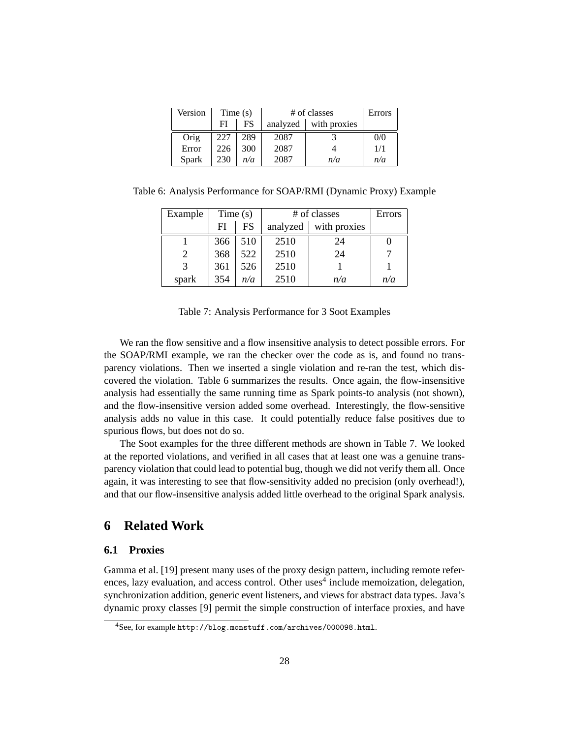| Version | Time (s) | | # of classes | | Errors |
|---|---|---|---|---|---|
| | FI | FS | analyzed | with proxies | |
| Orig | 227 | 289 | 2087 | 3 | 0/0 |
| Error | 226 | 300 | 2087 | 4 | 1/1 |
| Spark | 230 | *n/a* | 2087 | *n/a* | *n/a* |

Table 6: Analysis Performance for SOAP/RMI (Dynamic Proxy) Example

| Example | Time (s) | | # of classes | | Errors |
|---|---|---|---|---|---|
| | FI | FS | analyzed | with proxies | |
| 1 | 366 | 510 | 2510 | 24 | 0 |
| 2 | 368 | 522 | 2510 | 24 | 7 |
| 3 | 361 | 526 | 2510 | 1 | 1 |
| spark | 354 | *n/a* | 2510 | *n/a* | *n/a* |

Table 7: Analysis Performance for 3 Soot Examples

We ran the flow sensitive and a flow insensitive analysis to detect possible errors. For the SOAP/RMI example, we ran the checker over the code as is, and found no transparency violations. Then we inserted a single violation and re-ran the test, which discovered the violation. Table 6 summarizes the results. Once again, the flow-insensitive analysis had essentially the same running time as Spark points-to analysis (not shown), and the flow-insensitive version added some overhead. Interestingly, the flow-sensitive analysis adds no value in this case. It could potentially reduce false positives due to spurious flows, but does not do so.

The Soot examples for the three different methods are shown in Table 7. We looked at the reported violations, and verified in all cases that at least one was a genuine transparency violation that could lead to potential bug, though we did not verify them all. Once again, it was interesting to see that flow-sensitivity added no precision (only overhead!), and that our flow-insensitive analysis added little overhead to the original Spark analysis.

# 6 Related Work

## 6.1 Proxies

Gamma et al. [19] present many uses of the proxy design pattern, including remote references, lazy evaluation, and access control. Other uses[4] include memoization, delegation, synchronization addition, generic event listeners, and views for abstract data types. Java's dynamic proxy classes [9] permit the simple construction of interface proxies, and have

[4]See, for example `http://blog.monstuff.com/archives/000098.html`.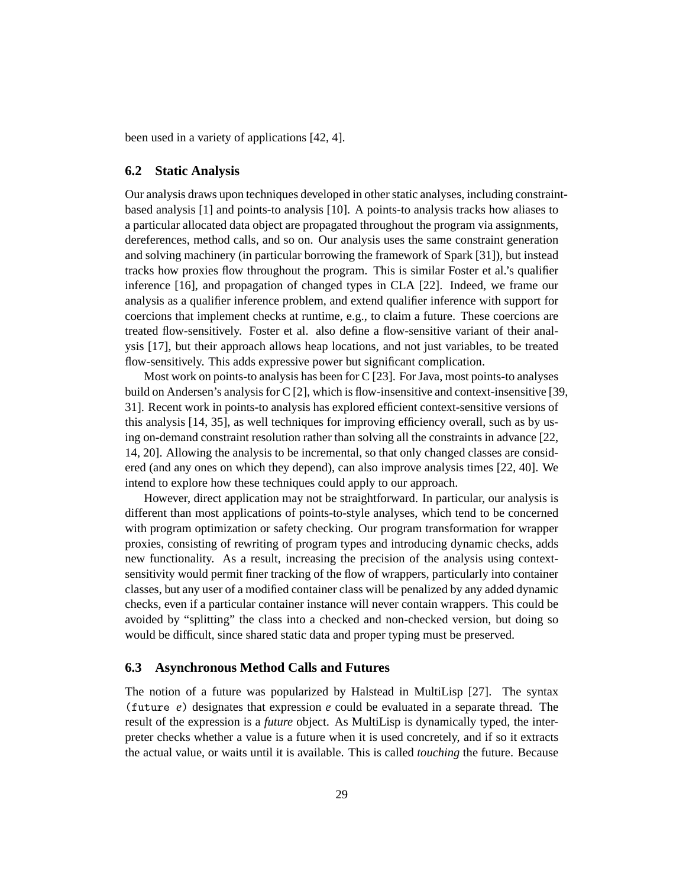been used in a variety of applications [42, 4].

## 6.2 Static Analysis

Our analysis draws upon techniques developed in other static analyses, including constraint-based analysis [1] and points-to analysis [10]. A points-to analysis tracks how aliases to a particular allocated data object are propagated throughout the program via assignments, dereferences, method calls, and so on. Our analysis uses the same constraint generation and solving machinery (in particular borrowing the framework of Spark [31]), but instead tracks how proxies flow throughout the program. This is similar Foster et al.'s qualifier inference [16], and propagation of changed types in CLA [22]. Indeed, we frame our analysis as a qualifier inference problem, and extend qualifier inference with support for coercions that implement checks at runtime, e.g., to claim a future. These coercions are treated flow-sensitively. Foster et al. also define a flow-sensitive variant of their analysis [17], but their approach allows heap locations, and not just variables, to be treated flow-sensitively. This adds expressive power but significant complication.

Most work on points-to analysis has been for C [23]. For Java, most points-to analyses build on Andersen's analysis for C [2], which is flow-insensitive and context-insensitive [39, 31]. Recent work in points-to analysis has explored efficient context-sensitive versions of this analysis [14, 35], as well techniques for improving efficiency overall, such as by using on-demand constraint resolution rather than solving all the constraints in advance [22, 14, 20]. Allowing the analysis to be incremental, so that only changed classes are considered (and any ones on which they depend), can also improve analysis times [22, 40]. We intend to explore how these techniques could apply to our approach.

However, direct application may not be straightforward. In particular, our analysis is different than most applications of points-to-style analyses, which tend to be concerned with program optimization or safety checking. Our program transformation for wrapper proxies, consisting of rewriting of program types and introducing dynamic checks, adds new functionality. As a result, increasing the precision of the analysis using context-sensitivity would permit finer tracking of the flow of wrappers, particularly into container classes, but any user of a modified container class will be penalized by any added dynamic checks, even if a particular container instance will never contain wrappers. This could be avoided by "splitting" the class into a checked and non-checked version, but doing so would be difficult, since shared static data and proper typing must be preserved.

## 6.3 Asynchronous Method Calls and Futures

The notion of a future was popularized by Halstead in MultiLisp [27]. The syntax `(future` *e*`)` designates that expression *e* could be evaluated in a separate thread. The result of the expression is a *future* object. As MultiLisp is dynamically typed, the interpreter checks whether a value is a future when it is used concretely, and if so it extracts the actual value, or waits until it is available. This is called *touching* the future. Because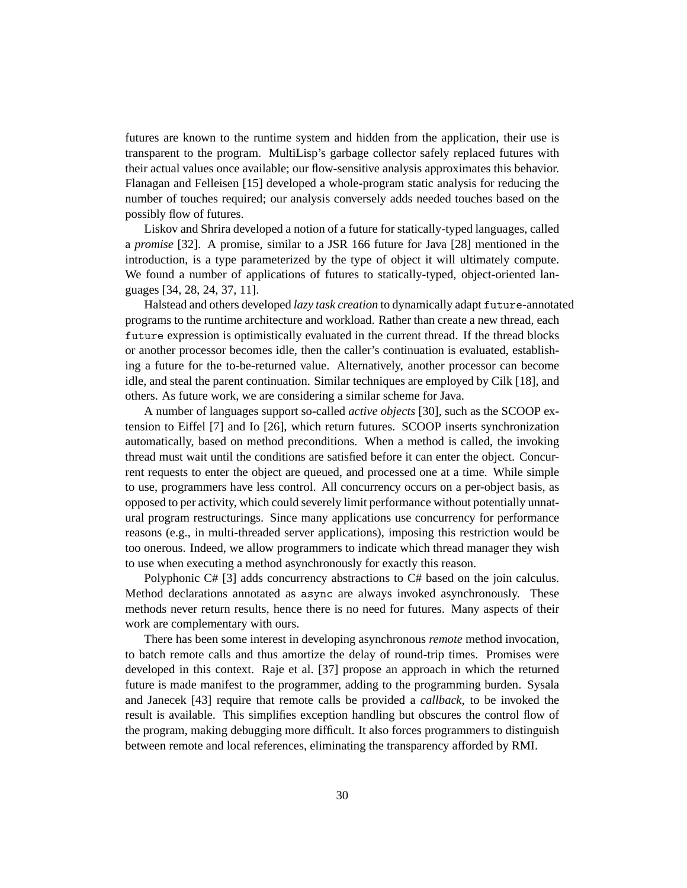futures are known to the runtime system and hidden from the application, their use is transparent to the program. MultiLisp's garbage collector safely replaced futures with their actual values once available; our flow-sensitive analysis approximates this behavior. Flanagan and Felleisen [15] developed a whole-program static analysis for reducing the number of touches required; our analysis conversely adds needed touches based on the possibly flow of futures.

Liskov and Shrira developed a notion of a future for statically-typed languages, called a *promise* [32]. A promise, similar to a JSR 166 future for Java [28] mentioned in the introduction, is a type parameterized by the type of object it will ultimately compute. We found a number of applications of futures to statically-typed, object-oriented languages [34, 28, 24, 37, 11].

Halstead and others developed *lazy task creation* to dynamically adapt `future`-annotated programs to the runtime architecture and workload. Rather than create a new thread, each `future` expression is optimistically evaluated in the current thread. If the thread blocks or another processor becomes idle, then the caller's continuation is evaluated, establishing a future for the to-be-returned value. Alternatively, another processor can become idle, and steal the parent continuation. Similar techniques are employed by Cilk [18], and others. As future work, we are considering a similar scheme for Java.

A number of languages support so-called *active objects* [30], such as the SCOOP extension to Eiffel [7] and Io [26], which return futures. SCOOP inserts synchronization automatically, based on method preconditions. When a method is called, the invoking thread must wait until the conditions are satisfied before it can enter the object. Concurrent requests to enter the object are queued, and processed one at a time. While simple to use, programmers have less control. All concurrency occurs on a per-object basis, as opposed to per activity, which could severely limit performance without potentially unnatural program restructurings. Since many applications use concurrency for performance reasons (e.g., in multi-threaded server applications), imposing this restriction would be too onerous. Indeed, we allow programmers to indicate which thread manager they wish to use when executing a method asynchronously for exactly this reason.

Polyphonic C# [3] adds concurrency abstractions to C# based on the join calculus. Method declarations annotated as `async` are always invoked asynchronously. These methods never return results, hence there is no need for futures. Many aspects of their work are complementary with ours.

There has been some interest in developing asynchronous *remote* method invocation, to batch remote calls and thus amortize the delay of round-trip times. Promises were developed in this context. Raje et al. [37] propose an approach in which the returned future is made manifest to the programmer, adding to the programming burden. Sysala and Janecek [43] require that remote calls be provided a *callback*, to be invoked the result is available. This simplifies exception handling but obscures the control flow of the program, making debugging more difficult. It also forces programmers to distinguish between remote and local references, eliminating the transparency afforded by RMI.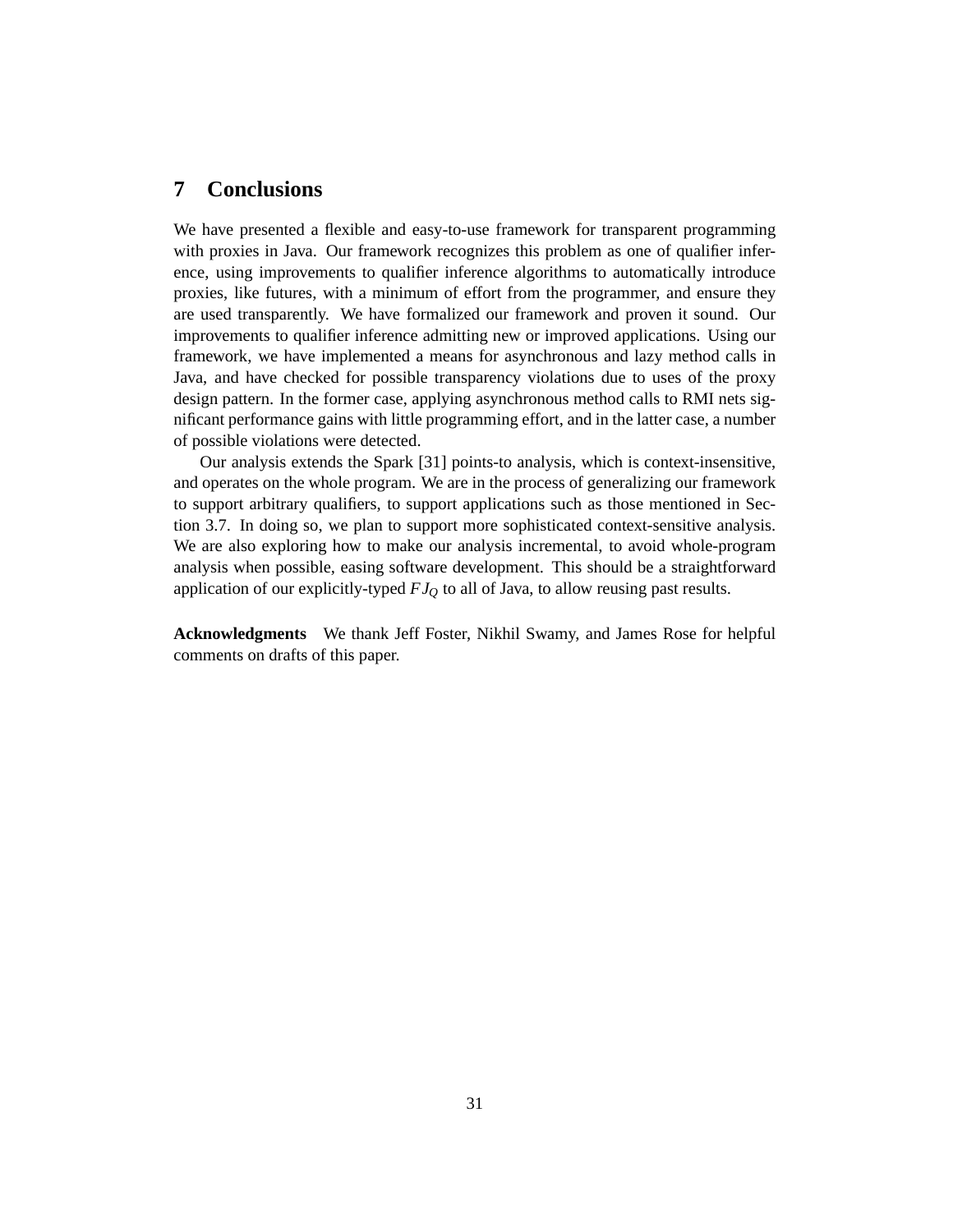## 7 Conclusions

We have presented a flexible and easy-to-use framework for transparent programming with proxies in Java. Our framework recognizes this problem as one of qualifier inference, using improvements to qualifier inference algorithms to automatically introduce proxies, like futures, with a minimum of effort from the programmer, and ensure they are used transparently. We have formalized our framework and proven it sound. Our improvements to qualifier inference admitting new or improved applications. Using our framework, we have implemented a means for asynchronous and lazy method calls in Java, and have checked for possible transparency violations due to uses of the proxy design pattern. In the former case, applying asynchronous method calls to RMI nets significant performance gains with little programming effort, and in the latter case, a number of possible violations were detected.

Our analysis extends the Spark [31] points-to analysis, which is context-insensitive, and operates on the whole program. We are in the process of generalizing our framework to support arbitrary qualifiers, to support applications such as those mentioned in Section 3.7. In doing so, we plan to support more sophisticated context-sensitive analysis. We are also exploring how to make our analysis incremental, to avoid whole-program analysis when possible, easing software development. This should be a straightforward application of our explicitly-typed $FJ_Q$ to all of Java, to allow reusing past results.

**Acknowledgments** We thank Jeff Foster, Nikhil Swamy, and James Rose for helpful comments on drafts of this paper.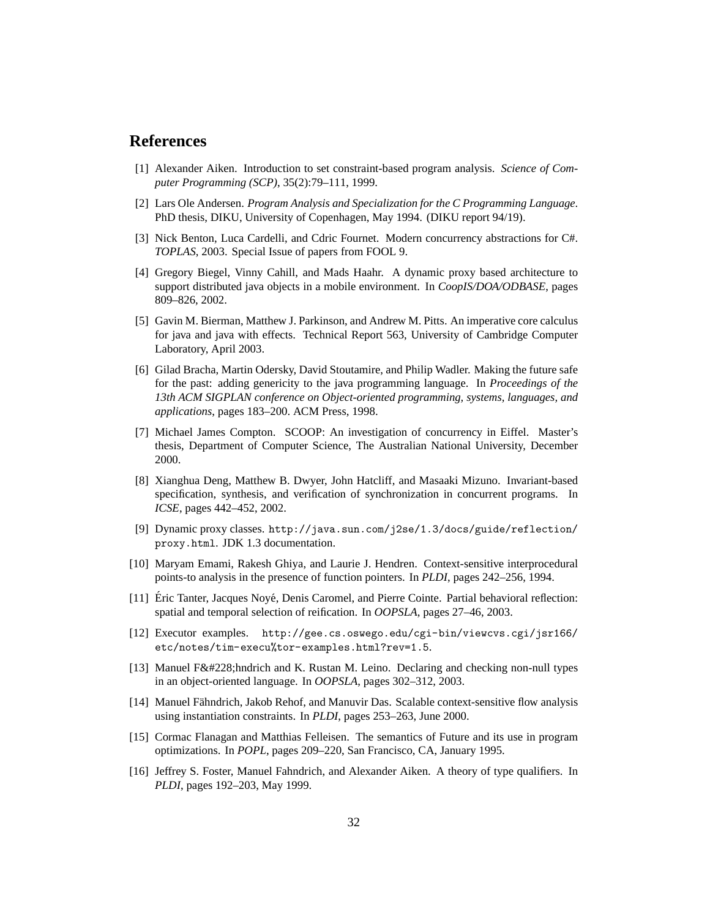## References

[1] Alexander Aiken. Introduction to set constraint-based program analysis. *Science of Computer Programming (SCP)*, 35(2):79–111, 1999.

[2] Lars Ole Andersen. *Program Analysis and Specialization for the C Programming Language*. PhD thesis, DIKU, University of Copenhagen, May 1994. (DIKU report 94/19).

[3] Nick Benton, Luca Cardelli, and Cdric Fournet. Modern concurrency abstractions for C#. *TOPLAS*, 2003. Special Issue of papers from FOOL 9.

[4] Gregory Biegel, Vinny Cahill, and Mads Haahr. A dynamic proxy based architecture to support distributed java objects in a mobile environment. In *CoopIS/DOA/ODBASE*, pages 809–826, 2002.

[5] Gavin M. Bierman, Matthew J. Parkinson, and Andrew M. Pitts. An imperative core calculus for java and java with effects. Technical Report 563, University of Cambridge Computer Laboratory, April 2003.

[6] Gilad Bracha, Martin Odersky, David Stoutamire, and Philip Wadler. Making the future safe for the past: adding genericity to the java programming language. In *Proceedings of the 13th ACM SIGPLAN conference on Object-oriented programming, systems, languages, and applications*, pages 183–200. ACM Press, 1998.

[7] Michael James Compton. SCOOP: An investigation of concurrency in Eiffel. Master's thesis, Department of Computer Science, The Australian National University, December 2000.

[8] Xianghua Deng, Matthew B. Dwyer, John Hatcliff, and Masaaki Mizuno. Invariant-based specification, synthesis, and verification of synchronization in concurrent programs. In *ICSE*, pages 442–452, 2002.

[9] Dynamic proxy classes. `http://java.sun.com/j2se/1.3/docs/guide/reflection/proxy.html`. JDK 1.3 documentation.

[10] Maryam Emami, Rakesh Ghiya, and Laurie J. Hendren. Context-sensitive interprocedural points-to analysis in the presence of function pointers. In *PLDI*, pages 242–256, 1994.

[11] Éric Tanter, Jacques Noyé, Denis Caromel, and Pierre Cointe. Partial behavioral reflection: spatial and temporal selection of reification. In *OOPSLA*, pages 27–46, 2003.

[12] Executor examples. `http://gee.cs.oswego.edu/cgi-bin/viewcvs.cgi/jsr166/etc/notes/tim-execu%tor-examples.html?rev=1.5`.

[13] Manuel F&#228;hndrich and K. Rustan M. Leino. Declaring and checking non-null types in an object-oriented language. In *OOPSLA*, pages 302–312, 2003.

[14] Manuel Fähndrich, Jakob Rehof, and Manuvir Das. Scalable context-sensitive flow analysis using instantiation constraints. In *PLDI*, pages 253–263, June 2000.

[15] Cormac Flanagan and Matthias Felleisen. The semantics of Future and its use in program optimizations. In *POPL*, pages 209–220, San Francisco, CA, January 1995.

[16] Jeffrey S. Foster, Manuel Fahndrich, and Alexander Aiken. A theory of type qualifiers. In *PLDI*, pages 192–203, May 1999.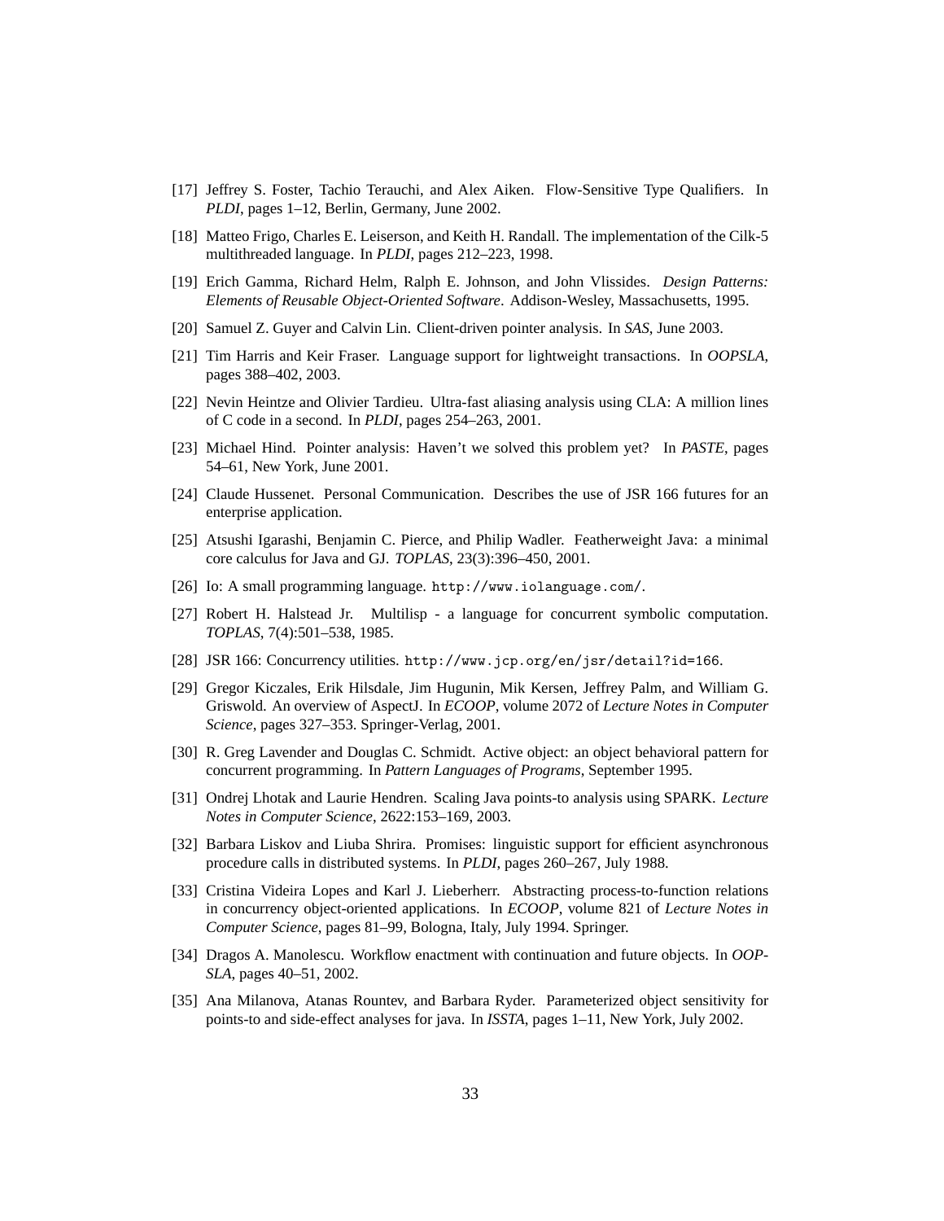[17] Jeffrey S. Foster, Tachio Terauchi, and Alex Aiken. Flow-Sensitive Type Qualifiers. In *PLDI*, pages 1–12, Berlin, Germany, June 2002.

[18] Matteo Frigo, Charles E. Leiserson, and Keith H. Randall. The implementation of the Cilk-5 multithreaded language. In *PLDI*, pages 212–223, 1998.

[19] Erich Gamma, Richard Helm, Ralph E. Johnson, and John Vlissides. *Design Patterns: Elements of Reusable Object-Oriented Software*. Addison-Wesley, Massachusetts, 1995.

[20] Samuel Z. Guyer and Calvin Lin. Client-driven pointer analysis. In *SAS*, June 2003.

[21] Tim Harris and Keir Fraser. Language support for lightweight transactions. In *OOPSLA*, pages 388–402, 2003.

[22] Nevin Heintze and Olivier Tardieu. Ultra-fast aliasing analysis using CLA: A million lines of C code in a second. In *PLDI*, pages 254–263, 2001.

[23] Michael Hind. Pointer analysis: Haven't we solved this problem yet? In *PASTE*, pages 54–61, New York, June 2001.

[24] Claude Hussenet. Personal Communication. Describes the use of JSR 166 futures for an enterprise application.

[25] Atsushi Igarashi, Benjamin C. Pierce, and Philip Wadler. Featherweight Java: a minimal core calculus for Java and GJ. *TOPLAS*, 23(3):396–450, 2001.

[26] Io: A small programming language. `http://www.iolanguage.com/`.

[27] Robert H. Halstead Jr. Multilisp - a language for concurrent symbolic computation. *TOPLAS*, 7(4):501–538, 1985.

[28] JSR 166: Concurrency utilities. `http://www.jcp.org/en/jsr/detail?id=166`.

[29] Gregor Kiczales, Erik Hilsdale, Jim Hugunin, Mik Kersen, Jeffrey Palm, and William G. Griswold. An overview of AspectJ. In *ECOOP*, volume 2072 of *Lecture Notes in Computer Science*, pages 327–353. Springer-Verlag, 2001.

[30] R. Greg Lavender and Douglas C. Schmidt. Active object: an object behavioral pattern for concurrent programming. In *Pattern Languages of Programs*, September 1995.

[31] Ondrej Lhotak and Laurie Hendren. Scaling Java points-to analysis using SPARK. *Lecture Notes in Computer Science*, 2622:153–169, 2003.

[32] Barbara Liskov and Liuba Shrira. Promises: linguistic support for efficient asynchronous procedure calls in distributed systems. In *PLDI*, pages 260–267, July 1988.

[33] Cristina Videira Lopes and Karl J. Lieberherr. Abstracting process-to-function relations in concurrency object-oriented applications. In *ECOOP*, volume 821 of *Lecture Notes in Computer Science*, pages 81–99, Bologna, Italy, July 1994. Springer.

[34] Dragos A. Manolescu. Workflow enactment with continuation and future objects. In *OOPSLA*, pages 40–51, 2002.

[35] Ana Milanova, Atanas Rountev, and Barbara Ryder. Parameterized object sensitivity for points-to and side-effect analyses for java. In *ISSTA*, pages 1–11, New York, July 2002.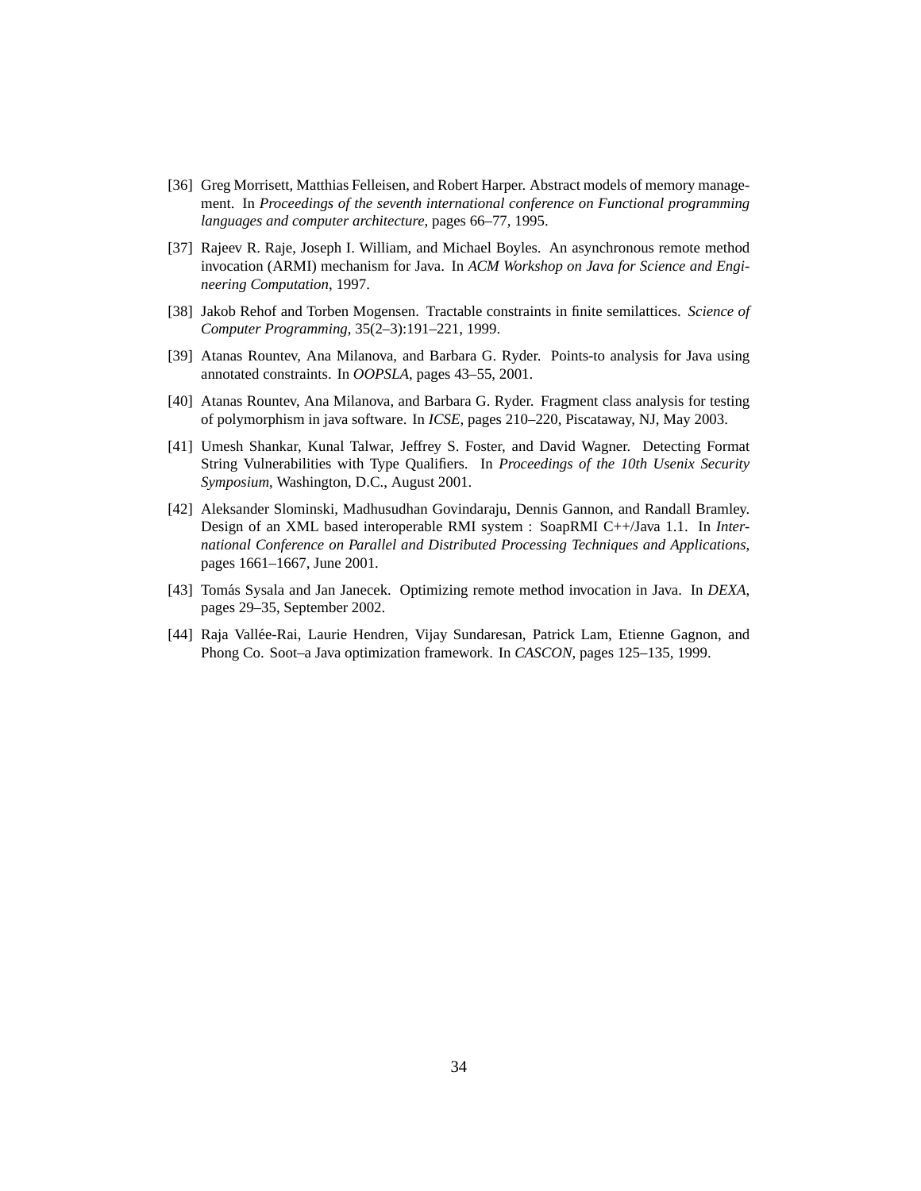[36] Greg Morrisett, Matthias Felleisen, and Robert Harper. Abstract models of memory management. In *Proceedings of the seventh international conference on Functional programming languages and computer architecture*, pages 66–77, 1995.

[37] Rajeev R. Raje, Joseph I. William, and Michael Boyles. An asynchronous remote method invocation (ARMI) mechanism for Java. In *ACM Workshop on Java for Science and Engineering Computation*, 1997.

[38] Jakob Rehof and Torben Mogensen. Tractable constraints in finite semilattices. *Science of Computer Programming*, 35(2–3):191–221, 1999.

[39] Atanas Rountev, Ana Milanova, and Barbara G. Ryder. Points-to analysis for Java using annotated constraints. In *OOPSLA*, pages 43–55, 2001.

[40] Atanas Rountev, Ana Milanova, and Barbara G. Ryder. Fragment class analysis for testing of polymorphism in java software. In *ICSE*, pages 210–220, Piscataway, NJ, May 2003.

[41] Umesh Shankar, Kunal Talwar, Jeffrey S. Foster, and David Wagner. Detecting Format String Vulnerabilities with Type Qualifiers. In *Proceedings of the 10th Usenix Security Symposium*, Washington, D.C., August 2001.

[42] Aleksander Slominski, Madhusudhan Govindaraju, Dennis Gannon, and Randall Bramley. Design of an XML based interoperable RMI system : SoapRMI C++/Java 1.1. In *International Conference on Parallel and Distributed Processing Techniques and Applications*, pages 1661–1667, June 2001.

[43] Tomás Sysala and Jan Janecek. Optimizing remote method invocation in Java. In *DEXA*, pages 29–35, September 2002.

[44] Raja Vallée-Rai, Laurie Hendren, Vijay Sundaresan, Patrick Lam, Etienne Gagnon, and Phong Co. Soot–a Java optimization framework. In *CASCON*, pages 125–135, 1999.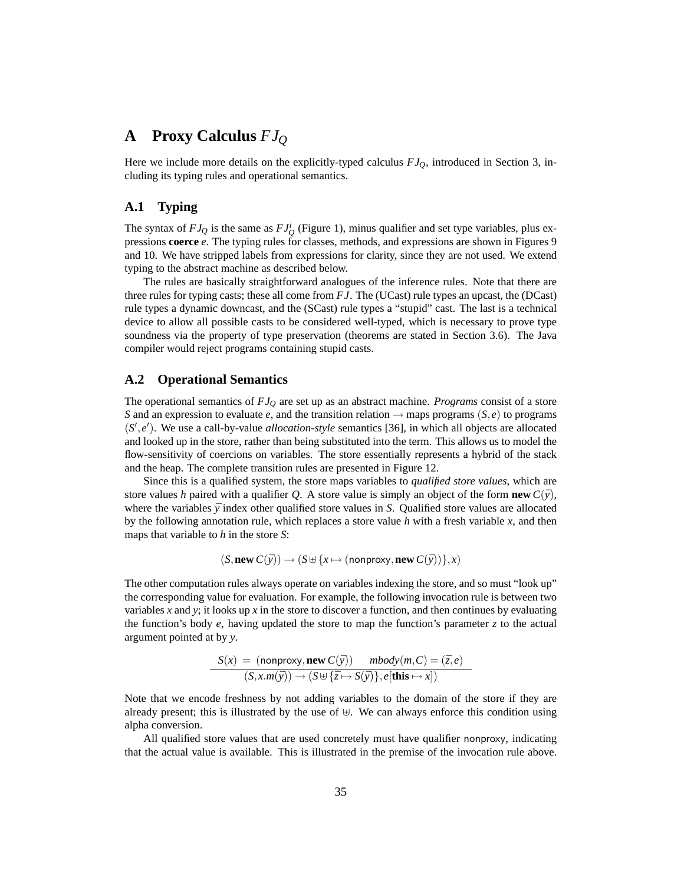# A Proxy Calculus $FJ_Q$

Here we include more details on the explicitly-typed calculus $FJ_Q$, introduced in Section 3, including its typing rules and operational semantics.

## A.1 Typing

The syntax of $FJ_Q$ is the same as $FJ_Q^i$ (Figure 1), minus qualifier and set type variables, plus expressions **coerce** $e$. The typing rules for classes, methods, and expressions are shown in Figures 9 and 10. We have stripped labels from expressions for clarity, since they are not used. We extend typing to the abstract machine as described below.

The rules are basically straightforward analogues of the inference rules. Note that there are three rules for typing casts; these all come from $FJ$. The (UCast) rule types an upcast, the (DCast) rule types a dynamic downcast, and the (SCast) rule types a "stupid" cast. The last is a technical device to allow all possible casts to be considered well-typed, which is necessary to prove type soundness via the property of type preservation (theorems are stated in Section 3.6). The Java compiler would reject programs containing stupid casts.

## A.2 Operational Semantics

The operational semantics of $FJ_Q$ are set up as an abstract machine. *Programs* consist of a store $S$ and an expression to evaluate $e$, and the transition relation $\rightarrow$ maps programs $(S,e)$ to programs $(S',e')$. We use a call-by-value *allocation-style* semantics [36], in which all objects are allocated and looked up in the store, rather than being substituted into the term. This allows us to model the flow-sensitivity of coercions on variables. The store essentially represents a hybrid of the stack and the heap. The complete transition rules are presented in Figure 12.

Since this is a qualified system, the store maps variables to *qualified store values*, which are store values $h$ paired with a qualifier $Q$. A store value is simply an object of the form $\textbf{new}\, C(\bar{y})$, where the variables $\bar{y}$ index other qualified store values in $S$. Qualified store values are allocated by the following annotation rule, which replaces a store value $h$ with a fresh variable $x$, and then maps that variable to $h$ in the store $S$:

$$(S, \textbf{new}\, C(\bar{y})) \rightarrow (S \uplus \{x \mapsto (\mathsf{nonproxy}, \textbf{new}\, C(\bar{y}))\}, x)$$

The other computation rules always operate on variables indexing the store, and so must "look up" the corresponding value for evaluation. For example, the following invocation rule is between two variables $x$ and $y$; it looks up $x$ in the store to discover a function, and then continues by evaluating the function's body $e$, having updated the store to map the function's parameter $z$ to the actual argument pointed at by $y$.

$$\frac{S(x) \;=\; (\mathsf{nonproxy}, \textbf{new}\, C(\bar{y})) \qquad mbody(m,C) = (\bar{z}, e)}{(S, x.m(\bar{y})) \rightarrow (S \uplus \{\bar{z} \mapsto S(\bar{y})\}, e[\textbf{this} \mapsto x])}$$

Note that we encode freshness by not adding variables to the domain of the store if they are already present; this is illustrated by the use of $\uplus$. We can always enforce this condition using alpha conversion.

All qualified store values that are used concretely must have qualifier $\mathsf{nonproxy}$, indicating that the actual value is available. This is illustrated in the premise of the invocation rule above.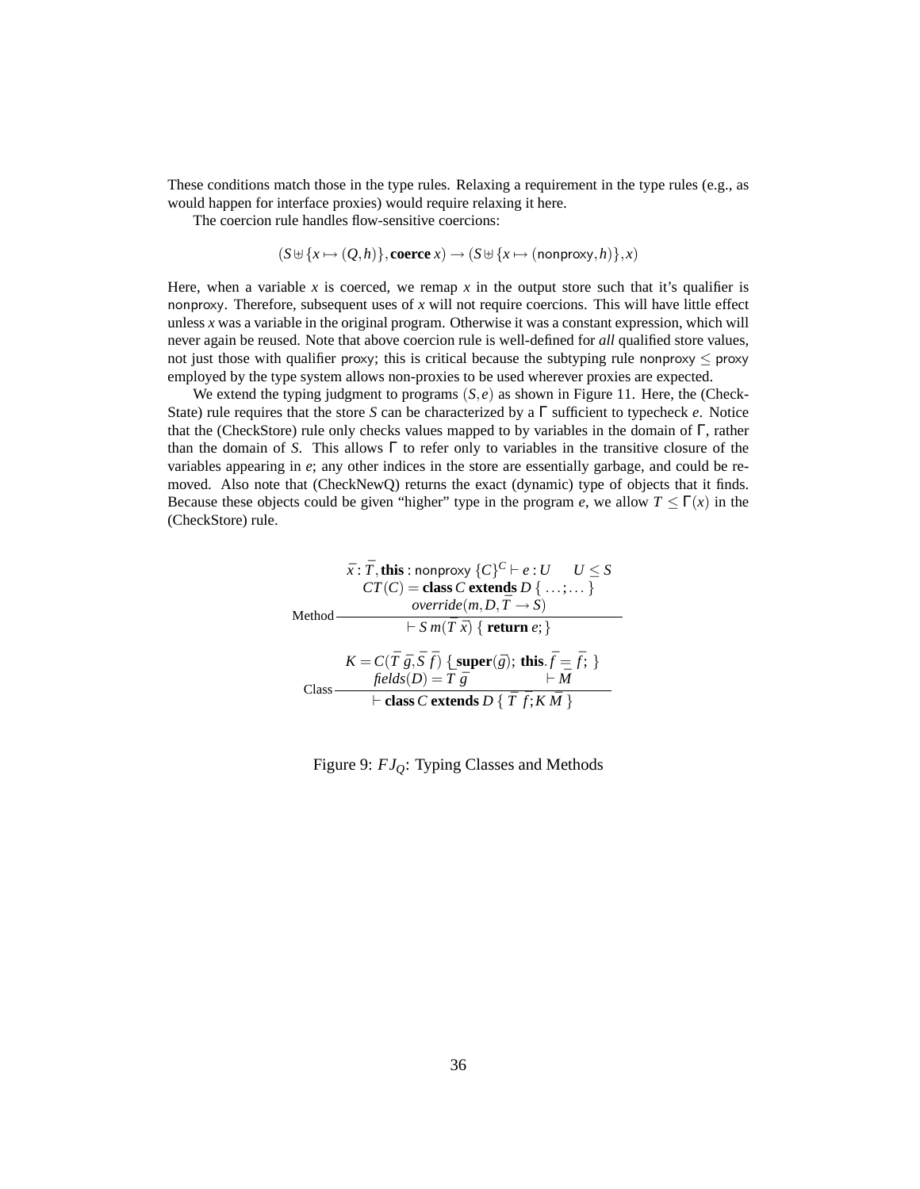These conditions match those in the type rules. Relaxing a requirement in the type rules (e.g., as would happen for interface proxies) would require relaxing it here.

The coercion rule handles flow-sensitive coercions:

$$(S \uplus \{x \mapsto (Q,h)\}, \textbf{coerce}\ x) \rightarrow (S \uplus \{x \mapsto (\mathsf{nonproxy}, h)\}, x)$$

Here, when a variable $x$ is coerced, we remap $x$ in the output store such that it's qualifier is $\mathsf{nonproxy}$. Therefore, subsequent uses of $x$ will not require coercions. This will have little effect unless $x$ was a variable in the original program. Otherwise it was a constant expression, which will never again be reused. Note that above coercion rule is well-defined for *all* qualified store values, not just those with qualifier $\mathsf{proxy}$; this is critical because the subtyping rule $\mathsf{nonproxy} \leq \mathsf{proxy}$ employed by the type system allows non-proxies to be used wherever proxies are expected.

We extend the typing judgment to programs $(S,e)$ as shown in Figure 11. Here, the (Check-State) rule requires that the store $S$ can be characterized by a $\Gamma$ sufficient to typecheck $e$. Notice that the (CheckStore) rule only checks values mapped to by variables in the domain of $\Gamma$, rather than the domain of $S$. This allows $\Gamma$ to refer only to variables in the transitive closure of the variables appearing in $e$; any other indices in the store are essentially garbage, and could be removed. Also note that (CheckNewQ) returns the exact (dynamic) type of objects that it finds. Because these objects could be given "higher" type in the program $e$, we allow $T \leq \Gamma(x)$ in the (CheckStore) rule.

$$\text{Method}\ \frac{\begin{array}{c}\bar{x} : \bar{T}, \textbf{this} : \mathsf{nonproxy}\ \{C\}^C \vdash e : U \qquad U \leq S \\ CT(C) = \textbf{class}\ C\ \textbf{extends}\ D\ \{\ \ldots;\ldots\ \} \\ \mathit{override}(m, D, \bar{T} \rightarrow S)\end{array}}{\vdash S\ m(\bar{T}\ \bar{x})\ \{\ \textbf{return}\ e;\}}$$

$$\text{Class}\ \frac{\begin{array}{c}K = C(\bar{T}\ \bar{g}, \bar{S}\ \bar{f})\ \{\ \textbf{super}(\bar{g});\ \textbf{this}.\bar{f} = \bar{f};\ \} \\ \mathit{fields}(D) = \bar{T}\ \bar{g} \qquad\qquad \vdash \bar{M}\end{array}}{\vdash \textbf{class}\ C\ \textbf{extends}\ D\ \{\ \bar{T}\ \bar{f}; K\ \bar{M}\ \}}$$

Figure 9: $FJ_Q$: Typing Classes and Methods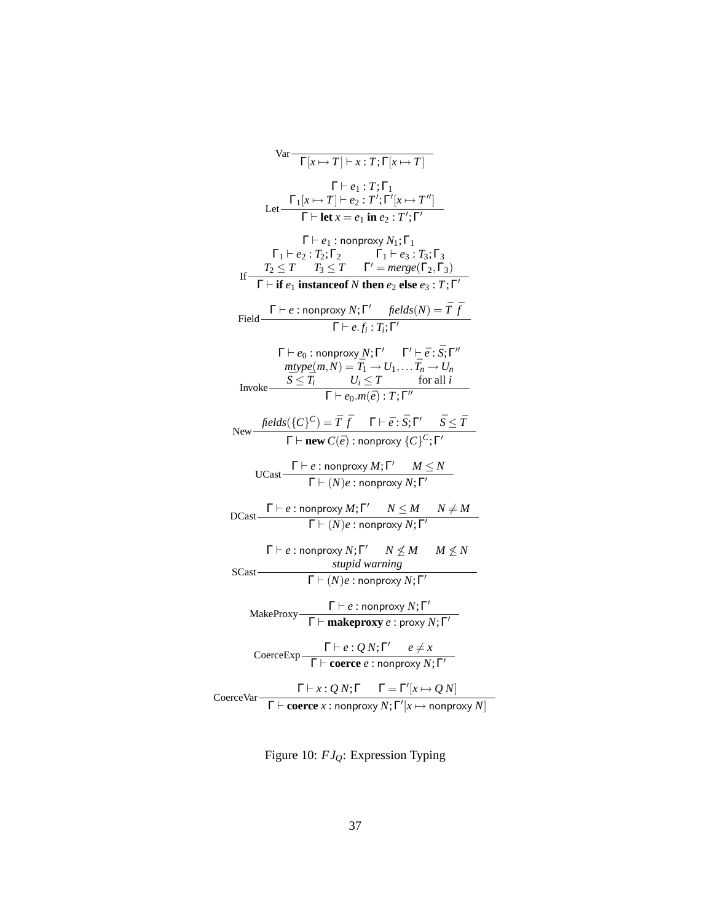$$\text{Var}\;\frac{}{\Gamma[x \mapsto T] \vdash x : T; \Gamma[x \mapsto T]}$$

$$\text{Let}\;\frac{\Gamma \vdash e_1 : T; \Gamma_1 \qquad \Gamma_1[x \mapsto T] \vdash e_2 : T'; \Gamma'[x \mapsto T'']}{\Gamma \vdash \textbf{let}\; x = e_1 \;\textbf{in}\; e_2 : T'; \Gamma'}$$

$$\text{If}\;\frac{\begin{array}{c}\Gamma \vdash e_1 : \textsf{nonproxy}\; N_1; \Gamma_1 \\ \Gamma_1 \vdash e_2 : T_2; \Gamma_2 \qquad \Gamma_1 \vdash e_3 : T_3; \Gamma_3 \\ T_2 \leq T \qquad T_3 \leq T \qquad \Gamma' = \mathit{merge}(\Gamma_2, \Gamma_3)\end{array}}{\Gamma \vdash \textbf{if}\; e_1 \;\textbf{instanceof}\; N \;\textbf{then}\; e_2 \;\textbf{else}\; e_3 : T; \Gamma'}$$

$$\text{Field}\;\frac{\Gamma \vdash e : \textsf{nonproxy}\; N; \Gamma' \qquad \mathit{fields}(N) = \bar{T}\;\bar{f}}{\Gamma \vdash e.f_i : T_i; \Gamma'}$$

$$\text{Invoke}\;\frac{\begin{array}{c}\Gamma \vdash e_0 : \textsf{nonproxy}\; N; \Gamma' \qquad \Gamma' \vdash \bar{e} : \bar{S}; \Gamma'' \\ \mathit{mtype}(m, N) = \bar{T_1} \to U_1, \ldots \bar{T_n} \to U_n \\ \bar{S} \leq \bar{T_i} \qquad U_i \leq T \qquad \text{for all } i\end{array}}{\Gamma \vdash e_0.m(\bar{e}) : T; \Gamma''}$$

$$\text{New}\;\frac{\mathit{fields}(\{C\}^C) = \bar{T}\;\bar{f} \qquad \Gamma \vdash \bar{e} : \bar{S}; \Gamma' \qquad \bar{S} \leq \bar{T}}{\Gamma \vdash \textbf{new}\; C(\bar{e}) : \textsf{nonproxy}\; \{C\}^C; \Gamma'}$$

$$\text{UCast}\;\frac{\Gamma \vdash e : \textsf{nonproxy}\; M; \Gamma' \qquad M \leq N}{\Gamma \vdash (N)e : \textsf{nonproxy}\; N; \Gamma'}$$

$$\text{DCast}\;\frac{\Gamma \vdash e : \textsf{nonproxy}\; M; \Gamma' \qquad N \leq M \qquad N \neq M}{\Gamma \vdash (N)e : \textsf{nonproxy}\; N; \Gamma'}$$

$$\text{SCast}\;\frac{\begin{array}{c}\Gamma \vdash e : \textsf{nonproxy}\; N; \Gamma' \qquad N \not\leq M \qquad M \not\leq N \\ \textit{stupid warning}\end{array}}{\Gamma \vdash (N)e : \textsf{nonproxy}\; N; \Gamma'}$$

$$\text{MakeProxy}\;\frac{\Gamma \vdash e : \textsf{nonproxy}\; N; \Gamma'}{\Gamma \vdash \textbf{makeproxy}\; e : \textsf{proxy}\; N; \Gamma'}$$

$$\text{CoerceExp}\;\frac{\Gamma \vdash e : Q\; N; \Gamma' \qquad e \neq x}{\Gamma \vdash \textbf{coerce}\; e : \textsf{nonproxy}\; N; \Gamma'}$$

$$\text{CoerceVar}\;\frac{\Gamma \vdash x : Q\; N; \Gamma \qquad \Gamma = \Gamma'[x \mapsto Q\; N]}{\Gamma \vdash \textbf{coerce}\; x : \textsf{nonproxy}\; N; \Gamma'[x \mapsto \textsf{nonproxy}\; N]}$$

Figure 10: $FJ_Q$: Expression Typing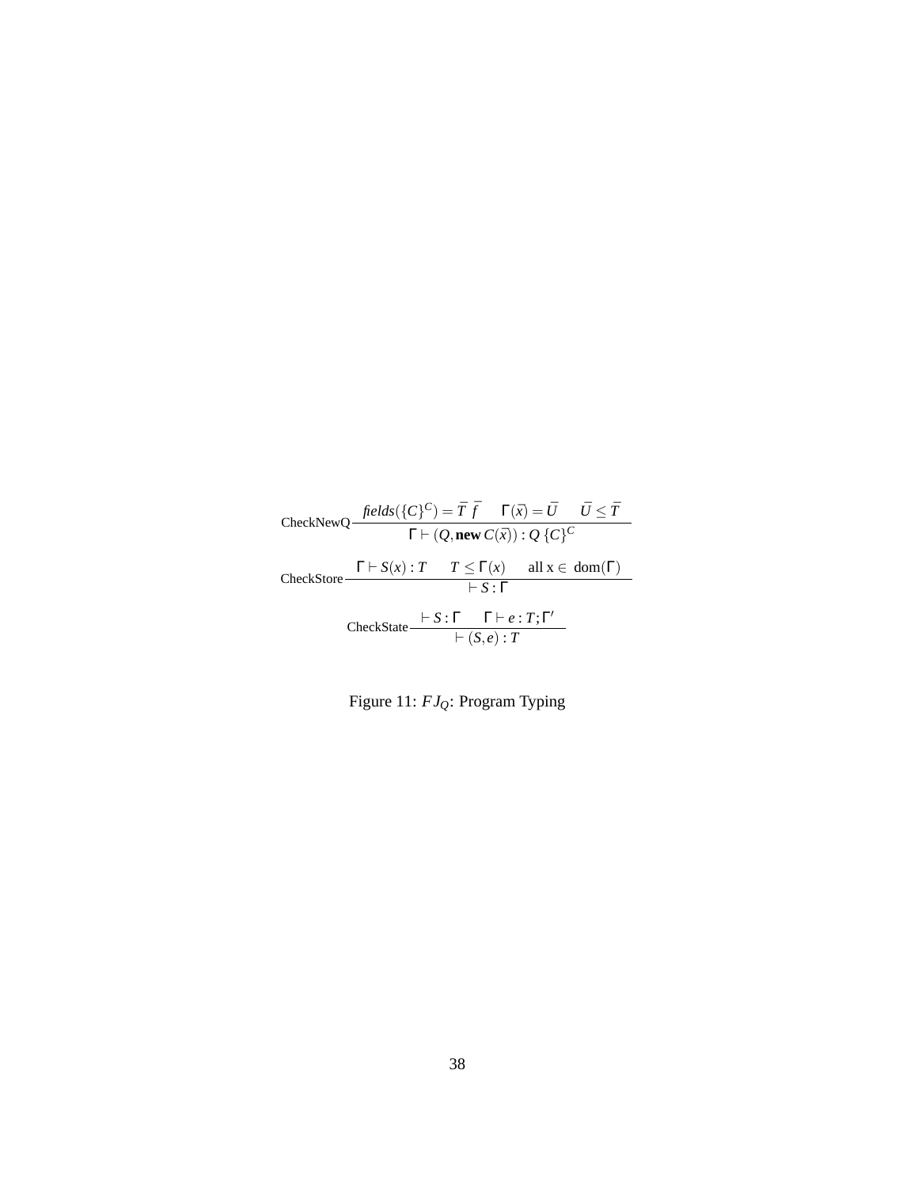$$\text{CheckNewQ}\ \frac{\mathit{fields}(\{C\}^C) = \bar{T}\ \bar{f} \qquad \Gamma(\bar{x}) = \bar{U} \qquad \bar{U} \leq \bar{T}}{\Gamma \vdash (Q, \mathbf{new}\ C(\bar{x})) : Q\ \{C\}^C}$$

$$\text{CheckStore}\ \frac{\Gamma \vdash S(x) : T \qquad T \leq \Gamma(x) \qquad \text{all x} \in\ \text{dom}(\Gamma)}{\vdash S : \Gamma}$$

$$\text{CheckState}\ \frac{\vdash S : \Gamma \qquad \Gamma \vdash e : T; \Gamma'}{\vdash (S, e) : T}$$

Figure 11: $FJ_Q$: Program Typing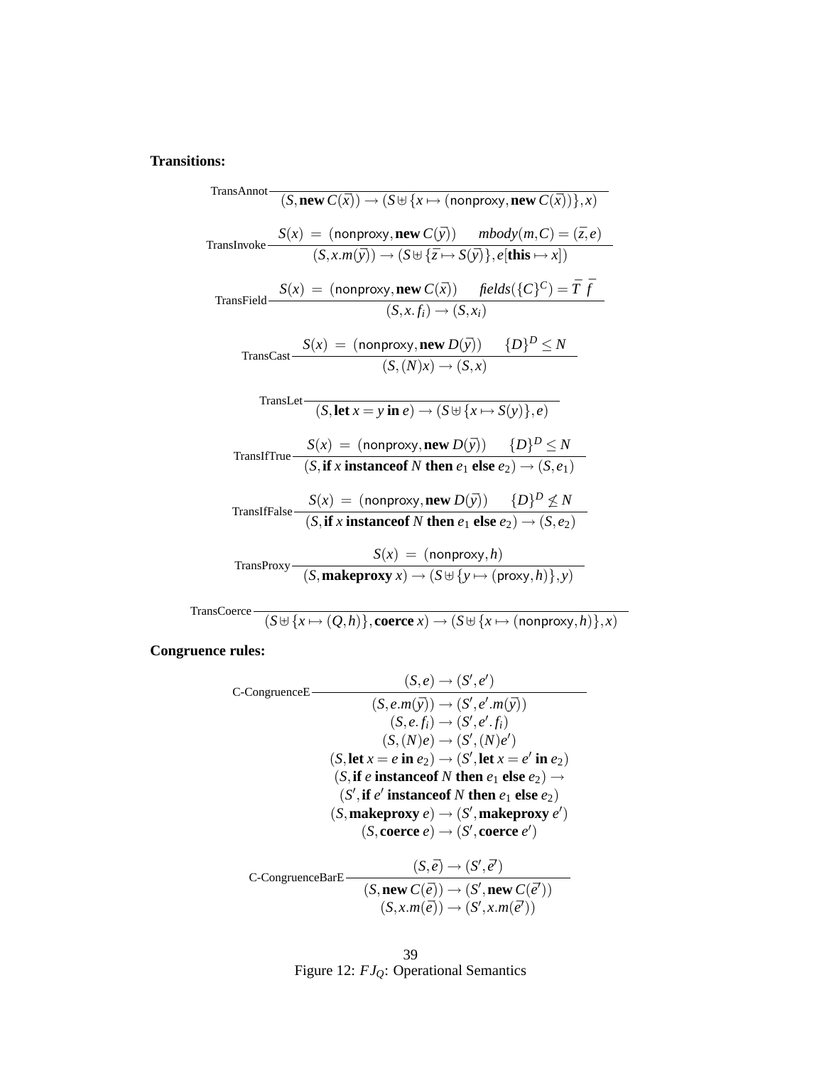**Transitions:**

$$\text{TransAnnot}\ \frac{}{(S, \mathbf{new}\ C(\bar{x})) \rightarrow (S \uplus \{x \mapsto (\mathsf{nonproxy}, \mathbf{new}\ C(\bar{x}))\}, x)}$$

$$\text{TransInvoke}\ \frac{S(x) \ = \ (\mathsf{nonproxy}, \mathbf{new}\ C(\bar{y})) \qquad mbody(m, C) = (\bar{z}, e)}{(S, x.m(\bar{y})) \rightarrow (S \uplus \{\bar{z} \mapsto S(\bar{y})\}, e[\mathbf{this} \mapsto x])}$$

$$\text{TransField}\ \frac{S(x) \ = \ (\mathsf{nonproxy}, \mathbf{new}\ C(\bar{x})) \qquad fields(\{C\}^C) = \bar{T}\ \bar{f}}{(S, x.f_i) \rightarrow (S, x_i)}$$

$$\text{TransCast}\ \frac{S(x) \ = \ (\mathsf{nonproxy}, \mathbf{new}\ D(\bar{y})) \qquad \{D\}^D \leq N}{(S, (N)x) \rightarrow (S, x)}$$

$$\text{TransLet}\ \frac{}{(S, \mathbf{let}\ x = y\ \mathbf{in}\ e) \rightarrow (S \uplus \{x \mapsto S(y)\}, e)}$$

$$\text{TransIfTrue}\ \frac{S(x) \ = \ (\mathsf{nonproxy}, \mathbf{new}\ D(\bar{y})) \qquad \{D\}^D \leq N}{(S, \mathbf{if}\ x\ \mathbf{instanceof}\ N\ \mathbf{then}\ e_1\ \mathbf{else}\ e_2) \rightarrow (S, e_1)}$$

$$\text{TransIfFalse}\ \frac{S(x) \ = \ (\mathsf{nonproxy}, \mathbf{new}\ D(\bar{y})) \qquad \{D\}^D \not\leq N}{(S, \mathbf{if}\ x\ \mathbf{instanceof}\ N\ \mathbf{then}\ e_1\ \mathbf{else}\ e_2) \rightarrow (S, e_2)}$$

$$\text{TransProxy}\ \frac{S(x) \ = \ (\mathsf{nonproxy}, h)}{(S, \mathbf{makeproxy}\ x) \rightarrow (S \uplus \{y \mapsto (\mathsf{proxy}, h)\}, y)}$$

$$\text{TransCoerce}\ \frac{}{(S \uplus \{x \mapsto (Q, h)\}, \mathbf{coerce}\ x) \rightarrow (S \uplus \{x \mapsto (\mathsf{nonproxy}, h)\}, x)}$$

**Congruence rules:**

$$\text{C-CongruenceE}\ \frac{(S, e) \rightarrow (S', e')}{\begin{array}{c} (S, e.m(\bar{y})) \rightarrow (S', e'.m(\bar{y})) \\ (S, e.f_i) \rightarrow (S', e'.f_i) \\ (S, (N)e) \rightarrow (S', (N)e') \\ (S, \mathbf{let}\ x = e\ \mathbf{in}\ e_2) \rightarrow (S', \mathbf{let}\ x = e'\ \mathbf{in}\ e_2) \\ (S, \mathbf{if}\ e\ \mathbf{instanceof}\ N\ \mathbf{then}\ e_1\ \mathbf{else}\ e_2) \rightarrow \\ (S', \mathbf{if}\ e'\ \mathbf{instanceof}\ N\ \mathbf{then}\ e_1\ \mathbf{else}\ e_2) \\ (S, \mathbf{makeproxy}\ e) \rightarrow (S', \mathbf{makeproxy}\ e') \\ (S, \mathbf{coerce}\ e) \rightarrow (S', \mathbf{coerce}\ e') \end{array}}$$

$$\text{C-CongruenceBarE}\ \frac{(S, \bar{e}) \rightarrow (S', \bar{e'})}{\begin{array}{c} (S, \mathbf{new}\ C(\bar{e})) \rightarrow (S', \mathbf{new}\ C(\bar{e'})) \\ (S, x.m(\bar{e})) \rightarrow (S', x.m(\bar{e'})) \end{array}}$$

Figure 12: $FJ_Q$: Operational Semantics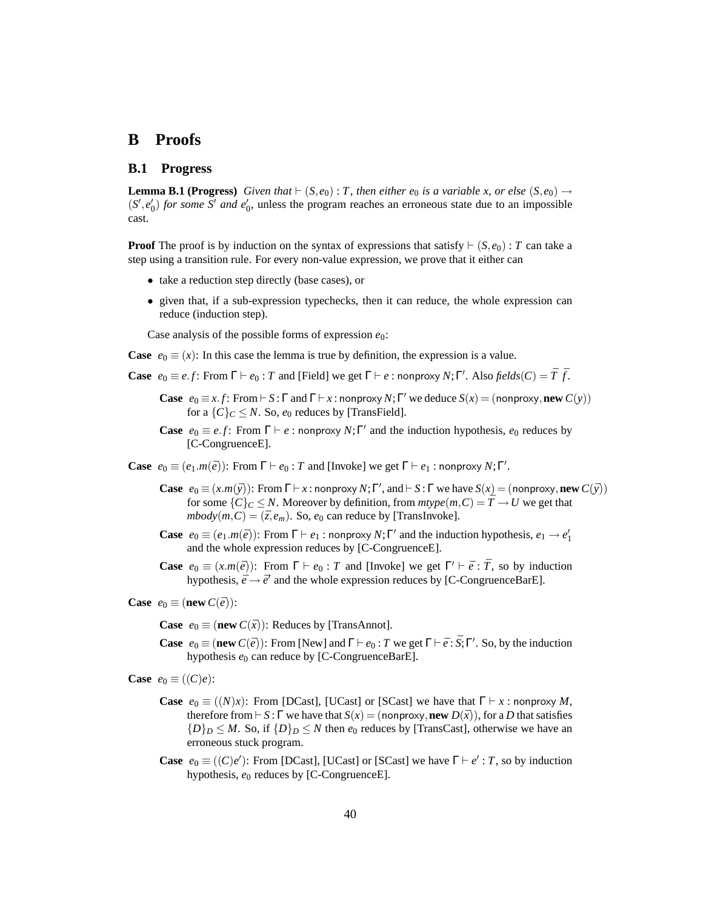# B Proofs

## B.1 Progress

**Lemma B.1 (Progress)** *Given that* $\vdash (S, e_0) : T$*, then either* $e_0$ *is a variable* $x$*, or else* $(S, e_0) \rightarrow (S', e_0')$ *for some* $S'$ *and* $e_0'$, unless the program reaches an erroneous state due to an impossible cast.

**Proof** The proof is by induction on the syntax of expressions that satisfy $\vdash (S, e_0) : T$ can take a step using a transition rule. For every non-value expression, we prove that it either can

- take a reduction step directly (base cases), or
- given that, if a sub-expression typechecks, then it can reduce, the whole expression can reduce (induction step).

Case analysis of the possible forms of expression $e_0$:

**Case** $e_0 \equiv (x)$: In this case the lemma is true by definition, the expression is a value.

**Case** $e_0 \equiv e.f$: From $\Gamma \vdash e_0 : T$ and [Field] we get $\Gamma \vdash e : \mathsf{nonproxy}\ N; \Gamma'$. Also $\mathit{fields}(C) = \bar{T}\ \bar{f}$.

> **Case** $e_0 \equiv x.f$: From $\vdash S : \Gamma$ and $\Gamma \vdash x : \mathsf{nonproxy}\ N; \Gamma'$ we deduce $S(x) = (\mathsf{nonproxy}, \mathbf{new}\ C(y))$ for a $\{C\}_C \leq N$. So, $e_0$ reduces by [TransField].
>
> **Case** $e_0 \equiv e.f$: From $\Gamma \vdash e : \mathsf{nonproxy}\ N; \Gamma'$ and the induction hypothesis, $e_0$ reduces by [C-CongruenceE].

**Case** $e_0 \equiv (e_1.m(\bar{e}))$: From $\Gamma \vdash e_0 : T$ and [Invoke] we get $\Gamma \vdash e_1 : \mathsf{nonproxy}\ N; \Gamma'$.

> **Case** $e_0 \equiv (x.m(\bar{y}))$: From $\Gamma \vdash x : \mathsf{nonproxy}\ N; \Gamma'$, and $\vdash S : \Gamma$ we have $S(x) = (\mathsf{nonproxy}, \mathbf{new}\ C(\bar{y}))$ for some $\{C\}_C \leq N$. Moreover by definition, from $\mathit{mtype}(m, C) = \bar{T} \rightarrow U$ we get that $\mathit{mbody}(m, C) = (\bar{z}, e_m)$. So, $e_0$ can reduce by [TransInvoke].
>
> **Case** $e_0 \equiv (e_1.m(\bar{e}))$: From $\Gamma \vdash e_1 : \mathsf{nonproxy}\ N; \Gamma'$ and the induction hypothesis, $e_1 \rightarrow e_1'$ and the whole expression reduces by [C-CongruenceE].
>
> **Case** $e_0 \equiv (x.m(\bar{e}))$: From $\Gamma \vdash e_0 : T$ and [Invoke] we get $\Gamma' \vdash \bar{e} : \bar{T}$, so by induction hypothesis, $\bar{e} \rightarrow \bar{e}'$ and the whole expression reduces by [C-CongruenceBarE].

**Case** $e_0 \equiv (\mathbf{new}\ C(\bar{e}))$:

> **Case** $e_0 \equiv (\mathbf{new}\ C(\bar{x}))$: Reduces by [TransAnnot].
>
> **Case** $e_0 \equiv (\mathbf{new}\ C(\bar{e}))$: From [New] and $\Gamma \vdash e_0 : T$ we get $\Gamma \vdash \bar{e} : \bar{S}; \Gamma'$. So, by the induction hypothesis $e_0$ can reduce by [C-CongruenceBarE].

**Case** $e_0 \equiv ((C)e)$:

> **Case** $e_0 \equiv ((N)x)$: From [DCast], [UCast] or [SCast] we have that $\Gamma \vdash x : \mathsf{nonproxy}\ M$, therefore from $\vdash S : \Gamma$ we have that $S(x) = (\mathsf{nonproxy}, \mathbf{new}\ D(\bar{x}))$, for a $D$ that satisfies $\{D\}_D \leq M$. So, if $\{D\}_D \leq N$ then $e_0$ reduces by [TransCast], otherwise we have an erroneous stuck program.
>
> **Case** $e_0 \equiv ((C)e')$: From [DCast], [UCast] or [SCast] we have $\Gamma \vdash e' : T$, so by induction hypothesis, $e_0$ reduces by [C-CongruenceE].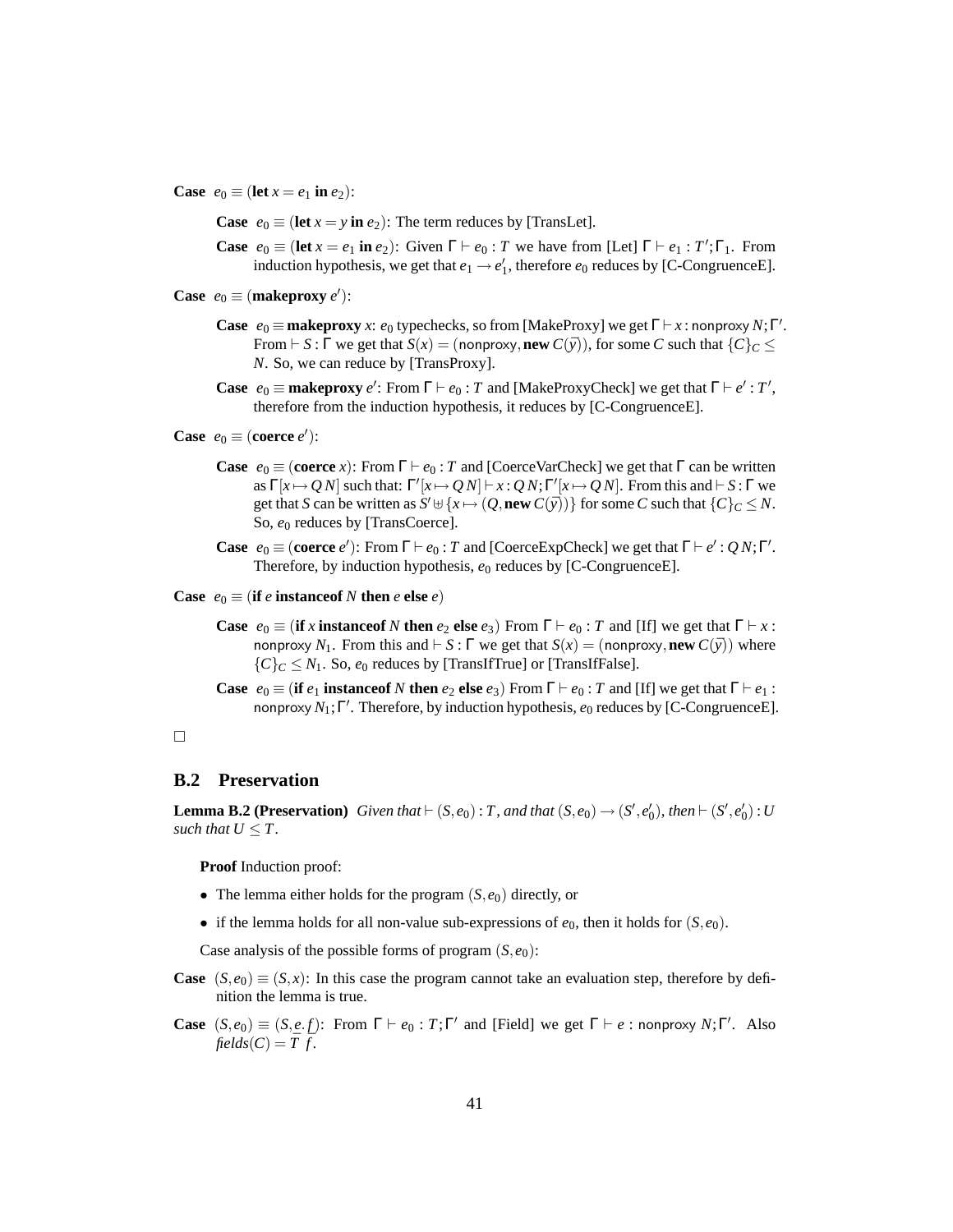**Case** $e_0 \equiv (\textbf{let } x = e_1 \textbf{ in } e_2)$:

> **Case** $e_0 \equiv (\textbf{let } x = y \textbf{ in } e_2)$: The term reduces by [TransLet].
>
> **Case** $e_0 \equiv (\textbf{let } x = e_1 \textbf{ in } e_2)$: Given $\Gamma \vdash e_0 : T$ we have from [Let] $\Gamma \vdash e_1 : T'; \Gamma_1$. From induction hypothesis, we get that $e_1 \rightarrow e_1'$, therefore $e_0$ reduces by [C-CongruenceE].

**Case** $e_0 \equiv (\textbf{makeproxy } e')$:

> **Case** $e_0 \equiv \textbf{makeproxy } x$: $e_0$ typechecks, so from [MakeProxy] we get $\Gamma \vdash x : \mathsf{nonproxy}\ N; \Gamma'$. From $\vdash S : \Gamma$ we get that $S(x) = (\mathsf{nonproxy}, \textbf{new } C(\overline{y}))$, for some $C$ such that $\{C\}_C \leq N$. So, we can reduce by [TransProxy].
>
> **Case** $e_0 \equiv \textbf{makeproxy } e'$: From $\Gamma \vdash e_0 : T$ and [MakeProxyCheck] we get that $\Gamma \vdash e' : T'$, therefore from the induction hypothesis, it reduces by [C-CongruenceE].

**Case** $e_0 \equiv (\textbf{coerce } e')$:

> **Case** $e_0 \equiv (\textbf{coerce } x)$: From $\Gamma \vdash e_0 : T$ and [CoerceVarCheck] we get that $\Gamma$ can be written as $\Gamma[x \mapsto Q\,N]$ such that: $\Gamma'[x \mapsto Q\,N] \vdash x : Q\,N; \Gamma'[x \mapsto Q\,N]$. From this and $\vdash S : \Gamma$ we get that $S$ can be written as $S' \uplus \{x \mapsto (Q, \textbf{new } C(\overline{y}))\}$ for some $C$ such that $\{C\}_C \leq N$. So, $e_0$ reduces by [TransCoerce].
>
> **Case** $e_0 \equiv (\textbf{coerce } e')$: From $\Gamma \vdash e_0 : T$ and [CoerceExpCheck] we get that $\Gamma \vdash e' : Q\,N; \Gamma'$. Therefore, by induction hypothesis, $e_0$ reduces by [C-CongruenceE].

**Case** $e_0 \equiv (\textbf{if } e \textbf{ instanceof } N \textbf{ then } e \textbf{ else } e)$

> **Case** $e_0 \equiv (\textbf{if } x \textbf{ instanceof } N \textbf{ then } e_2 \textbf{ else } e_3)$ From $\Gamma \vdash e_0 : T$ and [If] we get that $\Gamma \vdash x : \mathsf{nonproxy}\ N_1$. From this and $\vdash S : \Gamma$ we get that $S(x) = (\mathsf{nonproxy}, \textbf{new } C(\overline{y}))$ where $\{C\}_C \leq N_1$. So, $e_0$ reduces by [TransIfTrue] or [TransIfFalse].
>
> **Case** $e_0 \equiv (\textbf{if } e_1 \textbf{ instanceof } N \textbf{ then } e_2 \textbf{ else } e_3)$ From $\Gamma \vdash e_0 : T$ and [If] we get that $\Gamma \vdash e_1 : \mathsf{nonproxy}\ N_1; \Gamma'$. Therefore, by induction hypothesis, $e_0$ reduces by [C-CongruenceE].

□

## B.2 Preservation

**Lemma B.2 (Preservation)** *Given that $\vdash (S, e_0) : T$, and that $(S, e_0) \rightarrow (S', e_0')$, then $\vdash (S', e_0') : U$ such that $U \leq T$.*

**Proof** Induction proof:

- The lemma either holds for the program $(S, e_0)$ directly, or
- if the lemma holds for all non-value sub-expressions of $e_0$, then it holds for $(S, e_0)$.

Case analysis of the possible forms of program $(S, e_0)$:

**Case** $(S, e_0) \equiv (S, x)$: In this case the program cannot take an evaluation step, therefore by definition the lemma is true.

**Case** $(S, e_0) \equiv (S, \underline{e}.\underline{f})$: From $\Gamma \vdash e_0 : T; \Gamma'$ and [Field] we get $\Gamma \vdash e : \mathsf{nonproxy}\ N; \Gamma'$. Also $\mathit{fields}(C) = \overline{T}\ \overline{f}$.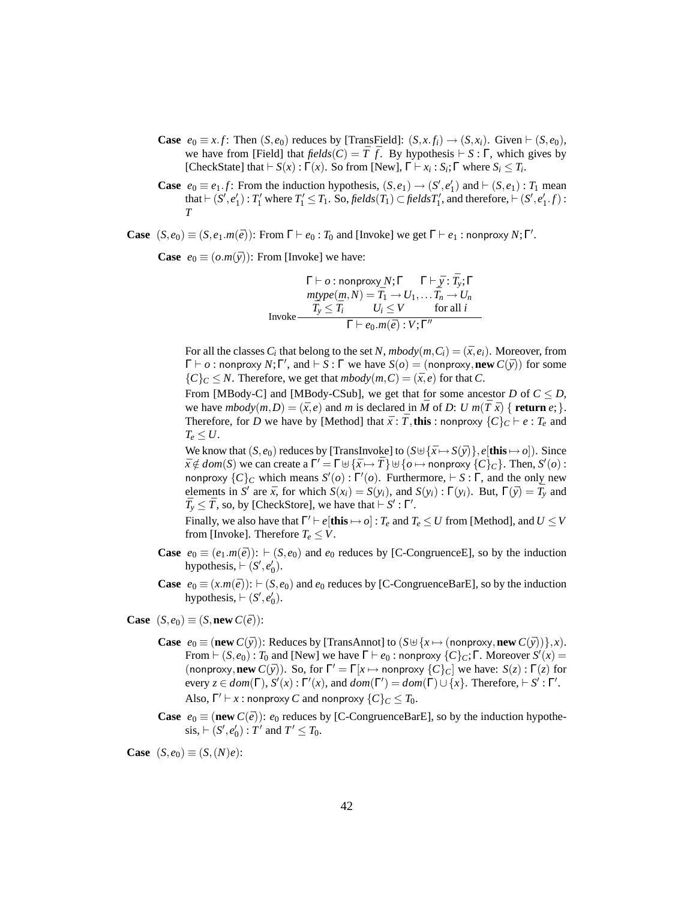**Case** $e_0 \equiv x.f$: Then $(S, e_0)$ reduces by [TransField]: $(S, x.f_i) \to (S, x_i)$. Given $\vdash (S, e_0)$, we have from [Field] that $\mathit{fields}(C) = \bar{T}\ \bar{f}$. By hypothesis $\vdash S : \Gamma$, which gives by [CheckState] that $\vdash S(x) : \Gamma(x)$. So from [New], $\Gamma \vdash x_i : S_i; \Gamma$ where $S_i \leq T_i$.

**Case** $e_0 \equiv e_1.f$: From the induction hypothesis, $(S, e_1) \to (S', e_1')$ and $\vdash (S, e_1) : T_1$ mean that $\vdash (S', e_1') : T_1'$ where $T_1' \leq T_1$. So, $\mathit{fields}(T_1) \subset \mathit{fields}T_1'$, and therefore, $\vdash (S', e_1'.f) : T$

**Case** $(S, e_0) \equiv (S, e_1.m(\bar{e}))$: From $\Gamma \vdash e_0 : T_0$ and [Invoke] we get $\Gamma \vdash e_1 : \mathsf{nonproxy}\ N; \Gamma'$.

**Case** $e_0 \equiv (o.m(\bar{y}))$: From [Invoke] we have:

$$\text{Invoke}\ \frac{\begin{array}{c}\Gamma \vdash o : \mathsf{nonproxy}\ N; \Gamma \qquad \Gamma \vdash \bar{y} : \bar{T_y}; \Gamma \\ \mathit{mtype}(m, N) = \bar{T_1} \to U_1, \ldots \bar{T_n} \to U_n \\ \bar{T_y} \leq \bar{T_i} \qquad U_i \leq V \qquad \text{for all } i\end{array}}{\Gamma \vdash e_0.m(\bar{e}) : V; \Gamma''}$$

For all the classes $C_i$ that belong to the set $N$, $\mathit{mbody}(m, C_i) = (\bar{x}, e_i)$. Moreover, from $\Gamma \vdash o : \mathsf{nonproxy}\ N; \Gamma'$, and $\vdash S : \Gamma$ we have $S(o) = (\mathsf{nonproxy}, \mathbf{new}\ C(\bar{y}))$ for some $\{C\}_C \leq N$. Therefore, we get that $\mathit{mbody}(m, C) = (\bar{x}, e)$ for that $C$.

From [MBody-C] and [MBody-CSub], we get that for some ancestor $D$ of $C \leq D$, we have $\mathit{mbody}(m, D) = (\bar{x}, e)$ and $m$ is declared in $\bar{M}$ of $D$: $U\ m(\bar{T}\ \bar{x})\ \{\ \mathbf{return}\ e; \}$. Therefore, for $D$ we have by [Method] that $\bar{x} : \bar{T}, \mathbf{this} : \mathsf{nonproxy}\ \{C\}_C \vdash e : T_e$ and $T_e \leq U$.

We know that $(S, e_0)$ reduces by [TransInvoke] to $(S \uplus \{\bar{x} \mapsto S(\bar{y})\}, e[\mathbf{this} \mapsto o])$. Since $\bar{x} \notin \mathit{dom}(S)$ we can create a $\Gamma' = \Gamma \uplus \{\bar{x} \mapsto \bar{T}\} \uplus \{o \mapsto \mathsf{nonproxy}\ \{C\}_C\}$. Then, $S'(o) : \mathsf{nonproxy}\ \{C\}_C$ which means $S'(o) : \Gamma'(o)$. Furthermore, $\vdash S : \Gamma$, and the only new elements in $S'$ are $\bar{x}$, for which $S(x_i) = S(y_i)$, and $S(y_i) : \Gamma(y_i)$. But, $\Gamma(\bar{y}) = \bar{T_y}$ and $\bar{T_y} \leq \bar{T}$, so, by [CheckStore], we have that $\vdash S' : \Gamma'$.

Finally, we also have that $\Gamma' \vdash e[\mathbf{this} \mapsto o] : T_e$ and $T_e \leq U$ from [Method], and $U \leq V$ from [Invoke]. Therefore $T_e \leq V$.

**Case** $e_0 \equiv (e_1.m(\bar{e}))$: $\vdash (S, e_0)$ and $e_0$ reduces by [C-CongruenceE], so by the induction hypothesis, $\vdash (S', e_0')$.

**Case** $e_0 \equiv (x.m(\bar{e}))$: $\vdash (S, e_0)$ and $e_0$ reduces by [C-CongruenceBarE], so by the induction hypothesis, $\vdash (S', e_0')$.

**Case** $(S, e_0) \equiv (S, \mathbf{new}\ C(\bar{e}))$:

**Case** $e_0 \equiv (\mathbf{new}\ C(\bar{y}))$: Reduces by [TransAnnot] to $(S \uplus \{x \mapsto (\mathsf{nonproxy}, \mathbf{new}\ C(\bar{y}))\}, x)$. From $\vdash (S, e_0) : T_0$ and [New] we have $\Gamma \vdash e_0 : \mathsf{nonproxy}\ \{C\}_C; \Gamma$. Moreover $S'(x) = (\mathsf{nonproxy}, \mathbf{new}\ C(\bar{y}))$. So, for $\Gamma' = \Gamma[x \mapsto \mathsf{nonproxy}\ \{C\}_C]$ we have: $S(z) : \Gamma(z)$ for every $z \in \mathit{dom}(\Gamma)$, $S'(x) : \Gamma'(x)$, and $\mathit{dom}(\Gamma') = \mathit{dom}(\Gamma) \cup \{x\}$. Therefore, $\vdash S' : \Gamma'$. Also, $\Gamma' \vdash x : \mathsf{nonproxy}\ C$ and $\mathsf{nonproxy}\ \{C\}_C \leq T_0$.

**Case** $e_0 \equiv (\mathbf{new}\ C(\bar{e}))$: $e_0$ reduces by [C-CongruenceBarE], so by the induction hypothesis, $\vdash (S', e_0') : T'$ and $T' \leq T_0$.

**Case** $(S, e_0) \equiv (S, (N)e)$: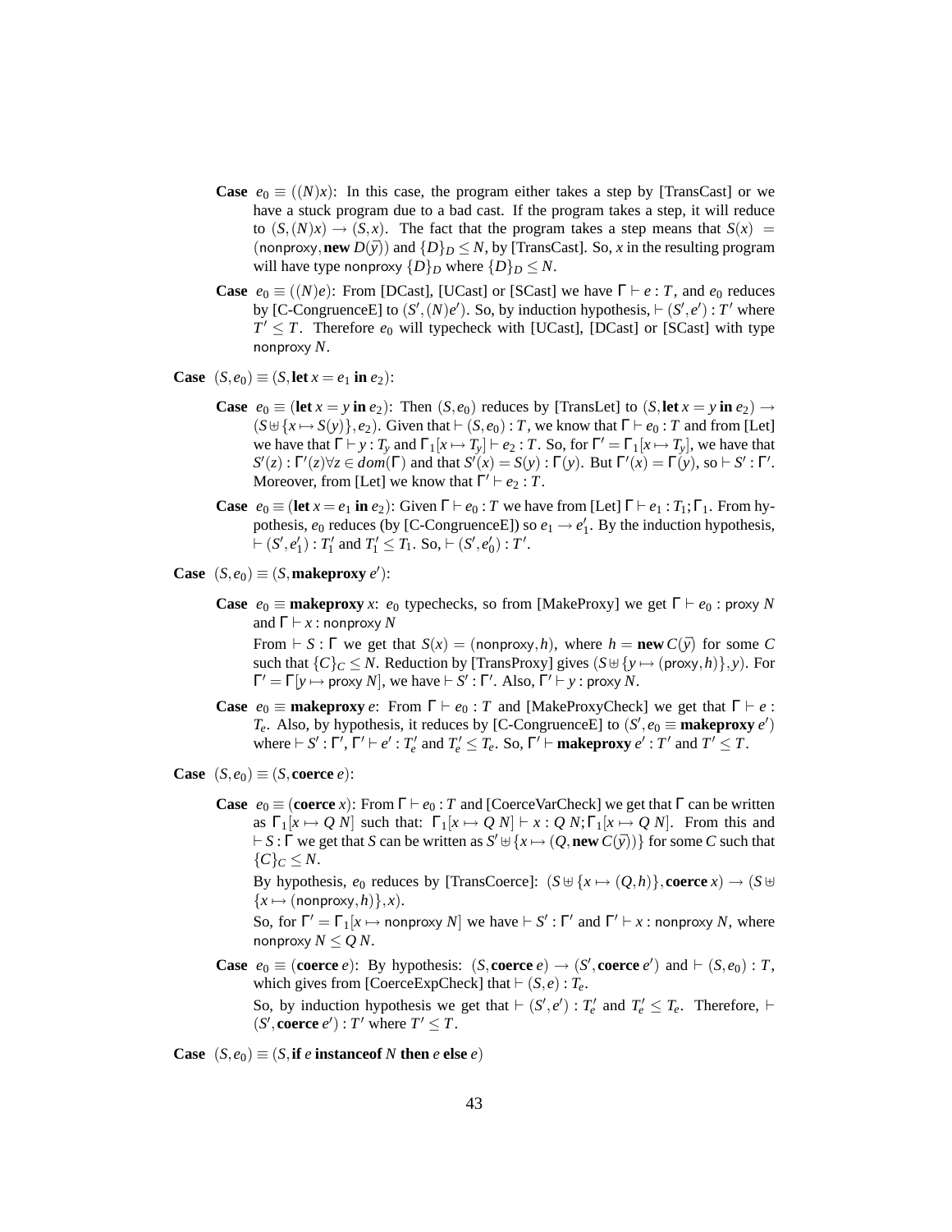**Case** $e_0 \equiv ((N)x)$: In this case, the program either takes a step by [TransCast] or we have a stuck program due to a bad cast. If the program takes a step, it will reduce to $(S,(N)x) \to (S,x)$. The fact that the program takes a step means that $S(x) = (\mathsf{nonproxy}, \textbf{new}\, D(\overline{y}))$ and $\{D\}_D \leq N$, by [TransCast]. So, $x$ in the resulting program will have type $\mathsf{nonproxy}\ \{D\}_D$ where $\{D\}_D \leq N$.

**Case** $e_0 \equiv ((N)e)$: From [DCast], [UCast] or [SCast] we have $\Gamma \vdash e : T$, and $e_0$ reduces by [C-CongruenceE] to $(S',(N)e')$. So, by induction hypothesis, $\vdash (S',e') : T'$ where $T' \leq T$. Therefore $e_0$ will typecheck with [UCast], [DCast] or [SCast] with type $\mathsf{nonproxy}\ N$.

**Case** $(S,e_0) \equiv (S, \textbf{let}\ x = e_1\ \textbf{in}\ e_2)$:

**Case** $e_0 \equiv (\textbf{let}\ x = y\ \textbf{in}\ e_2)$: Then $(S,e_0)$ reduces by [TransLet] to $(S, \textbf{let}\ x = y\ \textbf{in}\ e_2) \to (S \uplus \{x \mapsto S(y)\}, e_2)$. Given that $\vdash (S,e_0) : T$, we know that $\Gamma \vdash e_0 : T$ and from [Let] we have that $\Gamma \vdash y : T_y$ and $\Gamma_1[x \mapsto T_y] \vdash e_2 : T$. So, for $\Gamma' = \Gamma_1[x \mapsto T_y]$, we have that $S'(z) : \Gamma'(z) \forall z \in dom(\Gamma)$ and that $S'(x) = S(y) : \Gamma(y)$. But $\Gamma'(x) = \Gamma(y)$, so $\vdash S' : \Gamma'$. Moreover, from [Let] we know that $\Gamma' \vdash e_2 : T$.

**Case** $e_0 \equiv (\textbf{let}\ x = e_1\ \textbf{in}\ e_2)$: Given $\Gamma \vdash e_0 : T$ we have from [Let] $\Gamma \vdash e_1 : T_1; \Gamma_1$. From hypothesis, $e_0$ reduces (by [C-CongruenceE]) so $e_1 \to e_1'$. By the induction hypothesis, $\vdash (S',e_1') : T_1'$ and $T_1' \leq T_1$. So, $\vdash (S',e_0') : T'$.

**Case** $(S,e_0) \equiv (S, \textbf{makeproxy}\ e')$:

**Case** $e_0 \equiv \textbf{makeproxy}\ x$: $e_0$ typechecks, so from [MakeProxy] we get $\Gamma \vdash e_0 : \mathsf{proxy}\ N$ and $\Gamma \vdash x : \mathsf{nonproxy}\ N$

From $\vdash S : \Gamma$ we get that $S(x) = (\mathsf{nonproxy}, h)$, where $h = \textbf{new}\, C(\overline{y})$ for some $C$ such that $\{C\}_C \leq N$. Reduction by [TransProxy] gives $(S \uplus \{y \mapsto (\mathsf{proxy}, h)\}, y)$. For $\Gamma' = \Gamma[y \mapsto \mathsf{proxy}\ N]$, we have $\vdash S' : \Gamma'$. Also, $\Gamma' \vdash y : \mathsf{proxy}\ N$.

**Case** $e_0 \equiv \textbf{makeproxy}\ e$: From $\Gamma \vdash e_0 : T$ and [MakeProxyCheck] we get that $\Gamma \vdash e : T_e$. Also, by hypothesis, it reduces by [C-CongruenceE] to $(S', e_0 \equiv \textbf{makeproxy}\ e')$ where $\vdash S' : \Gamma'$, $\Gamma' \vdash e' : T_e'$ and $T_e' \leq T_e$. So, $\Gamma' \vdash \textbf{makeproxy}\ e' : T'$ and $T' \leq T$.

**Case** $(S,e_0) \equiv (S, \textbf{coerce}\ e)$:

**Case** $e_0 \equiv (\textbf{coerce}\ x)$: From $\Gamma \vdash e_0 : T$ and [CoerceVarCheck] we get that $\Gamma$ can be written as $\Gamma_1[x \mapsto Q\ N]$ such that: $\Gamma_1[x \mapsto Q\ N] \vdash x : Q\ N; \Gamma_1[x \mapsto Q\ N]$. From this and $\vdash S : \Gamma$ we get that $S$ can be written as $S' \uplus \{x \mapsto (Q, \textbf{new}\, C(\overline{y}))\}$ for some $C$ such that $\{C\}_C \leq N$.

By hypothesis, $e_0$ reduces by [TransCoerce]: $(S \uplus \{x \mapsto (Q,h)\}, \textbf{coerce}\ x) \to (S \uplus \{x \mapsto (\mathsf{nonproxy}, h)\}, x)$.

So, for $\Gamma' = \Gamma_1[x \mapsto \mathsf{nonproxy}\ N]$ we have $\vdash S' : \Gamma'$ and $\Gamma' \vdash x : \mathsf{nonproxy}\ N$, where $\mathsf{nonproxy}\ N \leq Q\ N$.

**Case** $e_0 \equiv (\textbf{coerce}\ e)$: By hypothesis: $(S, \textbf{coerce}\ e) \to (S', \textbf{coerce}\ e')$ and $\vdash (S,e_0) : T$, which gives from [CoerceExpCheck] that $\vdash (S,e) : T_e$.

So, by induction hypothesis we get that $\vdash (S',e') : T_e'$ and $T_e' \leq T_e$. Therefore, $\vdash (S', \textbf{coerce}\ e') : T'$ where $T' \leq T$.

**Case** $(S,e_0) \equiv (S, \textbf{if}\ e\ \textbf{instanceof}\ N\ \textbf{then}\ e\ \textbf{else}\ e)$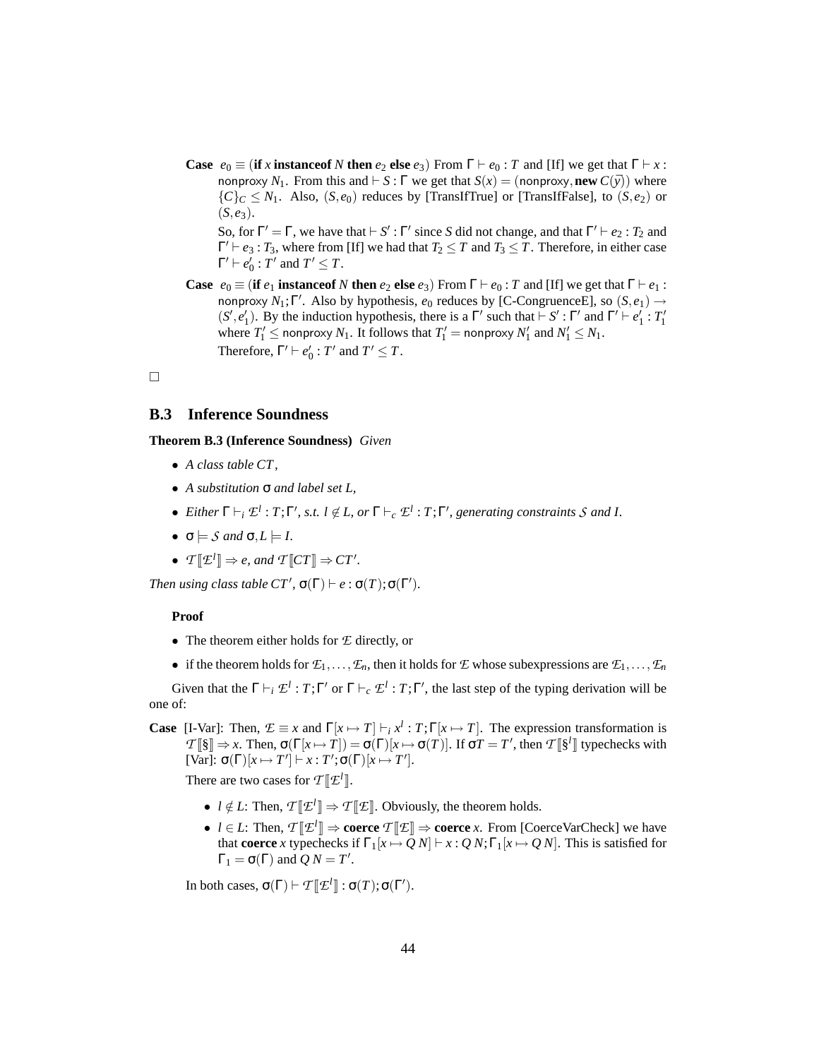**Case** $e_0 \equiv (\textbf{if}\ x\ \textbf{instanceof}\ N\ \textbf{then}\ e_2\ \textbf{else}\ e_3)$ From $\Gamma \vdash e_0 : T$ and [If] we get that $\Gamma \vdash x : \mathsf{nonproxy}\ N_1$. From this and $\vdash S : \Gamma$ we get that $S(x) = (\mathsf{nonproxy}, \textbf{new}\ C(\overline{y}))$ where $\{C\}_C \leq N_1$. Also, $(S, e_0)$ reduces by [TransIfTrue] or [TransIfFalse], to $(S, e_2)$ or $(S, e_3)$.

So, for $\Gamma' = \Gamma$, we have that $\vdash S' : \Gamma'$ since $S$ did not change, and that $\Gamma' \vdash e_2 : T_2$ and $\Gamma' \vdash e_3 : T_3$, where from [If] we had that $T_2 \leq T$ and $T_3 \leq T$. Therefore, in either case $\Gamma' \vdash e_0' : T'$ and $T' \leq T$.

**Case** $e_0 \equiv (\textbf{if}\ e_1\ \textbf{instanceof}\ N\ \textbf{then}\ e_2\ \textbf{else}\ e_3)$ From $\Gamma \vdash e_0 : T$ and [If] we get that $\Gamma \vdash e_1 : \mathsf{nonproxy}\ N_1; \Gamma'$. Also by hypothesis, $e_0$ reduces by [C-CongruenceE], so $(S, e_1) \rightarrow (S', e_1')$. By the induction hypothesis, there is a $\Gamma'$ such that $\vdash S' : \Gamma'$ and $\Gamma' \vdash e_1' : T_1'$ where $T_1' \leq \mathsf{nonproxy}\ N_1$. It follows that $T_1' = \mathsf{nonproxy}\ N_1'$ and $N_1' \leq N_1$.

Therefore, $\Gamma' \vdash e_0' : T'$ and $T' \leq T$.

□

## B.3 Inference Soundness

**Theorem B.3 (Inference Soundness)** *Given*

- *A class table $CT$,*
- *A substitution $\sigma$ and label set $L$,*
- *Either $\Gamma \vdash_i \mathcal{E}^l : T; \Gamma'$, s.t. $l \notin L$, or $\Gamma \vdash_c \mathcal{E}^l : T; \Gamma'$, generating constraints $\mathcal{S}$ and $I$.*
- *$\sigma \models \mathcal{S}$ and $\sigma, L \models I$.*
- *$\mathcal{T}[\![\mathcal{E}^l]\!] \Rightarrow e$, and $\mathcal{T}[\![CT]\!] \Rightarrow CT'$.*

*Then using class table $CT'$, $\sigma(\Gamma) \vdash e : \sigma(T); \sigma(\Gamma')$.*

**Proof**

- The theorem either holds for $\mathcal{E}$ directly, or
- if the theorem holds for $\mathcal{E}_1, \ldots, \mathcal{E}_n$, then it holds for $\mathcal{E}$ whose subexpressions are $\mathcal{E}_1, \ldots, \mathcal{E}_n$

Given that the $\Gamma \vdash_i \mathcal{E}^l : T; \Gamma'$ or $\Gamma \vdash_c \mathcal{E}^l : T; \Gamma'$, the last step of the typing derivation will be one of:

**Case** [I-Var]: Then, $\mathcal{E} \equiv x$ and $\Gamma[x \mapsto T] \vdash_i x^l : T; \Gamma[x \mapsto T]$. The expression transformation is $\mathcal{T}[\![\S]\!] \Rightarrow x$. Then, $\sigma(\Gamma[x \mapsto T]) = \sigma(\Gamma)[x \mapsto \sigma(T)]$. If $\sigma T = T'$, then $\mathcal{T}[\![\S^l]\!]$ typechecks with [Var]: $\sigma(\Gamma)[x \mapsto T'] \vdash x : T'; \sigma(\Gamma)[x \mapsto T']$.

There are two cases for $\mathcal{T}[\![\mathcal{E}^l]\!]$.

- $l \notin L$: Then, $\mathcal{T}[\![\mathcal{E}^l]\!] \Rightarrow \mathcal{T}[\![\mathcal{E}]\!]$. Obviously, the theorem holds.
- $l \in L$: Then, $\mathcal{T}[\![\mathcal{E}^l]\!] \Rightarrow \textbf{coerce}\ \mathcal{T}[\![\mathcal{E}]\!] \Rightarrow \textbf{coerce}\ x$. From [CoerceVarCheck] we have that $\textbf{coerce}\ x$ typechecks if $\Gamma_1[x \mapsto Q\ N] \vdash x : Q\ N; \Gamma_1[x \mapsto Q\ N]$. This is satisfied for $\Gamma_1 = \sigma(\Gamma)$ and $Q\ N = T'$.

In both cases, $\sigma(\Gamma) \vdash \mathcal{T}[\![\mathcal{E}^l]\!] : \sigma(T); \sigma(\Gamma')$.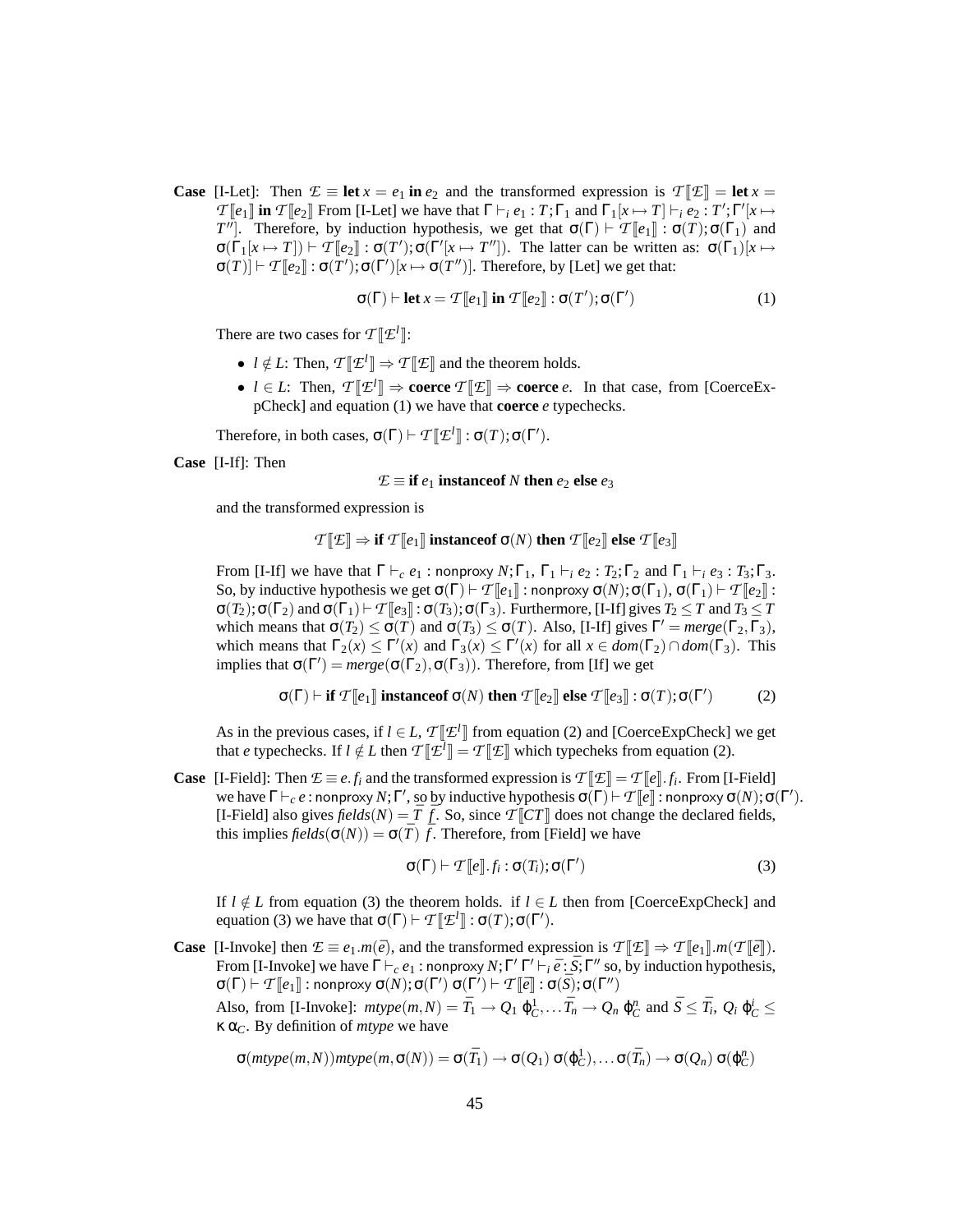**Case** [I-Let]: Then $\mathcal{E} \equiv \textbf{let}\ x = e_1\ \textbf{in}\ e_2$ and the transformed expression is $\mathcal{T}[\![\mathcal{E}]\!] = \textbf{let}\ x = \mathcal{T}[\![e_1]\!]\ \textbf{in}\ \mathcal{T}[\![e_2]\!]$ From [I-Let] we have that $\Gamma \vdash_i e_1 : T; \Gamma_1$ and $\Gamma_1[x \mapsto T] \vdash_i e_2 : T'; \Gamma'[x \mapsto T'']$. Therefore, by induction hypothesis, we get that $\sigma(\Gamma) \vdash \mathcal{T}[\![e_1]\!] : \sigma(T); \sigma(\Gamma_1)$ and $\sigma(\Gamma_1[x \mapsto T]) \vdash \mathcal{T}[\![e_2]\!] : \sigma(T'); \sigma(\Gamma'[x \mapsto T''])$. The latter can be written as: $\sigma(\Gamma_1)[x \mapsto \sigma(T)] \vdash \mathcal{T}[\![e_2]\!] : \sigma(T'); \sigma(\Gamma')[x \mapsto \sigma(T'')]$. Therefore, by [Let] we get that:

$$\sigma(\Gamma) \vdash \textbf{let}\ x = \mathcal{T}[\![e_1]\!]\ \textbf{in}\ \mathcal{T}[\![e_2]\!] : \sigma(T'); \sigma(\Gamma') \tag{1}$$

There are two cases for $\mathcal{T}[\![\mathcal{E}^l]\!]$:

- $l \notin L$: Then, $\mathcal{T}[\![\mathcal{E}^l]\!] \Rightarrow \mathcal{T}[\![\mathcal{E}]\!]$ and the theorem holds.
- $l \in L$: Then, $\mathcal{T}[\![\mathcal{E}^l]\!] \Rightarrow \textbf{coerce}\ \mathcal{T}[\![\mathcal{E}]\!] \Rightarrow \textbf{coerce}\ e$. In that case, from [CoerceExpCheck] and equation (1) we have that $\textbf{coerce}\ e$ typechecks.

Therefore, in both cases, $\sigma(\Gamma) \vdash \mathcal{T}[\![\mathcal{E}^l]\!] : \sigma(T); \sigma(\Gamma')$.

**Case** [I-If]: Then

$$\mathcal{E} \equiv \textbf{if}\ e_1\ \textbf{instanceof}\ N\ \textbf{then}\ e_2\ \textbf{else}\ e_3$$

and the transformed expression is

$$\mathcal{T}[\![\mathcal{E}]\!] \Rightarrow \textbf{if}\ \mathcal{T}[\![e_1]\!]\ \textbf{instanceof}\ \sigma(N)\ \textbf{then}\ \mathcal{T}[\![e_2]\!]\ \textbf{else}\ \mathcal{T}[\![e_3]\!]$$

From [I-If] we have that $\Gamma \vdash_c e_1 : \mathsf{nonproxy}\ N; \Gamma_1$, $\Gamma_1 \vdash_i e_2 : T_2; \Gamma_2$ and $\Gamma_1 \vdash_i e_3 : T_3; \Gamma_3$. So, by inductive hypothesis we get $\sigma(\Gamma) \vdash \mathcal{T}[\![e_1]\!] : \mathsf{nonproxy}\ \sigma(N); \sigma(\Gamma_1)$, $\sigma(\Gamma_1) \vdash \mathcal{T}[\![e_2]\!] : \sigma(T_2); \sigma(\Gamma_2)$ and $\sigma(\Gamma_1) \vdash \mathcal{T}[\![e_3]\!] : \sigma(T_3); \sigma(\Gamma_3)$. Furthermore, [I-If] gives $T_2 \leq T$ and $T_3 \leq T$ which means that $\sigma(T_2) \leq \sigma(T)$ and $\sigma(T_3) \leq \sigma(T)$. Also, [I-If] gives $\Gamma' = merge(\Gamma_2, \Gamma_3)$, which means that $\Gamma_2(x) \leq \Gamma'(x)$ and $\Gamma_3(x) \leq \Gamma'(x)$ for all $x \in dom(\Gamma_2) \cap dom(\Gamma_3)$. This implies that $\sigma(\Gamma') = merge(\sigma(\Gamma_2), \sigma(\Gamma_3))$. Therefore, from [If] we get

$$\sigma(\Gamma) \vdash \textbf{if}\ \mathcal{T}[\![e_1]\!]\ \textbf{instanceof}\ \sigma(N)\ \textbf{then}\ \mathcal{T}[\![e_2]\!]\ \textbf{else}\ \mathcal{T}[\![e_3]\!] : \sigma(T); \sigma(\Gamma') \tag{2}$$

As in the previous cases, if $l \in L$, $\mathcal{T}[\![\mathcal{E}^l]\!]$ from equation (2) and [CoerceExpCheck] we get that $e$ typechecks. If $l \notin L$ then $\mathcal{T}[\![\mathcal{E}^l]\!] = \mathcal{T}[\![\mathcal{E}]\!]$ which typecheks from equation (2).

**Case** [I-Field]: Then $\mathcal{E} \equiv e.f_i$ and the transformed expression is $\mathcal{T}[\![\mathcal{E}]\!] = \mathcal{T}[\![e]\!].f_i$. From [I-Field] we have $\Gamma \vdash_c e : \mathsf{nonproxy}\ N; \Gamma'$, so by inductive hypothesis $\sigma(\Gamma) \vdash \mathcal{T}[\![e]\!] : \mathsf{nonproxy}\ \sigma(N); \sigma(\Gamma')$. [I-Field] also gives $\mathit{fields}(N) = \bar{T}\ \bar{f}$. So, since $\mathcal{T}[\![CT]\!]$ does not change the declared fields, this implies $\mathit{fields}(\sigma(N)) = \sigma(\bar{T})\ \bar{f}$. Therefore, from [Field] we have

$$\sigma(\Gamma) \vdash \mathcal{T}[\![e]\!].f_i : \sigma(T_i); \sigma(\Gamma') \tag{3}$$

If $l \notin L$ from equation (3) the theorem holds. if $l \in L$ then from [CoerceExpCheck] and equation (3) we have that $\sigma(\Gamma) \vdash \mathcal{T}[\![\mathcal{E}^l]\!] : \sigma(T); \sigma(\Gamma')$.

**Case** [I-Invoke] then $\mathcal{E} \equiv e_1.m(\bar{e})$, and the transformed expression is $\mathcal{T}[\![\mathcal{E}]\!] \Rightarrow \mathcal{T}[\![e_1]\!].m(\mathcal{T}[\![\bar{e}]\!])$. From [I-Invoke] we have $\Gamma \vdash_c e_1 : \mathsf{nonproxy}\ N; \Gamma'\ \Gamma' \vdash_i \bar{e} : \bar{S}; \Gamma''$ so, by induction hypothesis, $\sigma(\Gamma) \vdash \mathcal{T}[\![e_1]\!] : \mathsf{nonproxy}\ \sigma(N); \sigma(\Gamma')\ \sigma(\Gamma') \vdash \mathcal{T}[\![\bar{e}]\!] : \sigma(\bar{S}); \sigma(\Gamma'')$

Also, from [I-Invoke]: $mtype(m, N) = \bar{T_1} \to Q_1\ \phi_C^1, \ldots \bar{T_n} \to Q_n\ \phi_C^n$ and $\bar{S} \leq \bar{T_i}$, $Q_i\ \phi_C^i \leq \kappa\ \alpha_C$. By definition of $mtype$ we have

$$\sigma(mtype(m, N))mtype(m, \sigma(N)) = \sigma(\bar{T_1}) \to \sigma(Q_1)\ \sigma(\phi_C^1), \ldots \sigma(\bar{T_n}) \to \sigma(Q_n)\ \sigma(\phi_C^n)$$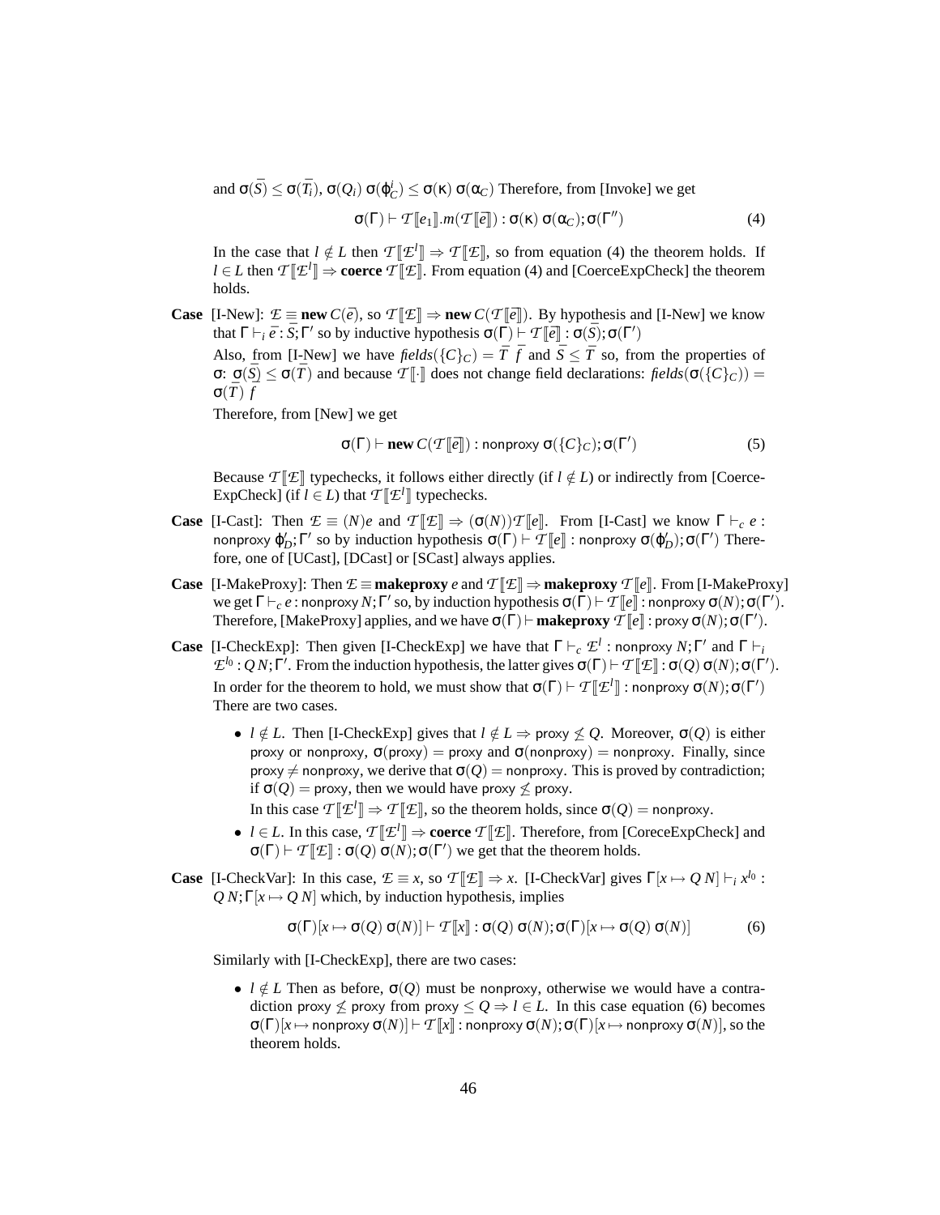and $\sigma(\bar{S}) \leq \sigma(\bar{T_i})$, $\sigma(Q_i)\ \sigma(\varphi^i_C) \leq \sigma(\kappa)\ \sigma(\alpha_C)$ Therefore, from [Invoke] we get

$$\sigma(\Gamma) \vdash \mathcal{T}[\![e_1]\!].m(\mathcal{T}[\![\bar{e}]\!]) : \sigma(\kappa)\ \sigma(\alpha_C); \sigma(\Gamma'') \tag{4}$$

In the case that $l \notin L$ then $\mathcal{T}[\![\mathcal{E}^l]\!] \Rightarrow \mathcal{T}[\![\mathcal{E}]\!]$, so from equation (4) the theorem holds. If $l \in L$ then $\mathcal{T}[\![\mathcal{E}^l]\!] \Rightarrow$ **coerce** $\mathcal{T}[\![\mathcal{E}]\!]$. From equation (4) and [CoerceExpCheck] the theorem holds.

**Case** [I-New]: $\mathcal{E} \equiv$ **new** $C(\bar{e})$, so $\mathcal{T}[\![\mathcal{E}]\!] \Rightarrow$ **new** $C(\mathcal{T}[\![\bar{e}]\!])$. By hypothesis and [I-New] we know that $\Gamma \vdash_i \bar{e} : \bar{S}; \Gamma'$ so by inductive hypothesis $\sigma(\Gamma) \vdash \mathcal{T}[\![\bar{e}]\!] : \sigma(\bar{S}); \sigma(\Gamma')$

Also, from [I-New] we have $\mathit{fields}(\{C\}_C) = \bar{T}\ \bar{f}$ and $\bar{S} \leq \bar{T}$ so, from the properties of $\sigma$: $\sigma(\bar{S}) \leq \sigma(\bar{T})$ and because $\mathcal{T}[\![\cdot]\!]$ does not change field declarations: $\mathit{fields}(\sigma(\{C\}_C)) = \sigma(\bar{T})\ \bar{f}$

Therefore, from [New] we get

$$\sigma(\Gamma) \vdash \textbf{new}\ C(\mathcal{T}[\![\bar{e}]\!]) : \mathsf{nonproxy}\ \sigma(\{C\}_C); \sigma(\Gamma') \tag{5}$$

Because $\mathcal{T}[\![\mathcal{E}]\!]$ typechecks, it follows either directly (if $l \notin L$) or indirectly from [CoerceExpCheck] (if $l \in L$) that $\mathcal{T}[\![\mathcal{E}^l]\!]$ typechecks.

**Case** [I-Cast]: Then $\mathcal{E} \equiv (N)e$ and $\mathcal{T}[\![\mathcal{E}]\!] \Rightarrow (\sigma(N))\mathcal{T}[\![e]\!]$. From [I-Cast] we know $\Gamma \vdash_c e : \mathsf{nonproxy}\ \varphi'_D; \Gamma'$ so by induction hypothesis $\sigma(\Gamma) \vdash \mathcal{T}[\![e]\!] : \mathsf{nonproxy}\ \sigma(\varphi'_D); \sigma(\Gamma')$ Therefore, one of [UCast], [DCast] or [SCast] always applies.

**Case** [I-MakeProxy]: Then $\mathcal{E} \equiv$ **makeproxy** $e$ and $\mathcal{T}[\![\mathcal{E}]\!] \Rightarrow$ **makeproxy** $\mathcal{T}[\![e]\!]$. From [I-MakeProxy] we get $\Gamma \vdash_c e : \mathsf{nonproxy}\ N; \Gamma'$ so, by induction hypothesis $\sigma(\Gamma) \vdash \mathcal{T}[\![e]\!] : \mathsf{nonproxy}\ \sigma(N); \sigma(\Gamma')$. Therefore, [MakeProxy] applies, and we have $\sigma(\Gamma) \vdash$ **makeproxy** $\mathcal{T}[\![e]\!] : \mathsf{proxy}\ \sigma(N); \sigma(\Gamma')$.

**Case** [I-CheckExp]: Then given [I-CheckExp] we have that $\Gamma \vdash_c \mathcal{E}^l : \mathsf{nonproxy}\ N; \Gamma'$ and $\Gamma \vdash_i \mathcal{E}^{l_0} : Q\ N; \Gamma'$. From the induction hypothesis, the latter gives $\sigma(\Gamma) \vdash \mathcal{T}[\![\mathcal{E}]\!] : \sigma(Q)\ \sigma(N); \sigma(\Gamma')$. In order for the theorem to hold, we must show that $\sigma(\Gamma) \vdash \mathcal{T}[\![\mathcal{E}^l]\!] : \mathsf{nonproxy}\ \sigma(N); \sigma(\Gamma')$ There are two cases.

- $l \notin L$. Then [I-CheckExp] gives that $l \notin L \Rightarrow \mathsf{proxy} \not\leq Q$. Moreover, $\sigma(Q)$ is either proxy or nonproxy, $\sigma(\mathsf{proxy}) = \mathsf{proxy}$ and $\sigma(\mathsf{nonproxy}) = \mathsf{nonproxy}$. Finally, since $\mathsf{proxy} \neq \mathsf{nonproxy}$, we derive that $\sigma(Q) = \mathsf{nonproxy}$. This is proved by contradiction; if $\sigma(Q) = \mathsf{proxy}$, then we would have $\mathsf{proxy} \not\leq \mathsf{proxy}$.
  In this case $\mathcal{T}[\![\mathcal{E}^l]\!] \Rightarrow \mathcal{T}[\![\mathcal{E}]\!]$, so the theorem holds, since $\sigma(Q) = \mathsf{nonproxy}$.
- $l \in L$. In this case, $\mathcal{T}[\![\mathcal{E}^l]\!] \Rightarrow$ **coerce** $\mathcal{T}[\![\mathcal{E}]\!]$. Therefore, from [CoreceExpCheck] and $\sigma(\Gamma) \vdash \mathcal{T}[\![\mathcal{E}]\!] : \sigma(Q)\ \sigma(N); \sigma(\Gamma')$ we get that the theorem holds.

**Case** [I-CheckVar]: In this case, $\mathcal{E} \equiv x$, so $\mathcal{T}[\![\mathcal{E}]\!] \Rightarrow x$. [I-CheckVar] gives $\Gamma[x \mapsto Q\ N] \vdash_i x^{l_0} : Q\ N; \Gamma[x \mapsto Q\ N]$ which, by induction hypothesis, implies

$$\sigma(\Gamma)[x \mapsto \sigma(Q)\ \sigma(N)] \vdash \mathcal{T}[\![x]\!] : \sigma(Q)\ \sigma(N); \sigma(\Gamma)[x \mapsto \sigma(Q)\ \sigma(N)] \tag{6}$$

Similarly with [I-CheckExp], there are two cases:

- $l \notin L$ Then as before, $\sigma(Q)$ must be nonproxy, otherwise we would have a contradiction $\mathsf{proxy} \not\leq \mathsf{proxy}$ from $\mathsf{proxy} \leq Q \Rightarrow l \in L$. In this case equation (6) becomes $\sigma(\Gamma)[x \mapsto \mathsf{nonproxy}\ \sigma(N)] \vdash \mathcal{T}[\![x]\!] : \mathsf{nonproxy}\ \sigma(N); \sigma(\Gamma)[x \mapsto \mathsf{nonproxy}\ \sigma(N)]$, so the theorem holds.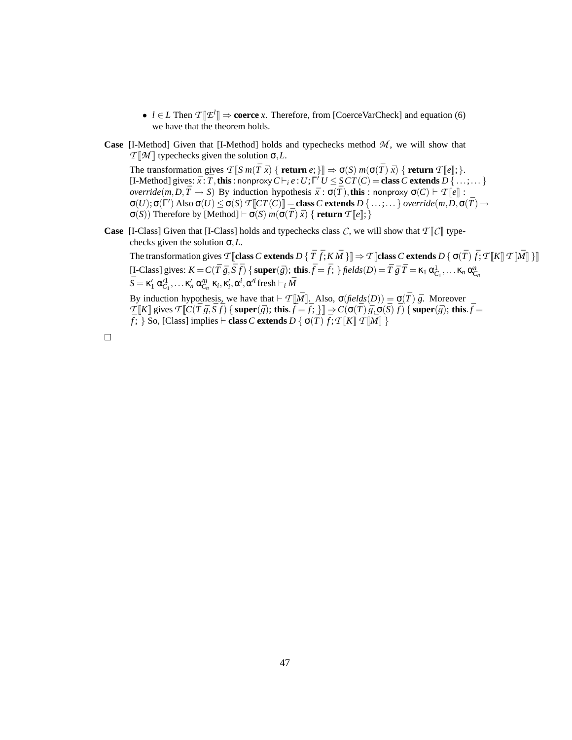- $l \in L$ Then $\mathcal{T}[\![\mathcal{E}^l]\!] \Rightarrow$ **coerce** $x$. Therefore, from [CoerceVarCheck] and equation (6) we have that the theorem holds.

**Case** [I-Method] Given that [I-Method] holds and typechecks method $\mathcal{M}$, we will show that $\mathcal{T}[\![\mathcal{M}]\!]$ typechecks given the solution $\sigma, L$.

The transformation gives $\mathcal{T}[\![S\ m(\bar{T}\ \bar{x})\ \{\ \textbf{return}\ e;\}]\!] \Rightarrow \sigma(S)\ m(\sigma(\bar{T})\ \bar{x})\ \{\ \textbf{return}\ \mathcal{T}[\![e]\!];\}$.
[I-Method] gives: $\bar{x} : \bar{T}, \textbf{this} : \mathsf{nonproxy}\ C \vdash_i e : U; \Gamma'\ U \leq S\ CT(C) = \textbf{class}\ C\ \textbf{extends}\ D\ \{\ \ldots; \ldots\ \}$ $override(m, D, \bar{T} \rightarrow S)$ By induction hypothesis $\bar{x} : \sigma(\bar{T}), \textbf{this} : \mathsf{nonproxy}\ \sigma(C) \vdash \mathcal{T}[\![e]\!] : \sigma(U); \sigma(\Gamma')$ Also $\sigma(U) \leq \sigma(S)\ \mathcal{T}[\![CT(C)]\!] = \textbf{class}\ C\ \textbf{extends}\ D\ \{\ \ldots; \ldots\ \}$ $override(m, D, \sigma(\bar{T}) \rightarrow \sigma(S))$ Therefore by [Method] $\vdash \sigma(S)\ m(\sigma(\bar{T})\ \bar{x})\ \{\ \textbf{return}\ \mathcal{T}[\![e]\!];\}$

**Case** [I-Class] Given that [I-Class] holds and typechecks class $\mathcal{C}$, we will show that $\mathcal{T}[\![\mathcal{C}]\!]$ typechecks given the solution $\sigma, L$.

The transformation gives $\mathcal{T}[\![\textbf{class}\ C\ \textbf{extends}\ D\ \{\ \bar{T}\ \bar{f}; K\ \bar{M}\ \}]\!] \Rightarrow \mathcal{T}[\![\textbf{class}\ C\ \textbf{extends}\ D\ \{\ \sigma(\bar{T})\ \bar{f}; \mathcal{T}[\![K]\!]\ \mathcal{T}[\![\bar{M}]\!]\ \}]\!]$
[I-Class] gives: $K = C(\bar{T}\ \bar{g}, \bar{S}\ \bar{f})\ \{\ \textbf{super}(\bar{g}); \textbf{this}.\bar{f} = \bar{f};\ \}\ fields(D) = \bar{T}\ \bar{g}\ \bar{T} = \kappa_1\ \alpha^1_{C_1}, \ldots \kappa_n\ \alpha^n_{C_n}$
$\bar{S} = \kappa'_1\ \alpha'^1_{C_1}, \ldots \kappa'_n\ \alpha'^n_{C_n}\ \kappa_i, \kappa'_i, \alpha^i, \alpha'^i$ fresh $\vdash_i \bar{M}$

By induction hypothesis, we have that $\vdash \mathcal{T}[\![\bar{M}]\!]$. Also, $\sigma(fields(D)) = \sigma(\bar{T})\ \bar{g}$. Moreover $\mathcal{T}[\![K]\!]$ gives $\mathcal{T}[\![C(\bar{T}\ \bar{g}, \bar{S}\ \bar{f})\ \{\ \textbf{super}(\bar{g}); \textbf{this}.\bar{f} = \bar{f};\ \}]\!] \Rightarrow C(\sigma(\bar{T})\ \bar{g}, \sigma(\bar{S})\ \bar{f})\ \{\ \textbf{super}(\bar{g}); \textbf{this}.\bar{f} = \bar{f};\ \}$ So, [Class] implies $\vdash \textbf{class}\ C\ \textbf{extends}\ D\ \{\ \sigma(\bar{T})\ \bar{f}; \mathcal{T}[\![K]\!]\ \mathcal{T}[\![\bar{M}]\!]\ \}$

□